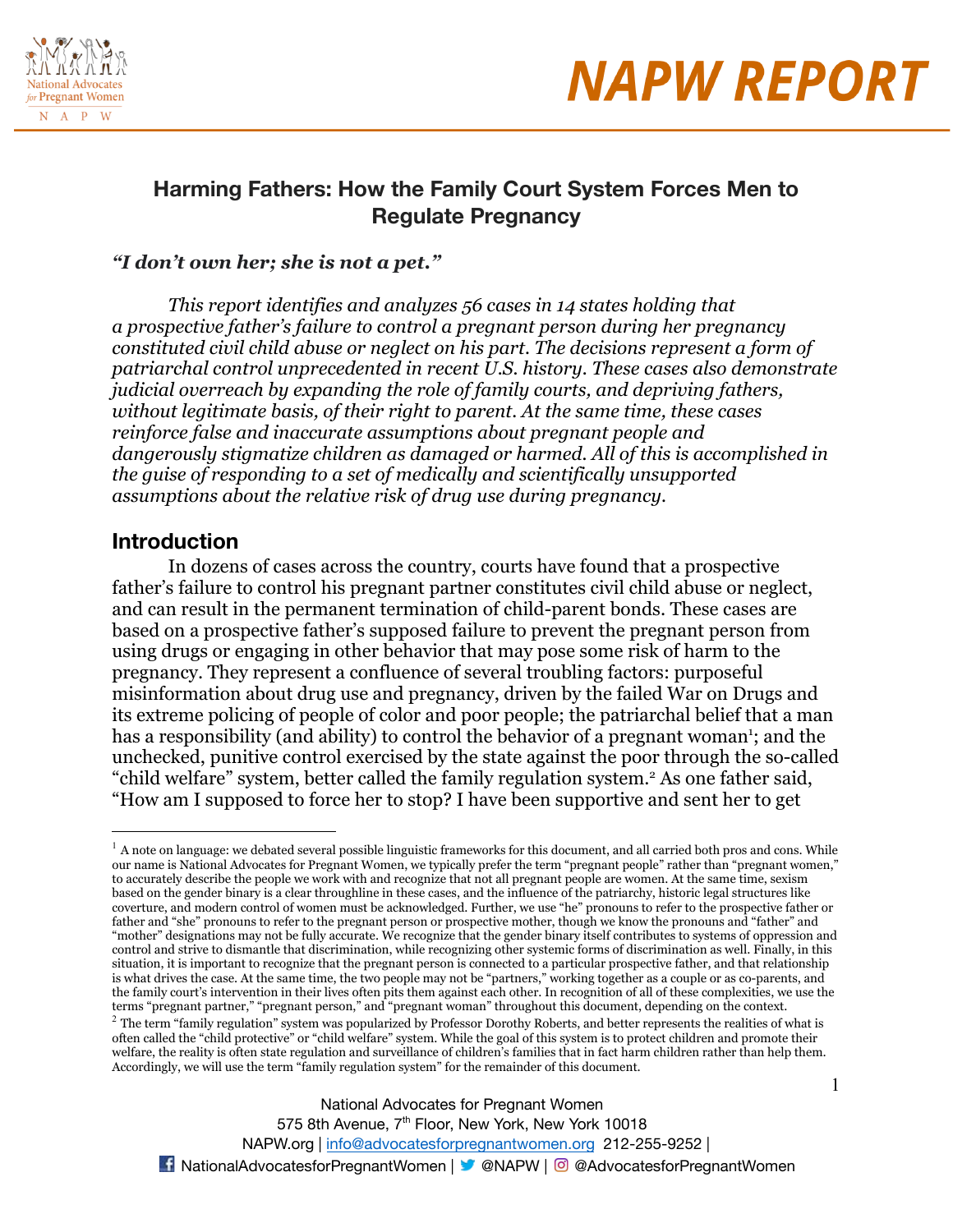# NAPW REPORT

## Harming Fathers: How the Family Court System Forces Men to Regulate Pregnancy

***"I don't own her; she is not a pet."***

*This report identifies and analyzes 56 cases in 14 states holding that a prospective father's failure to control a pregnant person during her pregnancy constituted civil child abuse or neglect on his part. The decisions represent a form of patriarchal control unprecedented in recent U.S. history. These cases also demonstrate judicial overreach by expanding the role of family courts, and depriving fathers, without legitimate basis, of their right to parent. At the same time, these cases reinforce false and inaccurate assumptions about pregnant people and dangerously stigmatize children as damaged or harmed. All of this is accomplished in the guise of responding to a set of medically and scientifically unsupported assumptions about the relative risk of drug use during pregnancy.*

### Introduction

In dozens of cases across the country, courts have found that a prospective father's failure to control his pregnant partner constitutes civil child abuse or neglect, and can result in the permanent termination of child-parent bonds. These cases are based on a prospective father's supposed failure to prevent the pregnant person from using drugs or engaging in other behavior that may pose some risk of harm to the pregnancy. They represent a confluence of several troubling factors: purposeful misinformation about drug use and pregnancy, driven by the failed War on Drugs and its extreme policing of people of color and poor people; the patriarchal belief that a man has a responsibility (and ability) to control the behavior of a pregnant woman[1]; and the unchecked, punitive control exercised by the state against the poor through the so-called "child welfare" system, better called the family regulation system.[2] As one father said, "How am I supposed to force her to stop? I have been supportive and sent her to get

[1] A note on language: we debated several possible linguistic frameworks for this document, and all carried both pros and cons. While our name is National Advocates for Pregnant Women, we typically prefer the term "pregnant people" rather than "pregnant women," to accurately describe the people we work with and recognize that not all pregnant people are women. At the same time, sexism based on the gender binary is a clear throughline in these cases, and the influence of the patriarchy, historic legal structures like coverture, and modern control of women must be acknowledged. Further, we use "he" pronouns to refer to the prospective father or father and "she" pronouns to refer to the pregnant person or prospective mother, though we know the pronouns and "father" and "mother" designations may not be fully accurate. We recognize that the gender binary itself contributes to systems of oppression and control and strive to dismantle that discrimination, while recognizing other systemic forms of discrimination as well. Finally, in this situation, it is important to recognize that the pregnant person is connected to a particular prospective father, and that relationship is what drives the case. At the same time, the two people may not be "partners," working together as a couple or as co-parents, and the family court's intervention in their lives often pits them against each other. In recognition of all of these complexities, we use the terms "pregnant partner," "pregnant person," and "pregnant woman" throughout this document, depending on the context.

[2] The term "family regulation" system was popularized by Professor Dorothy Roberts, and better represents the realities of what is often called the "child protective" or "child welfare" system. While the goal of this system is to protect children and promote their welfare, the reality is often state regulation and surveillance of children's families that in fact harm children rather than help them. Accordingly, we will use the term "family regulation system" for the remainder of this document.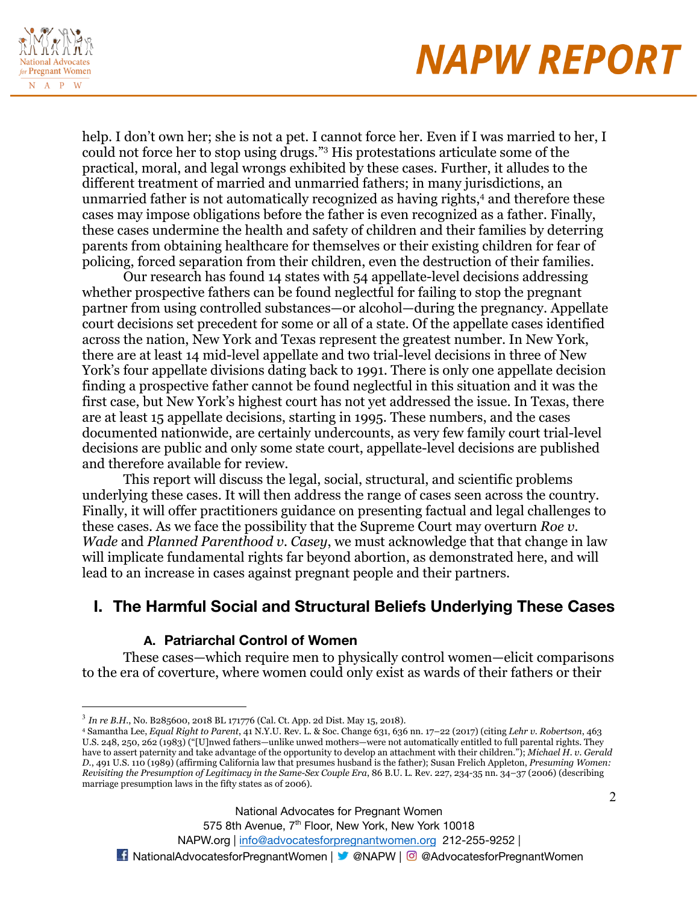help. I don't own her; she is not a pet. I cannot force her. Even if I was married to her, I could not force her to stop using drugs."[3] His protestations articulate some of the practical, moral, and legal wrongs exhibited by these cases. Further, it alludes to the different treatment of married and unmarried fathers; in many jurisdictions, an unmarried father is not automatically recognized as having rights,[4] and therefore these cases may impose obligations before the father is even recognized as a father. Finally, these cases undermine the health and safety of children and their families by deterring parents from obtaining healthcare for themselves or their existing children for fear of policing, forced separation from their children, even the destruction of their families.

Our research has found 14 states with 54 appellate-level decisions addressing whether prospective fathers can be found neglectful for failing to stop the pregnant partner from using controlled substances—or alcohol—during the pregnancy. Appellate court decisions set precedent for some or all of a state. Of the appellate cases identified across the nation, New York and Texas represent the greatest number. In New York, there are at least 14 mid-level appellate and two trial-level decisions in three of New York's four appellate divisions dating back to 1991. There is only one appellate decision finding a prospective father cannot be found neglectful in this situation and it was the first case, but New York's highest court has not yet addressed the issue. In Texas, there are at least 15 appellate decisions, starting in 1995. These numbers, and the cases documented nationwide, are certainly undercounts, as very few family court trial-level decisions are public and only some state court, appellate-level decisions are published and therefore available for review.

This report will discuss the legal, social, structural, and scientific problems underlying these cases. It will then address the range of cases seen across the country. Finally, it will offer practitioners guidance on presenting factual and legal challenges to these cases. As we face the possibility that the Supreme Court may overturn *Roe v. Wade* and *Planned Parenthood v. Casey*, we must acknowledge that that change in law will implicate fundamental rights far beyond abortion, as demonstrated here, and will lead to an increase in cases against pregnant people and their partners.

## I. The Harmful Social and Structural Beliefs Underlying These Cases

### A. Patriarchal Control of Women

These cases—which require men to physically control women—elicit comparisons to the era of coverture, where women could only exist as wards of their fathers or their

---

[3] *In re B.H.*, No. B285600, 2018 BL 171776 (Cal. Ct. App. 2d Dist. May 15, 2018).

[4] Samantha Lee, *Equal Right to Parent*, 41 N.Y.U. Rev. L. & Soc. Change 631, 636 nn. 17–22 (2017) (citing *Lehr v. Robertson*, 463 U.S. 248, 250, 262 (1983) ("[U]nwed fathers—unlike unwed mothers—were not automatically entitled to full parental rights. They have to assert paternity and take advantage of the opportunity to develop an attachment with their children."); *Michael H. v. Gerald D.*, 491 U.S. 110 (1989) (affirming California law that presumes husband is the father); Susan Frelich Appleton, *Presuming Women: Revisiting the Presumption of Legitimacy in the Same-Sex Couple Era*, 86 B.U. L. Rev. 227, 234-35 nn. 34–37 (2006) (describing marriage presumption laws in the fifty states as of 2006).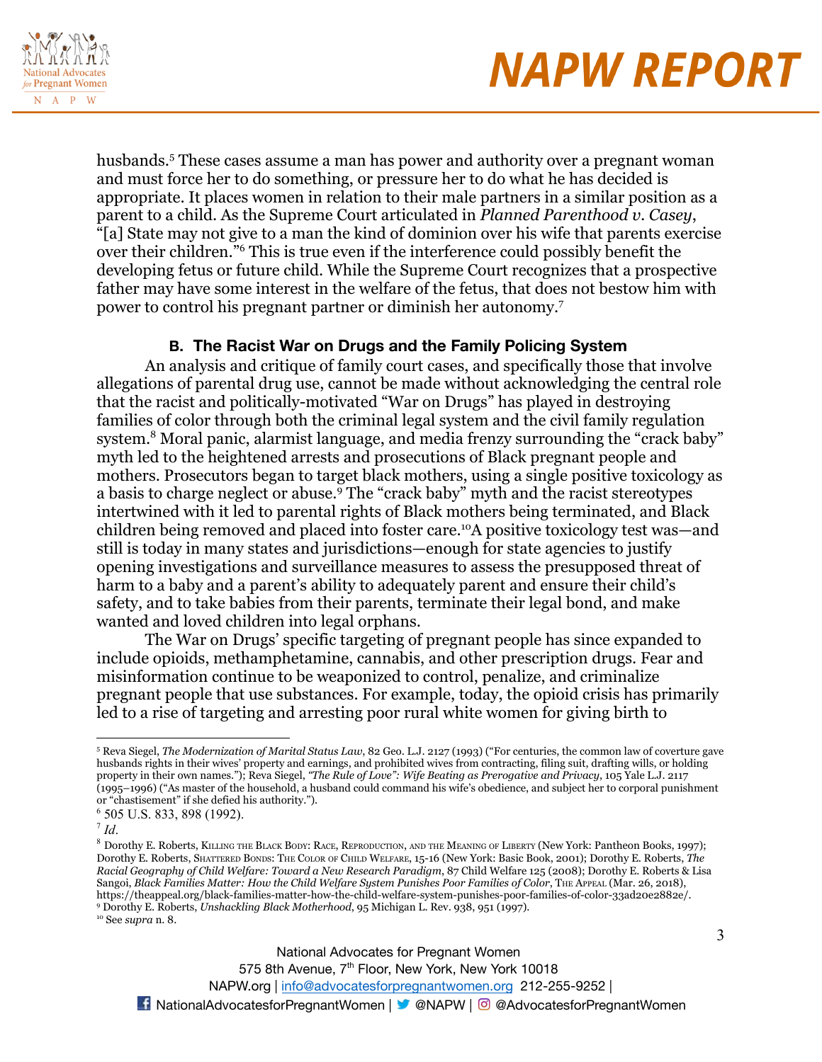husbands.[5] These cases assume a man has power and authority over a pregnant woman and must force her to do something, or pressure her to do what he has decided is appropriate. It places women in relation to their male partners in a similar position as a parent to a child. As the Supreme Court articulated in *Planned Parenthood v. Casey*, "[a] State may not give to a man the kind of dominion over his wife that parents exercise over their children."[6] This is true even if the interference could possibly benefit the developing fetus or future child. While the Supreme Court recognizes that a prospective father may have some interest in the welfare of the fetus, that does not bestow him with power to control his pregnant partner or diminish her autonomy.[7]

### B. The Racist War on Drugs and the Family Policing System

An analysis and critique of family court cases, and specifically those that involve allegations of parental drug use, cannot be made without acknowledging the central role that the racist and politically-motivated "War on Drugs" has played in destroying families of color through both the criminal legal system and the civil family regulation system.[8] Moral panic, alarmist language, and media frenzy surrounding the "crack baby" myth led to the heightened arrests and prosecutions of Black pregnant people and mothers. Prosecutors began to target black mothers, using a single positive toxicology as a basis to charge neglect or abuse.[9] The "crack baby" myth and the racist stereotypes intertwined with it led to parental rights of Black mothers being terminated, and Black children being removed and placed into foster care.[10]A positive toxicology test was—and still is today in many states and jurisdictions—enough for state agencies to justify opening investigations and surveillance measures to assess the presupposed threat of harm to a baby and a parent's ability to adequately parent and ensure their child's safety, and to take babies from their parents, terminate their legal bond, and make wanted and loved children into legal orphans.

The War on Drugs' specific targeting of pregnant people has since expanded to include opioids, methamphetamine, cannabis, and other prescription drugs. Fear and misinformation continue to be weaponized to control, penalize, and criminalize pregnant people that use substances. For example, today, the opioid crisis has primarily led to a rise of targeting and arresting poor rural white women for giving birth to

---

[5] Reva Siegel, *The Modernization of Marital Status Law*, 82 Geo. L.J. 2127 (1993) ("For centuries, the common law of coverture gave husbands rights in their wives' property and earnings, and prohibited wives from contracting, filing suit, drafting wills, or holding property in their own names."); Reva Siegel, *"The Rule of Love": Wife Beating as Prerogative and Privacy*, 105 Yale L.J. 2117 (1995–1996) ("As master of the household, a husband could command his wife's obedience, and subject her to corporal punishment or "chastisement" if she defied his authority.").

[6] 505 U.S. 833, 898 (1992).

[7] *Id.*

[8] Dorothy E. Roberts, Killing the Black Body: Race, Reproduction, and the Meaning of Liberty (New York: Pantheon Books, 1997); Dorothy E. Roberts, Shattered Bonds: The Color of Child Welfare, 15-16 (New York: Basic Book, 2001); Dorothy E. Roberts, *The Racial Geography of Child Welfare: Toward a New Research Paradigm*, 87 Child Welfare 125 (2008); Dorothy E. Roberts & Lisa Sangoi, *Black Families Matter: How the Child Welfare System Punishes Poor Families of Color*, The Appeal (Mar. 26, 2018), https://theappeal.org/black-families-matter-how-the-child-welfare-system-punishes-poor-families-of-color-33ad20e2882e/.

[9] Dorothy E. Roberts, *Unshackling Black Motherhood*, 95 Michigan L. Rev. 938, 951 (1997).

[10] See *supra* n. 8.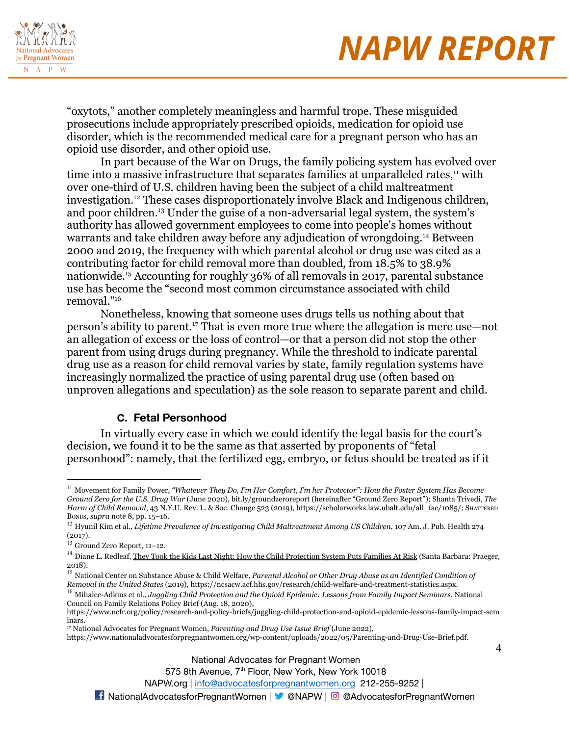"oxytots," another completely meaningless and harmful trope. These misguided prosecutions include appropriately prescribed opioids, medication for opioid use disorder, which is the recommended medical care for a pregnant person who has an opioid use disorder, and other opioid use.

In part because of the War on Drugs, the family policing system has evolved over time into a massive infrastructure that separates families at unparalleled rates,[11] with over one-third of U.S. children having been the subject of a child maltreatment investigation.[12] These cases disproportionately involve Black and Indigenous children, and poor children.[13] Under the guise of a non-adversarial legal system, the system's authority has allowed government employees to come into people's homes without warrants and take children away before any adjudication of wrongdoing.[14] Between 2000 and 2019, the frequency with which parental alcohol or drug use was cited as a contributing factor for child removal more than doubled, from 18.5% to 38.9% nationwide.[15] Accounting for roughly 36% of all removals in 2017, parental substance use has become the "second most common circumstance associated with child removal."[16]

Nonetheless, knowing that someone uses drugs tells us nothing about that person's ability to parent.[17] That is even more true where the allegation is mere use—not an allegation of excess or the loss of control—or that a person did not stop the other parent from using drugs during pregnancy. While the threshold to indicate parental drug use as a reason for child removal varies by state, family regulation systems have increasingly normalized the practice of using parental drug use (often based on unproven allegations and speculation) as the sole reason to separate parent and child.

### C. Fetal Personhood

In virtually every case in which we could identify the legal basis for the court's decision, we found it to be the same as that asserted by proponents of "fetal personhood": namely, that the fertilized egg, embryo, or fetus should be treated as if it

---

[11] Movement for Family Power, *"Whatever They Do, I'm Her Comfort, I'm her Protector": How the Foster System Has Become Ground Zero for the U.S. Drug War* (June 2020), bit.ly/groundzeroreport (hereinafter "Ground Zero Report"); Shanta Trivedi, *The Harm of Child Removal*, 43 N.Y.U. Rev. L. & Soc. Change 523 (2019), https://scholarworks.law.ubalt.edu/all_fac/1085/; Shattered Bonds, *supra* note 8, pp. 15–16.

[12] Hyunil Kim et al., *Lifetime Prevalence of Investigating Child Maltreatment Among US Children*, 107 Am. J. Pub. Health 274 (2017).

[13] Ground Zero Report, 11–12.

[14] Diane L. Redleaf, They Took the Kids Last Night: How the Child Protection System Puts Families At Risk (Santa Barbara: Praeger, 2018).

[15] National Center on Substance Abuse & Child Welfare, *Parental Alcohol or Other Drug Abuse as an Identified Condition of Removal in the United States* (2019), https://ncsacw.acf.hhs.gov/research/child-welfare-and-treatment-statistics.aspx.

[16] Mihalec-Adkins et al., *Juggling Child Protection and the Opioid Epidemic: Lessons from Family Impact Seminars*, National Council on Family Relations Policy Brief (Aug. 18, 2020), https://www.ncfr.org/policy/research-and-policy-briefs/juggling-child-protection-and-opioid-epidemic-lessons-family-impact-seminars.

[17] National Advocates for Pregnant Women, *Parenting and Drug Use Issue Brief* (June 2022), https://www.nationaladvocatesforpregnantwomen.org/wp-content/uploads/2022/05/Parenting-and-Drug-Use-Brief.pdf.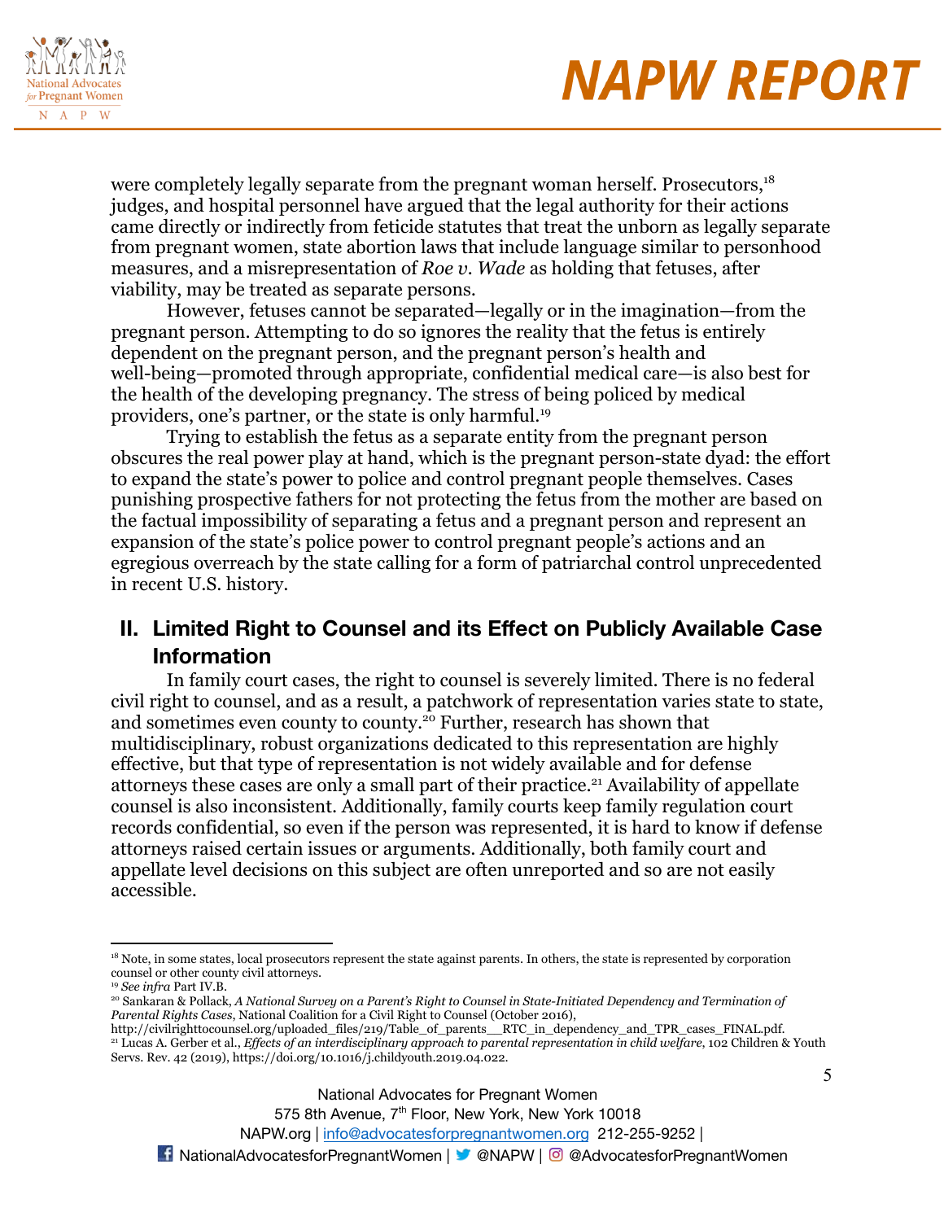were completely legally separate from the pregnant woman herself. Prosecutors,[18] judges, and hospital personnel have argued that the legal authority for their actions came directly or indirectly from feticide statutes that treat the unborn as legally separate from pregnant women, state abortion laws that include language similar to personhood measures, and a misrepresentation of *Roe v. Wade* as holding that fetuses, after viability, may be treated as separate persons.

However, fetuses cannot be separated—legally or in the imagination—from the pregnant person. Attempting to do so ignores the reality that the fetus is entirely dependent on the pregnant person, and the pregnant person's health and well-being—promoted through appropriate, confidential medical care—is also best for the health of the developing pregnancy. The stress of being policed by medical providers, one's partner, or the state is only harmful.[19]

Trying to establish the fetus as a separate entity from the pregnant person obscures the real power play at hand, which is the pregnant person-state dyad: the effort to expand the state's power to police and control pregnant people themselves. Cases punishing prospective fathers for not protecting the fetus from the mother are based on the factual impossibility of separating a fetus and a pregnant person and represent an expansion of the state's police power to control pregnant people's actions and an egregious overreach by the state calling for a form of patriarchal control unprecedented in recent U.S. history.

## II. Limited Right to Counsel and its Effect on Publicly Available Case Information

In family court cases, the right to counsel is severely limited. There is no federal civil right to counsel, and as a result, a patchwork of representation varies state to state, and sometimes even county to county.[20] Further, research has shown that multidisciplinary, robust organizations dedicated to this representation are highly effective, but that type of representation is not widely available and for defense attorneys these cases are only a small part of their practice.[21] Availability of appellate counsel is also inconsistent. Additionally, family courts keep family regulation court records confidential, so even if the person was represented, it is hard to know if defense attorneys raised certain issues or arguments. Additionally, both family court and appellate level decisions on this subject are often unreported and so are not easily accessible.

---

[18] Note, in some states, local prosecutors represent the state against parents. In others, the state is represented by corporation counsel or other county civil attorneys.

[19] *See infra* Part IV.B.

[20] Sankaran & Pollack, *A National Survey on a Parent's Right to Counsel in State-Initiated Dependency and Termination of Parental Rights Cases*, National Coalition for a Civil Right to Counsel (October 2016), http://civilrighttocounsel.org/uploaded_files/219/Table_of_parents__RTC_in_dependency_and_TPR_cases_FINAL.pdf.

[21] Lucas A. Gerber et al., *Effects of an interdisciplinary approach to parental representation in child welfare*, 102 Children & Youth Servs. Rev. 42 (2019), https://doi.org/10.1016/j.childyouth.2019.04.022.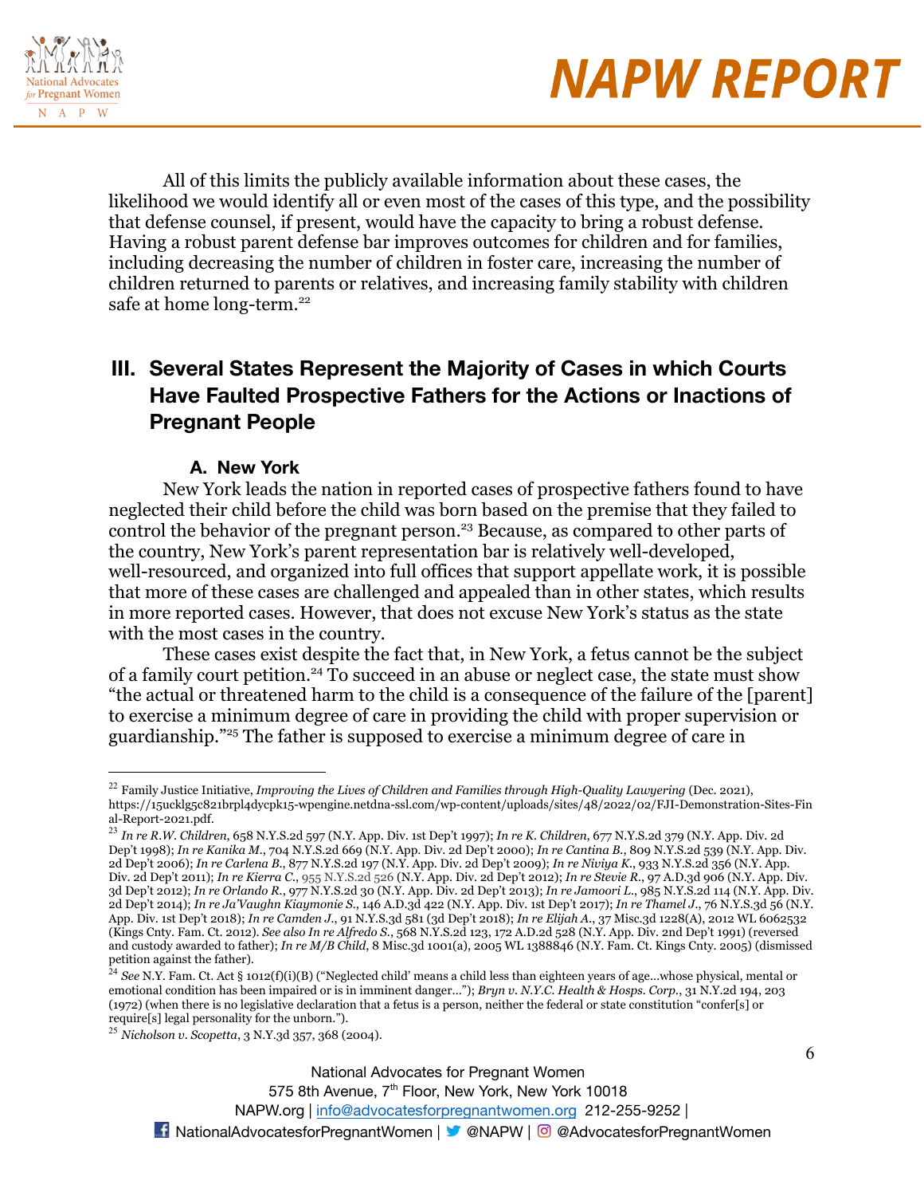All of this limits the publicly available information about these cases, the likelihood we would identify all or even most of the cases of this type, and the possibility that defense counsel, if present, would have the capacity to bring a robust defense. Having a robust parent defense bar improves outcomes for children and for families, including decreasing the number of children in foster care, increasing the number of children returned to parents or relatives, and increasing family stability with children safe at home long-term.[22]

## III. Several States Represent the Majority of Cases in which Courts Have Faulted Prospective Fathers for the Actions or Inactions of Pregnant People

### A. New York

New York leads the nation in reported cases of prospective fathers found to have neglected their child before the child was born based on the premise that they failed to control the behavior of the pregnant person.[23] Because, as compared to other parts of the country, New York's parent representation bar is relatively well-developed, well-resourced, and organized into full offices that support appellate work, it is possible that more of these cases are challenged and appealed than in other states, which results in more reported cases. However, that does not excuse New York's status as the state with the most cases in the country.

These cases exist despite the fact that, in New York, a fetus cannot be the subject of a family court petition.[24] To succeed in an abuse or neglect case, the state must show "the actual or threatened harm to the child is a consequence of the failure of the [parent] to exercise a minimum degree of care in providing the child with proper supervision or guardianship."[25] The father is supposed to exercise a minimum degree of care in

---

[22] Family Justice Initiative, *Improving the Lives of Children and Families through High-Quality Lawyering* (Dec. 2021), https://15ucklg5c821brpl4dycpk15-wpengine.netdna-ssl.com/wp-content/uploads/sites/48/2022/02/FJI-Demonstration-Sites-Final-Report-2021.pdf.

[23] *In re R.W. Children*, 658 N.Y.S.2d 597 (N.Y. App. Div. 1st Dep't 1997); *In re K. Children*, 677 N.Y.S.2d 379 (N.Y. App. Div. 2d Dep't 1998); *In re Kanika M.*, 704 N.Y.S.2d 669 (N.Y. App. Div. 2d Dep't 2000); *In re Cantina B.*, 809 N.Y.S.2d 539 (N.Y. App. Div. 2d Dep't 2006); *In re Carlena B.*, 877 N.Y.S.2d 197 (N.Y. App. Div. 2d Dep't 2009); *In re Niviya K.*, 933 N.Y.S.2d 356 (N.Y. App. Div. 2d Dep't 2011); *In re Kierra C.*, 955 N.Y.S.2d 526 (N.Y. App. Div. 2d Dep't 2012); *In re Stevie R.*, 97 A.D.3d 906 (N.Y. App. Div. 3d Dep't 2012); *In re Orlando R.*, 977 N.Y.S.2d 30 (N.Y. App. Div. 2d Dep't 2013); *In re Jamoori L.*, 985 N.Y.S.2d 114 (N.Y. App. Div. 2d Dep't 2014); *In re Ja'Vaughn Kiaymonie S.*, 146 A.D.3d 422 (N.Y. App. Div. 1st Dep't 2017); *In re Thamel J.*, 76 N.Y.S.3d 56 (N.Y. App. Div. 1st Dep't 2018); *In re Camden J.*, 91 N.Y.S.3d 581 (3d Dep't 2018); *In re Elijah A.*, 37 Misc.3d 1228(A), 2012 WL 6062532 (Kings Cnty. Fam. Ct. 2012). *See also In re Alfredo S.*, 568 N.Y.S.2d 123, 172 A.D.2d 528 (N.Y. App. Div. 2nd Dep't 1991) (reversed and custody awarded to father); *In re M/B Child*, 8 Misc.3d 1001(a), 2005 WL 1388846 (N.Y. Fam. Ct. Kings Cnty. 2005) (dismissed petition against the father).

[24] *See* N.Y. Fam. Ct. Act § 1012(f)(i)(B) ("Neglected child' means a child less than eighteen years of age…whose physical, mental or emotional condition has been impaired or is in imminent danger…"); *Bryn v. N.Y.C. Health & Hosps. Corp.*, 31 N.Y.2d 194, 203 (1972) (when there is no legislative declaration that a fetus is a person, neither the federal or state constitution "confer[s] or require[s] legal personality for the unborn.").

[25] *Nicholson v. Scopetta*, 3 N.Y.3d 357, 368 (2004).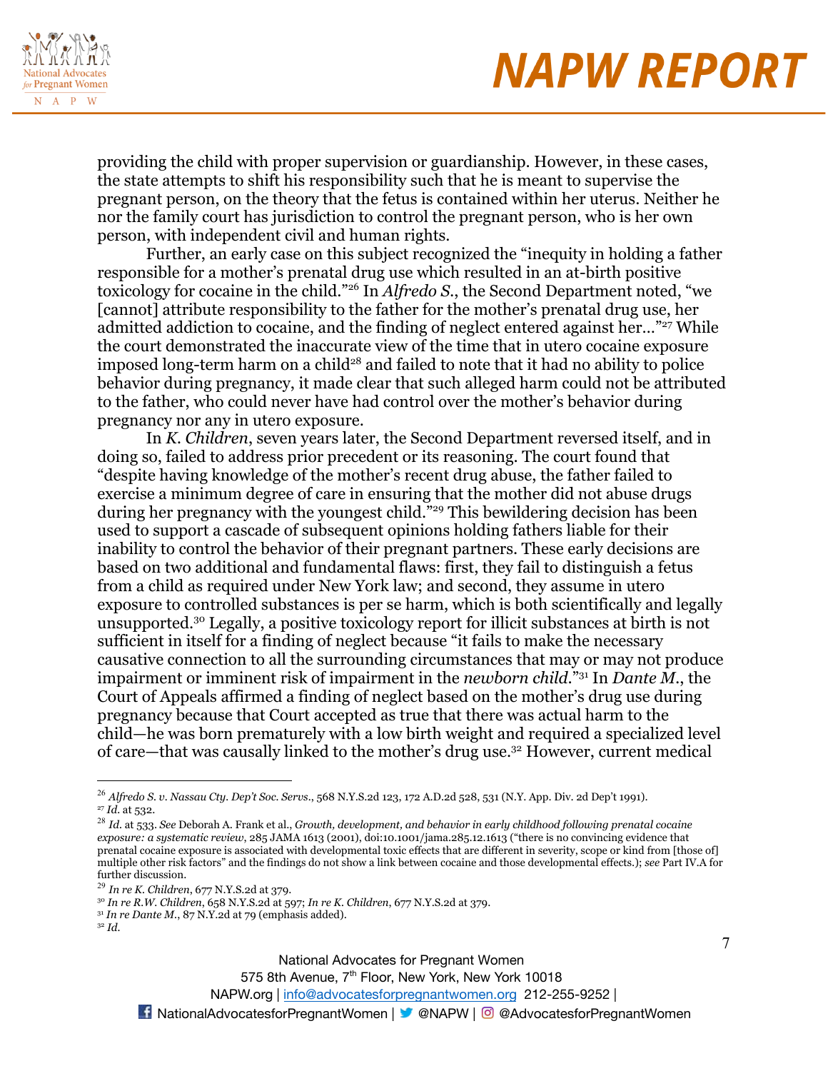providing the child with proper supervision or guardianship. However, in these cases, the state attempts to shift his responsibility such that he is meant to supervise the pregnant person, on the theory that the fetus is contained within her uterus. Neither he nor the family court has jurisdiction to control the pregnant person, who is her own person, with independent civil and human rights.

Further, an early case on this subject recognized the "inequity in holding a father responsible for a mother's prenatal drug use which resulted in an at-birth positive toxicology for cocaine in the child."[26] In *Alfredo S.*, the Second Department noted, "we [cannot] attribute responsibility to the father for the mother's prenatal drug use, her admitted addiction to cocaine, and the finding of neglect entered against her…"[27] While the court demonstrated the inaccurate view of the time that in utero cocaine exposure imposed long-term harm on a child[28] and failed to note that it had no ability to police behavior during pregnancy, it made clear that such alleged harm could not be attributed to the father, who could never have had control over the mother's behavior during pregnancy nor any in utero exposure.

In *K. Children*, seven years later, the Second Department reversed itself, and in doing so, failed to address prior precedent or its reasoning. The court found that "despite having knowledge of the mother's recent drug abuse, the father failed to exercise a minimum degree of care in ensuring that the mother did not abuse drugs during her pregnancy with the youngest child."[29] This bewildering decision has been used to support a cascade of subsequent opinions holding fathers liable for their inability to control the behavior of their pregnant partners. These early decisions are based on two additional and fundamental flaws: first, they fail to distinguish a fetus from a child as required under New York law; and second, they assume in utero exposure to controlled substances is per se harm, which is both scientifically and legally unsupported.[30] Legally, a positive toxicology report for illicit substances at birth is not sufficient in itself for a finding of neglect because "it fails to make the necessary causative connection to all the surrounding circumstances that may or may not produce impairment or imminent risk of impairment in the *newborn child*."[31] In *Dante M.*, the Court of Appeals affirmed a finding of neglect based on the mother's drug use during pregnancy because that Court accepted as true that there was actual harm to the child—he was born prematurely with a low birth weight and required a specialized level of care—that was causally linked to the mother's drug use.[32] However, current medical

---

[26] *Alfredo S. v. Nassau Cty. Dep't Soc. Servs.*, 568 N.Y.S.2d 123, 172 A.D.2d 528, 531 (N.Y. App. Div. 2d Dep't 1991).

[27] *Id.* at 532.

[28] *Id.* at 533. *See* Deborah A. Frank et al., *Growth, development, and behavior in early childhood following prenatal cocaine exposure: a systematic review*, 285 JAMA 1613 (2001), doi:10.1001/jama.285.12.1613 ("there is no convincing evidence that prenatal cocaine exposure is associated with developmental toxic effects that are different in severity, scope or kind from [those of] multiple other risk factors" and the findings do not show a link between cocaine and those developmental effects.); *see* Part IV.A for further discussion.

[29] *In re K. Children*, 677 N.Y.S.2d at 379.

[30] *In re R.W. Children*, 658 N.Y.S.2d at 597; *In re K. Children*, 677 N.Y.S.2d at 379.

[31] *In re Dante M.*, 87 N.Y.2d at 79 (emphasis added).

[32] *Id.*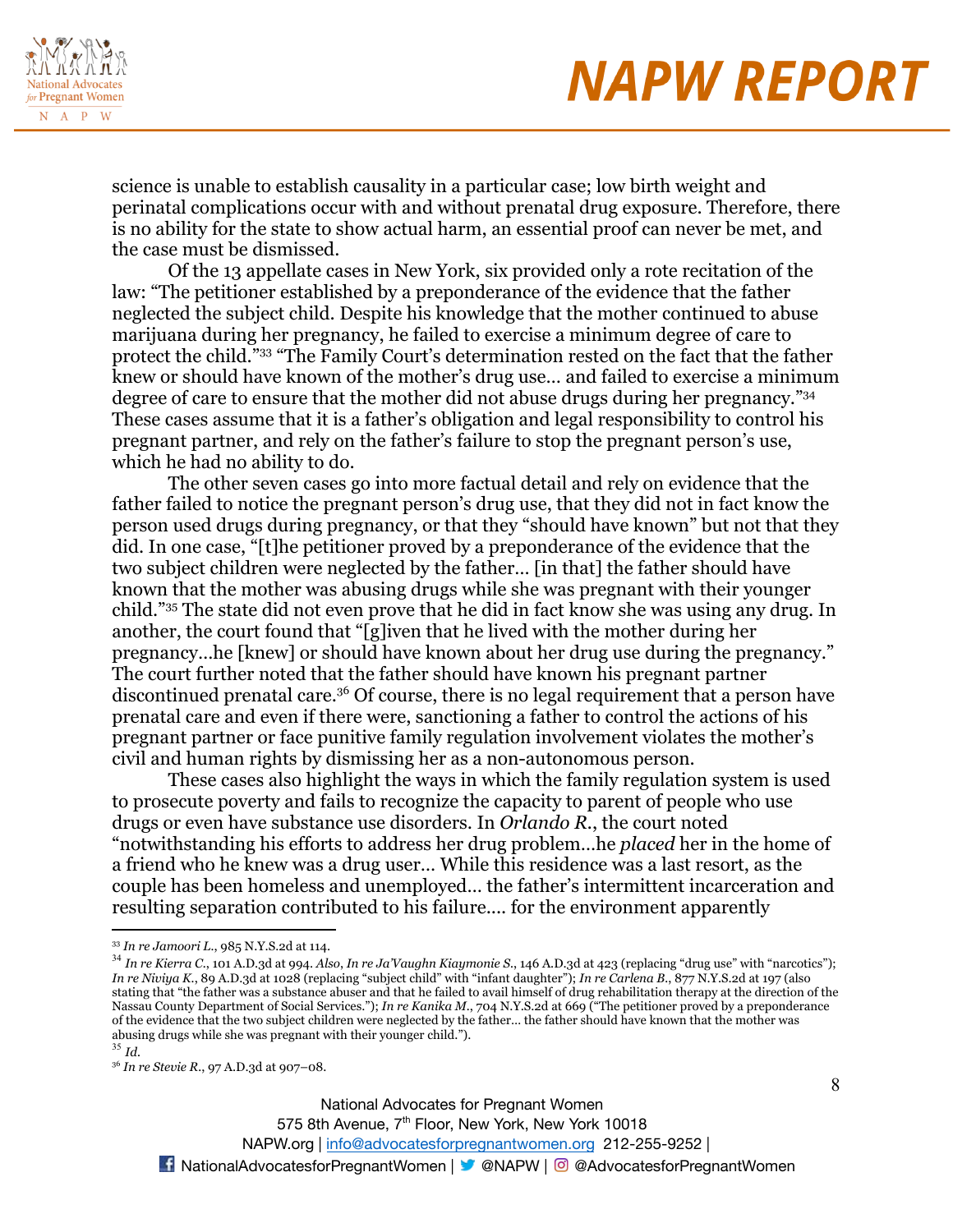science is unable to establish causality in a particular case; low birth weight and perinatal complications occur with and without prenatal drug exposure. Therefore, there is no ability for the state to show actual harm, an essential proof can never be met, and the case must be dismissed.

Of the 13 appellate cases in New York, six provided only a rote recitation of the law: "The petitioner established by a preponderance of the evidence that the father neglected the subject child. Despite his knowledge that the mother continued to abuse marijuana during her pregnancy, he failed to exercise a minimum degree of care to protect the child."[33] "The Family Court's determination rested on the fact that the father knew or should have known of the mother's drug use… and failed to exercise a minimum degree of care to ensure that the mother did not abuse drugs during her pregnancy."[34] These cases assume that it is a father's obligation and legal responsibility to control his pregnant partner, and rely on the father's failure to stop the pregnant person's use, which he had no ability to do.

The other seven cases go into more factual detail and rely on evidence that the father failed to notice the pregnant person's drug use, that they did not in fact know the person used drugs during pregnancy, or that they "should have known" but not that they did. In one case, "[t]he petitioner proved by a preponderance of the evidence that the two subject children were neglected by the father… [in that] the father should have known that the mother was abusing drugs while she was pregnant with their younger child."[35] The state did not even prove that he did in fact know she was using any drug. In another, the court found that "[g]iven that he lived with the mother during her pregnancy…he [knew] or should have known about her drug use during the pregnancy." The court further noted that the father should have known his pregnant partner discontinued prenatal care.[36] Of course, there is no legal requirement that a person have prenatal care and even if there were, sanctioning a father to control the actions of his pregnant partner or face punitive family regulation involvement violates the mother's civil and human rights by dismissing her as a non-autonomous person.

These cases also highlight the ways in which the family regulation system is used to prosecute poverty and fails to recognize the capacity to parent of people who use drugs or even have substance use disorders. In *Orlando R.*, the court noted "notwithstanding his efforts to address her drug problem…he *placed* her in the home of a friend who he knew was a drug user… While this residence was a last resort, as the couple has been homeless and unemployed… the father's intermittent incarceration and resulting separation contributed to his failure…. for the environment apparently

---

[33] *In re Jamoori L.*, 985 N.Y.S.2d at 114.

[34] *In re Kierra C.*, 101 A.D.3d at 994. *Also*, *In re Ja'Vaughn Kiaymonie S.*, 146 A.D.3d at 423 (replacing "drug use" with "narcotics"); *In re Niviya K.*, 89 A.D.3d at 1028 (replacing "subject child" with "infant daughter"); *In re Carlena B.*, 877 N.Y.S.2d at 197 (also stating that "the father was a substance abuser and that he failed to avail himself of drug rehabilitation therapy at the direction of the Nassau County Department of Social Services."); *In re Kanika M.*, 704 N.Y.S.2d at 669 ("The petitioner proved by a preponderance of the evidence that the two subject children were neglected by the father… the father should have known that the mother was abusing drugs while she was pregnant with their younger child.").

[35] *Id.*

[36] *In re Stevie R.*, 97 A.D.3d at 907–08.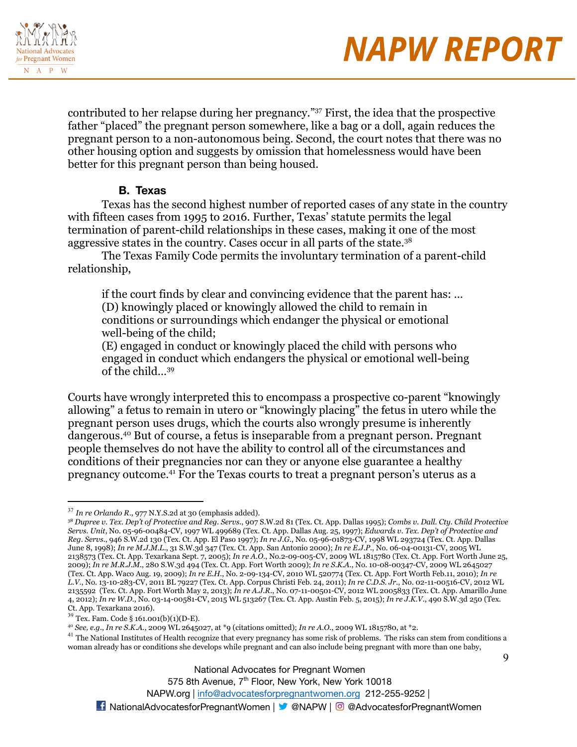contributed to her relapse during her pregnancy."[37] First, the idea that the prospective father "placed" the pregnant person somewhere, like a bag or a doll, again reduces the pregnant person to a non-autonomous being. Second, the court notes that there was no other housing option and suggests by omission that homelessness would have been better for this pregnant person than being housed.

### B. Texas

Texas has the second highest number of reported cases of any state in the country with fifteen cases from 1995 to 2016. Further, Texas' statute permits the legal termination of parent-child relationships in these cases, making it one of the most aggressive states in the country. Cases occur in all parts of the state.[38]

The Texas Family Code permits the involuntary termination of a parent-child relationship,

> if the court finds by clear and convincing evidence that the parent has: …
> (D) knowingly placed or knowingly allowed the child to remain in conditions or surroundings which endanger the physical or emotional well-being of the child;
> (E) engaged in conduct or knowingly placed the child with persons who engaged in conduct which endangers the physical or emotional well-being of the child…[39]

Courts have wrongly interpreted this to encompass a prospective co-parent "knowingly allowing" a fetus to remain in utero or "knowingly placing" the fetus in utero while the pregnant person uses drugs, which the courts also wrongly presume is inherently dangerous.[40] But of course, a fetus is inseparable from a pregnant person. Pregnant people themselves do not have the ability to control all of the circumstances and conditions of their pregnancies nor can they or anyone else guarantee a healthy pregnancy outcome.[41] For the Texas courts to treat a pregnant person's uterus as a

---

[37] *In re Orlando R.*, 977 N.Y.S.2d at 30 (emphasis added).

[38] *Dupree v. Tex. Dep't of Protective and Reg. Servs.*, 907 S.W.2d 81 (Tex. Ct. App. Dallas 1995); *Combs v. Dall. Cty. Child Protective Servs. Unit*, No. 05-96-00484-CV, 1997 WL 499689 (Tex. Ct. App. Dallas Aug. 25, 1997); *Edwards v. Tex. Dep't of Protective and Reg. Servs.*, 946 S.W.2d 130 (Tex. Ct. App. El Paso 1997); *In re J.G.*, No. 05-96-01873-CV, 1998 WL 293724 (Tex. Ct. App. Dallas June 8, 1998); *In re M.J.M.L.*, 31 S.W.3d 347 (Tex. Ct. App. San Antonio 2000); *In re E.J.P.*, No. 06-04-00131-CV, 2005 WL 2138573 (Tex. Ct. App. Texarkana Sept. 7, 2005); *In re A.O.*, No.2-09-005-CV, 2009 WL 1815780 (Tex. Ct. App. Fort Worth June 25, 2009); *In re M.R.J.M.*, 280 S.W.3d 494 (Tex. Ct. App. Fort Worth 2009); *In re S.K.A.*, No. 10-08-00347-CV, 2009 WL 2645027 (Tex. Ct. App. Waco Aug. 19, 2009); *In re E.H.*, No. 2-09-134-CV, 2010 WL 520774 (Tex. Ct. App. Fort Worth Feb.11, 2010); *In re L.V.*, No. 13-10-283-CV, 2011 BL 79227 (Tex. Ct. App. Corpus Christi Feb. 24, 2011); *In re C.D.S. Jr.*, No. 02-11-00516-CV, 2012 WL 2135592 (Tex. Ct. App. Fort Worth May 2, 2013); *In re A.J.R.*, No. 07-11-00501-CV, 2012 WL 2005833 (Tex. Ct. App. Amarillo June 4, 2012); *In re W.D.*, No. 03-14-00581-CV, 2015 WL 513267 (Tex. Ct. App. Austin Feb. 5, 2015); *In re J.K.V.*, 490 S.W.3d 250 (Tex. Ct. App. Texarkana 2016).

[39] Tex. Fam. Code § 161.001(b)(1)(D-E).

[40] *See, e.g.*, *In re S.K.A.*, 2009 WL 2645027, at *9 (citations omitted); *In re A.O.*, 2009 WL 1815780, at *2.

[41] The National Institutes of Health recognize that every pregnancy has some risk of problems. The risks can stem from conditions a woman already has or conditions she develops while pregnant and can also include being pregnant with more than one baby,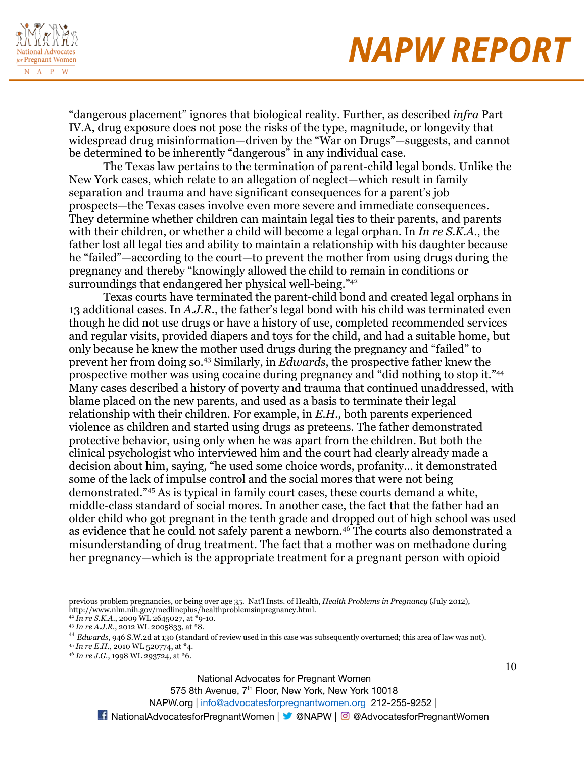"dangerous placement" ignores that biological reality. Further, as described *infra* Part IV.A, drug exposure does not pose the risks of the type, magnitude, or longevity that widespread drug misinformation—driven by the "War on Drugs"—suggests, and cannot be determined to be inherently "dangerous" in any individual case.

The Texas law pertains to the termination of parent-child legal bonds. Unlike the New York cases, which relate to an allegation of neglect—which result in family separation and trauma and have significant consequences for a parent's job prospects—the Texas cases involve even more severe and immediate consequences. They determine whether children can maintain legal ties to their parents, and parents with their children, or whether a child will become a legal orphan. In *In re S.K.A.*, the father lost all legal ties and ability to maintain a relationship with his daughter because he "failed"—according to the court—to prevent the mother from using drugs during the pregnancy and thereby "knowingly allowed the child to remain in conditions or surroundings that endangered her physical well-being."[42]

Texas courts have terminated the parent-child bond and created legal orphans in 13 additional cases. In *A.J.R.*, the father's legal bond with his child was terminated even though he did not use drugs or have a history of use, completed recommended services and regular visits, provided diapers and toys for the child, and had a suitable home, but only because he knew the mother used drugs during the pregnancy and "failed" to prevent her from doing so.[43] Similarly, in *Edwards*, the prospective father knew the prospective mother was using cocaine during pregnancy and "did nothing to stop it."[44] Many cases described a history of poverty and trauma that continued unaddressed, with blame placed on the new parents, and used as a basis to terminate their legal relationship with their children. For example, in *E.H.*, both parents experienced violence as children and started using drugs as preteens. The father demonstrated protective behavior, using only when he was apart from the children. But both the clinical psychologist who interviewed him and the court had clearly already made a decision about him, saying, "he used some choice words, profanity… it demonstrated some of the lack of impulse control and the social mores that were not being demonstrated."[45] As is typical in family court cases, these courts demand a white, middle-class standard of social mores. In another case, the fact that the father had an older child who got pregnant in the tenth grade and dropped out of high school was used as evidence that he could not safely parent a newborn.[46] The courts also demonstrated a misunderstanding of drug treatment. The fact that a mother was on methadone during her pregnancy—which is the appropriate treatment for a pregnant person with opioid

---

previous problem pregnancies, or being over age 35. Nat'l Insts. of Health, *Health Problems in Pregnancy* (July 2012), http://www.nlm.nih.gov/medlineplus/healthproblemsinpregnancy.html.

[42] *In re S.K.A.*, 2009 WL 2645027, at *9-10.

[43] *In re A.J.R.*, 2012 WL 2005833, at *8.

[44] *Edwards*, 946 S.W.2d at 130 (standard of review used in this case was subsequently overturned; this area of law was not).

[45] *In re E.H.*, 2010 WL 520774, at *4.

[46] *In re J.G.*, 1998 WL 293724, at *6.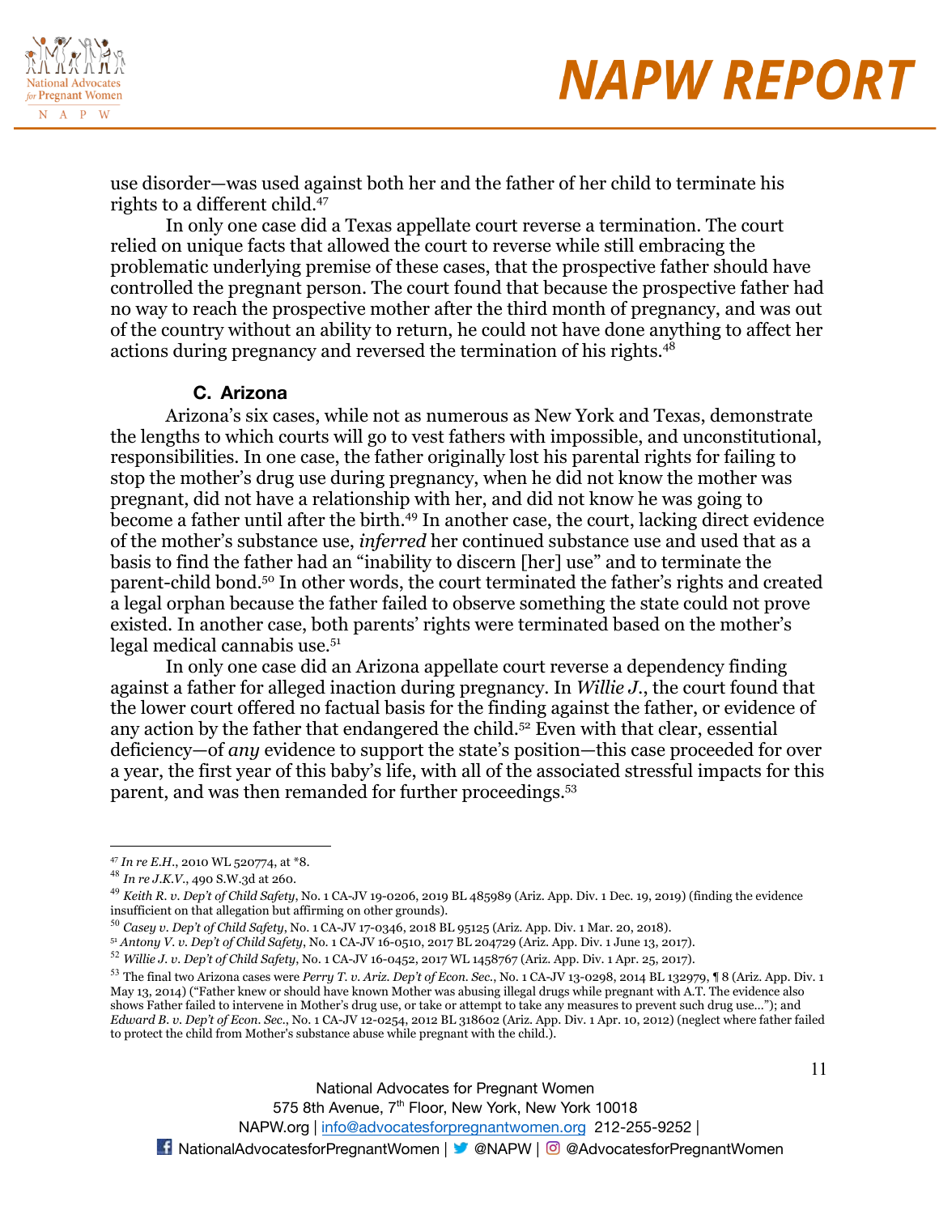use disorder—was used against both her and the father of her child to terminate his rights to a different child.[47]

In only one case did a Texas appellate court reverse a termination. The court relied on unique facts that allowed the court to reverse while still embracing the problematic underlying premise of these cases, that the prospective father should have controlled the pregnant person. The court found that because the prospective father had no way to reach the prospective mother after the third month of pregnancy, and was out of the country without an ability to return, he could not have done anything to affect her actions during pregnancy and reversed the termination of his rights.[48]

### C. Arizona

Arizona's six cases, while not as numerous as New York and Texas, demonstrate the lengths to which courts will go to vest fathers with impossible, and unconstitutional, responsibilities. In one case, the father originally lost his parental rights for failing to stop the mother's drug use during pregnancy, when he did not know the mother was pregnant, did not have a relationship with her, and did not know he was going to become a father until after the birth.[49] In another case, the court, lacking direct evidence of the mother's substance use, *inferred* her continued substance use and used that as a basis to find the father had an "inability to discern [her] use" and to terminate the parent-child bond.[50] In other words, the court terminated the father's rights and created a legal orphan because the father failed to observe something the state could not prove existed. In another case, both parents' rights were terminated based on the mother's legal medical cannabis use.[51]

In only one case did an Arizona appellate court reverse a dependency finding against a father for alleged inaction during pregnancy. In *Willie J.*, the court found that the lower court offered no factual basis for the finding against the father, or evidence of any action by the father that endangered the child.[52] Even with that clear, essential deficiency—of *any* evidence to support the state's position—this case proceeded for over a year, the first year of this baby's life, with all of the associated stressful impacts for this parent, and was then remanded for further proceedings.[53]

---

[47] *In re E.H.*, 2010 WL 520774, at *8.

[48] *In re J.K.V.*, 490 S.W.3d at 260.

[49] *Keith R. v. Dep't of Child Safety*, No. 1 CA-JV 19-0206, 2019 BL 485989 (Ariz. App. Div. 1 Dec. 19, 2019) (finding the evidence insufficient on that allegation but affirming on other grounds).

[50] *Casey v. Dep't of Child Safety*, No. 1 CA-JV 17-0346, 2018 BL 95125 (Ariz. App. Div. 1 Mar. 20, 2018).

[51] *Antony V. v. Dep't of Child Safety*, No. 1 CA-JV 16-0510, 2017 BL 204729 (Ariz. App. Div. 1 June 13, 2017).

[52] *Willie J. v. Dep't of Child Safety*, No. 1 CA-JV 16-0452, 2017 WL 1458767 (Ariz. App. Div. 1 Apr. 25, 2017).

[53] The final two Arizona cases were *Perry T. v. Ariz. Dep't of Econ. Sec.*, No. 1 CA-JV 13-0298, 2014 BL 132979, ¶ 8 (Ariz. App. Div. 1 May 13, 2014) ("Father knew or should have known Mother was abusing illegal drugs while pregnant with A.T. The evidence also shows Father failed to intervene in Mother's drug use, or take or attempt to take any measures to prevent such drug use…"); and *Edward B. v. Dep't of Econ. Sec.*, No. 1 CA-JV 12-0254, 2012 BL 318602 (Ariz. App. Div. 1 Apr. 10, 2012) (neglect where father failed to protect the child from Mother's substance abuse while pregnant with the child.).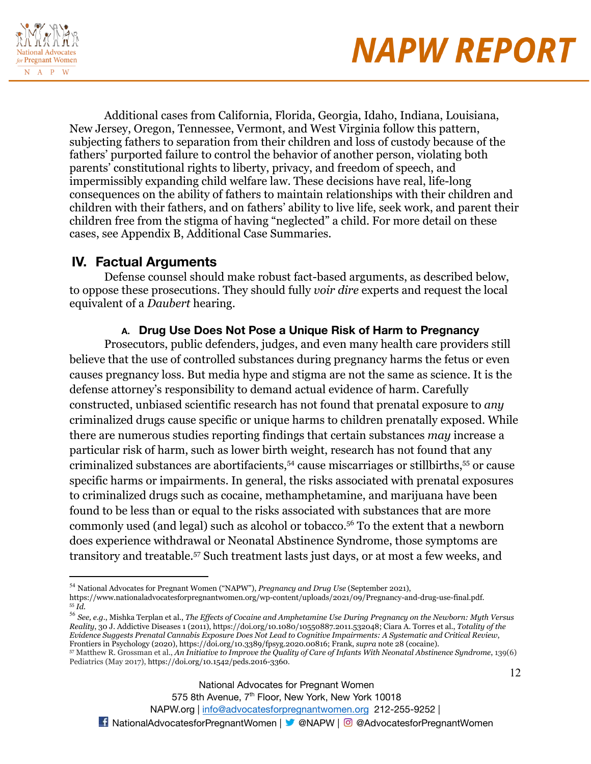Additional cases from California, Florida, Georgia, Idaho, Indiana, Louisiana, New Jersey, Oregon, Tennessee, Vermont, and West Virginia follow this pattern, subjecting fathers to separation from their children and loss of custody because of the fathers' purported failure to control the behavior of another person, violating both parents' constitutional rights to liberty, privacy, and freedom of speech, and impermissibly expanding child welfare law. These decisions have real, life-long consequences on the ability of fathers to maintain relationships with their children and children with their fathers, and on fathers' ability to live life, seek work, and parent their children free from the stigma of having "neglected" a child. For more detail on these cases, see Appendix B, Additional Case Summaries.

## IV. Factual Arguments

Defense counsel should make robust fact-based arguments, as described below, to oppose these prosecutions. They should fully *voir dire* experts and request the local equivalent of a *Daubert* hearing.

### A. Drug Use Does Not Pose a Unique Risk of Harm to Pregnancy

Prosecutors, public defenders, judges, and even many health care providers still believe that the use of controlled substances during pregnancy harms the fetus or even causes pregnancy loss. But media hype and stigma are not the same as science. It is the defense attorney's responsibility to demand actual evidence of harm. Carefully constructed, unbiased scientific research has not found that prenatal exposure to *any* criminalized drugs cause specific or unique harms to children prenatally exposed. While there are numerous studies reporting findings that certain substances *may* increase a particular risk of harm, such as lower birth weight, research has not found that any criminalized substances are abortifacients,[54] cause miscarriages or stillbirths,[55] or cause specific harms or impairments. In general, the risks associated with prenatal exposures to criminalized drugs such as cocaine, methamphetamine, and marijuana have been found to be less than or equal to the risks associated with substances that are more commonly used (and legal) such as alcohol or tobacco.[56] To the extent that a newborn does experience withdrawal or Neonatal Abstinence Syndrome, those symptoms are transitory and treatable.[57] Such treatment lasts just days, or at most a few weeks, and

---

[54] National Advocates for Pregnant Women ("NAPW"), *Pregnancy and Drug Use* (September 2021), https://www.nationaladvocatesforpregnantwomen.org/wp-content/uploads/2021/09/Pregnancy-and-drug-use-final.pdf.

[55] *Id.*

[56] *See, e.g.*, Mishka Terplan et al., *The Effects of Cocaine and Amphetamine Use During Pregnancy on the Newborn: Myth Versus Reality*, 30 J. Addictive Diseases 1 (2011), https://doi.org/10.1080/10550887.2011.532048; Ciara A. Torres et al., *Totality of the Evidence Suggests Prenatal Cannabis Exposure Does Not Lead to Cognitive Impairments: A Systematic and Critical Review*, Frontiers in Psychology (2020), https://doi.org/10.3389/fpsyg.2020.00816; Frank, *supra* note 28 (cocaine).

[57] Matthew R. Grossman et al., *An Initiative to Improve the Quality of Care of Infants With Neonatal Abstinence Syndrome*, 139(6) Pediatrics (May 2017), https://doi.org/10.1542/peds.2016-3360.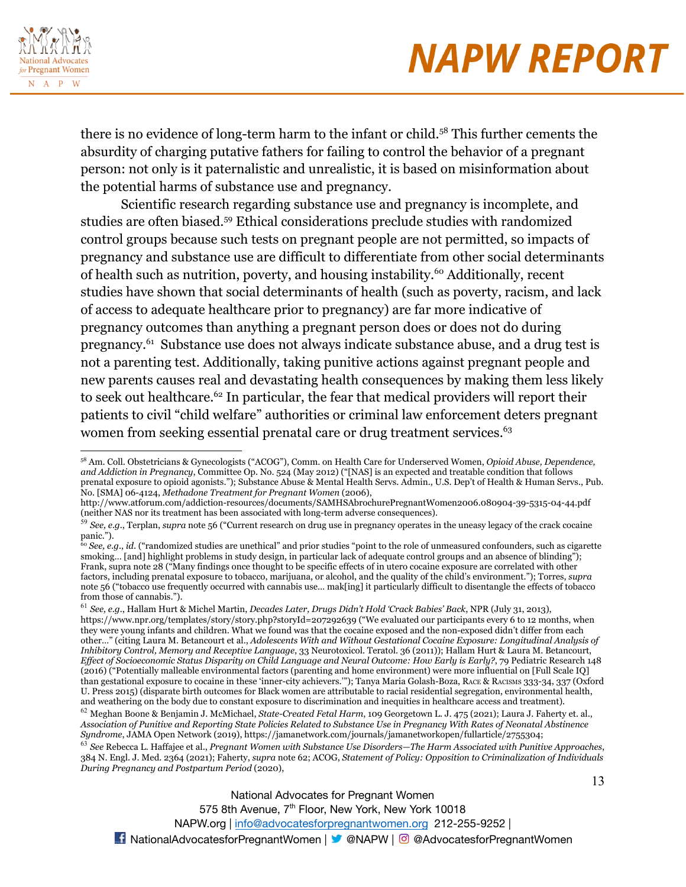there is no evidence of long-term harm to the infant or child.[58] This further cements the absurdity of charging putative fathers for failing to control the behavior of a pregnant person: not only is it paternalistic and unrealistic, it is based on misinformation about the potential harms of substance use and pregnancy.

Scientific research regarding substance use and pregnancy is incomplete, and studies are often biased.[59] Ethical considerations preclude studies with randomized control groups because such tests on pregnant people are not permitted, so impacts of pregnancy and substance use are difficult to differentiate from other social determinants of health such as nutrition, poverty, and housing instability.[60] Additionally, recent studies have shown that social determinants of health (such as poverty, racism, and lack of access to adequate healthcare prior to pregnancy) are far more indicative of pregnancy outcomes than anything a pregnant person does or does not do during pregnancy.[61] Substance use does not always indicate substance abuse, and a drug test is not a parenting test. Additionally, taking punitive actions against pregnant people and new parents causes real and devastating health consequences by making them less likely to seek out healthcare.[62] In particular, the fear that medical providers will report their patients to civil "child welfare" authorities or criminal law enforcement deters pregnant women from seeking essential prenatal care or drug treatment services.[63]

---

[58] Am. Coll. Obstetricians & Gynecologists ("ACOG"), Comm. on Health Care for Underserved Women, *Opioid Abuse, Dependence, and Addiction in Pregnancy*, Committee Op. No. 524 (May 2012) ("[NAS] is an expected and treatable condition that follows prenatal exposure to opioid agonists."); Substance Abuse & Mental Health Servs. Admin., U.S. Dep't of Health & Human Servs., Pub. No. [SMA] 06-4124, *Methadone Treatment for Pregnant Women* (2006), http://www.atforum.com/addiction-resources/documents/SAMHSAbrochurePregnantWomen2006.080904-39-5315-04-44.pdf (neither NAS nor its treatment has been associated with long-term adverse consequences).

[59] *See, e.g.*, Terplan, *supra* note 56 ("Current research on drug use in pregnancy operates in the uneasy legacy of the crack cocaine panic.").

[60] *See, e.g.*, *id.* ("randomized studies are unethical" and prior studies "point to the role of unmeasured confounders, such as cigarette smoking… [and] highlight problems in study design, in particular lack of adequate control groups and an absence of blinding"); Frank, supra note 28 ("Many findings once thought to be specific effects of in utero cocaine exposure are correlated with other factors, including prenatal exposure to tobacco, marijuana, or alcohol, and the quality of the child's environment."); Torres, *supra* note 56 ("tobacco use frequently occurred with cannabis use… mak[ing] it particularly difficult to disentangle the effects of tobacco from those of cannabis.").

[61] *See, e.g.*, Hallam Hurt & Michel Martin, *Decades Later, Drugs Didn't Hold 'Crack Babies' Back*, NPR (July 31, 2013), https://www.npr.org/templates/story/story.php?storyId=207292639 ("We evaluated our participants every 6 to 12 months, when they were young infants and children. What we found was that the cocaine exposed and the non-exposed didn't differ from each other…" (citing Laura M. Betancourt et al., *Adolescents With and Without Gestational Cocaine Exposure: Longitudinal Analysis of Inhibitory Control, Memory and Receptive Language*, 33 Neurotoxicol. Teratol. 36 (2011)); Hallam Hurt & Laura M. Betancourt, *Effect of Socioeconomic Status Disparity on Child Language and Neural Outcome: How Early is Early?*, 79 Pediatric Research 148 (2016) ("Potentially malleable environmental factors (parenting and home environment) were more influential on [Full Scale IQ] than gestational exposure to cocaine in these 'inner-city achievers.'"); Tanya Maria Golash-Boza, Race & Racisms 333-34, 337 (Oxford U. Press 2015) (disparate birth outcomes for Black women are attributable to racial residential segregation, environmental health, and weathering on the body due to constant exposure to discrimination and inequities in healthcare access and treatment).

[62] Meghan Boone & Benjamin J. McMichael, *State-Created Fetal Harm*, 109 Georgetown L. J. 475 (2021); Laura J. Faherty et. al., *Association of Punitive and Reporting State Policies Related to Substance Use in Pregnancy With Rates of Neonatal Abstinence Syndrome*, JAMA Open Network (2019), https://jamanetwork.com/journals/jamanetworkopen/fullarticle/2755304;

[63] *See* Rebecca L. Haffajee et al., *Pregnant Women with Substance Use Disorders—The Harm Associated with Punitive Approaches*, 384 N. Engl. J. Med. 2364 (2021); Faherty, *supra* note 62; ACOG, *Statement of Policy: Opposition to Criminalization of Individuals During Pregnancy and Postpartum Period* (2020),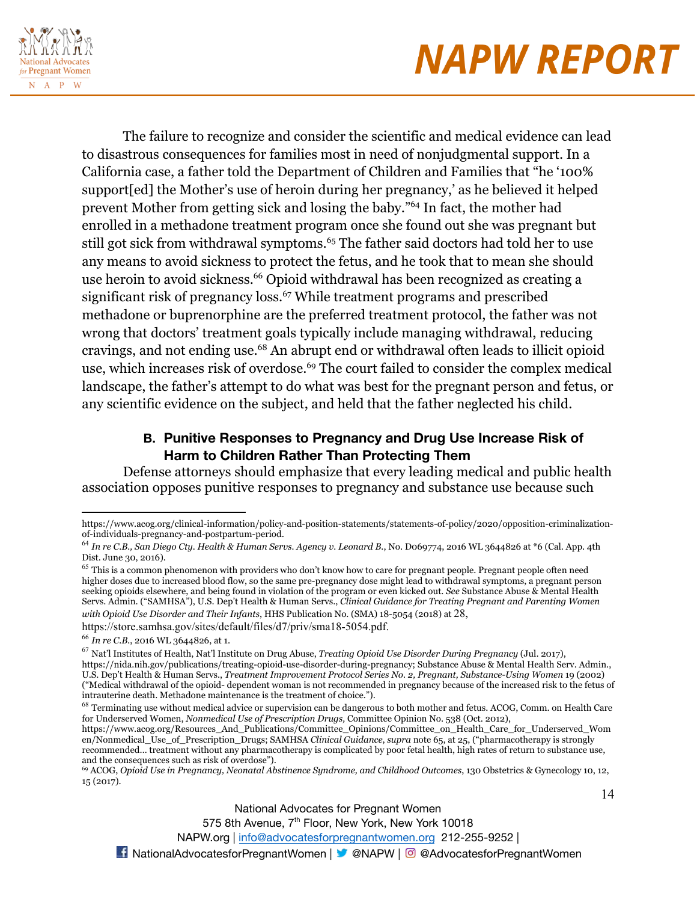The failure to recognize and consider the scientific and medical evidence can lead to disastrous consequences for families most in need of nonjudgmental support. In a California case, a father told the Department of Children and Families that "he '100% support[ed] the Mother's use of heroin during her pregnancy,' as he believed it helped prevent Mother from getting sick and losing the baby."[64] In fact, the mother had enrolled in a methadone treatment program once she found out she was pregnant but still got sick from withdrawal symptoms.[65] The father said doctors had told her to use any means to avoid sickness to protect the fetus, and he took that to mean she should use heroin to avoid sickness.[66] Opioid withdrawal has been recognized as creating a significant risk of pregnancy loss.[67] While treatment programs and prescribed methadone or buprenorphine are the preferred treatment protocol, the father was not wrong that doctors' treatment goals typically include managing withdrawal, reducing cravings, and not ending use.[68] An abrupt end or withdrawal often leads to illicit opioid use, which increases risk of overdose.[69] The court failed to consider the complex medical landscape, the father's attempt to do what was best for the pregnant person and fetus, or any scientific evidence on the subject, and held that the father neglected his child.

### B. Punitive Responses to Pregnancy and Drug Use Increase Risk of Harm to Children Rather Than Protecting Them

Defense attorneys should emphasize that every leading medical and public health association opposes punitive responses to pregnancy and substance use because such

---

https://www.acog.org/clinical-information/policy-and-position-statements/statements-of-policy/2020/opposition-criminalization-of-individuals-pregnancy-and-postpartum-period.

[64] *In re C.B., San Diego Cty. Health & Human Servs. Agency v. Leonard B.*, No. D069774, 2016 WL 3644826 at *6 (Cal. App. 4th Dist. June 30, 2016).

[65] This is a common phenomenon with providers who don't know how to care for pregnant people. Pregnant people often need higher doses due to increased blood flow, so the same pre-pregnancy dose might lead to withdrawal symptoms, a pregnant person seeking opioids elsewhere, and being found in violation of the program or even kicked out. *See* Substance Abuse & Mental Health Servs. Admin. ("SAMHSA"), U.S. Dep't Health & Human Servs., *Clinical Guidance for Treating Pregnant and Parenting Women with Opioid Use Disorder and Their Infants*, HHS Publication No. (SMA) 18-5054 (2018) at 28, https://store.samhsa.gov/sites/default/files/d7/priv/sma18-5054.pdf.

[66] *In re C.B.*, 2016 WL 3644826, at 1.

[67] Nat'l Institutes of Health, Nat'l Institute on Drug Abuse, *Treating Opioid Use Disorder During Pregnancy* (Jul. 2017), https://nida.nih.gov/publications/treating-opioid-use-disorder-during-pregnancy; Substance Abuse & Mental Health Serv. Admin., U.S. Dep't Health & Human Servs., *Treatment Improvement Protocol Series No. 2, Pregnant, Substance-Using Women* 19 (2002) ("Medical withdrawal of the opioid- dependent woman is not recommended in pregnancy because of the increased risk to the fetus of intrauterine death. Methadone maintenance is the treatment of choice.").

[68] Terminating use without medical advice or supervision can be dangerous to both mother and fetus. ACOG, Comm. on Health Care for Underserved Women, *Nonmedical Use of Prescription Drugs,* Committee Opinion No. 538 (Oct. 2012), https://www.acog.org/Resources_And_Publications/Committee_Opinions/Committee_on_Health_Care_for_Underserved_Women/Nonmedical_Use_of_Prescription_Drugs; SAMHSA *Clinical Guidance*, *supra* note 65, at 25, ("pharmacotherapy is strongly recommended… treatment without any pharmacotherapy is complicated by poor fetal health, high rates of return to substance use, and the consequences such as risk of overdose").

[69] ACOG, *Opioid Use in Pregnancy, Neonatal Abstinence Syndrome, and Childhood Outcomes*, 130 Obstetrics & Gynecology 10, 12, 15 (2017).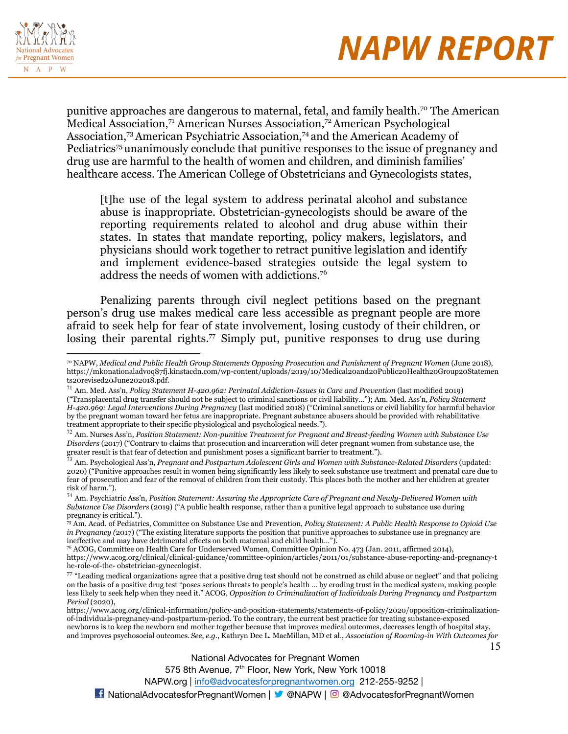punitive approaches are dangerous to maternal, fetal, and family health.[70] The American Medical Association,[71] American Nurses Association,[72] American Psychological Association,[73] American Psychiatric Association,[74] and the American Academy of Pediatrics[75] unanimously conclude that punitive responses to the issue of pregnancy and drug use are harmful to the health of women and children, and diminish families' healthcare access. The American College of Obstetricians and Gynecologists states,

> [t]he use of the legal system to address perinatal alcohol and substance abuse is inappropriate. Obstetrician-gynecologists should be aware of the reporting requirements related to alcohol and drug abuse within their states. In states that mandate reporting, policy makers, legislators, and physicians should work together to retract punitive legislation and identify and implement evidence-based strategies outside the legal system to address the needs of women with addictions.[76]

Penalizing parents through civil neglect petitions based on the pregnant person's drug use makes medical care less accessible as pregnant people are more afraid to seek help for fear of state involvement, losing custody of their children, or losing their parental rights.[77] Simply put, punitive responses to drug use during

---

[70] NAPW, *Medical and Public Health Group Statements Opposing Prosecution and Punishment of Pregnant Women* (June 2018), https://mkonationaladvoq87fj.kinstacdn.com/wp-content/uploads/2019/10/Medical20and20Public20Health20Group20Statements20revised20June202018.pdf.

[71] Am. Med. Ass'n, *Policy Statement H-420.962: Perinatal Addiction-Issues in Care and Prevention* (last modified 2019) ("Transplacental drug transfer should not be subject to criminal sanctions or civil liability…"); Am. Med. Ass'n, *Policy Statement H-420.969: Legal Interventions During Pregnancy* (last modified 2018) ("Criminal sanctions or civil liability for harmful behavior by the pregnant woman toward her fetus are inappropriate. Pregnant substance abusers should be provided with rehabilitative treatment appropriate to their specific physiological and psychological needs.").

[72] Am. Nurses Ass'n, *Position Statement: Non-punitive Treatment for Pregnant and Breast-feeding Women with Substance Use Disorders* (2017) ("Contrary to claims that prosecution and incarceration will deter pregnant women from substance use, the greater result is that fear of detection and punishment poses a significant barrier to treatment.").

[73] Am. Psychological Ass'n, *Pregnant and Postpartum Adolescent Girls and Women with Substance-Related Disorders* (updated: 2020) ("Punitive approaches result in women being significantly less likely to seek substance use treatment and prenatal care due to fear of prosecution and fear of the removal of children from their custody. This places both the mother and her children at greater risk of harm.").

[74] Am. Psychiatric Ass'n, *Position Statement: Assuring the Appropriate Care of Pregnant and Newly-Delivered Women with Substance Use Disorders* (2019) ("A public health response, rather than a punitive legal approach to substance use during pregnancy is critical.").

[75] Am. Acad. of Pediatrics, Committee on Substance Use and Prevention, *Policy Statement: A Public Health Response to Opioid Use in Pregnancy (*2017) ("The existing literature supports the position that punitive approaches to substance use in pregnancy are ineffective and may have detrimental effects on both maternal and child health…").

[76] ACOG, Committee on Health Care for Underserved Women, Committee Opinion No. 473 (Jan. 2011, affirmed 2014), https://www.acog.org/clinical/clinical-guidance/committee-opinion/articles/2011/01/substance-abuse-reporting-and-pregnancy-the-role-of-the- obstetrician-gynecologist.

[77] "Leading medical organizations agree that a positive drug test should not be construed as child abuse or neglect" and that policing on the basis of a positive drug test "poses serious threats to people's health … by eroding trust in the medical system, making people less likely to seek help when they need it." ACOG, *Opposition to Criminalization of Individuals During Pregnancy and Postpartum Period* (2020), https://www.acog.org/clinical-information/policy-and-position-statements/statements-of-policy/2020/opposition-criminalization-of-individuals-pregnancy-and-postpartum-period. To the contrary, the current best practice for treating substance-exposed newborns is to keep the newborn and mother together because that improves medical outcomes, decreases length of hospital stay, and improves psychosocial outcomes. *See, e.g.*, Kathryn Dee L. MacMillan, MD et al., *Association of Rooming-in With Outcomes for*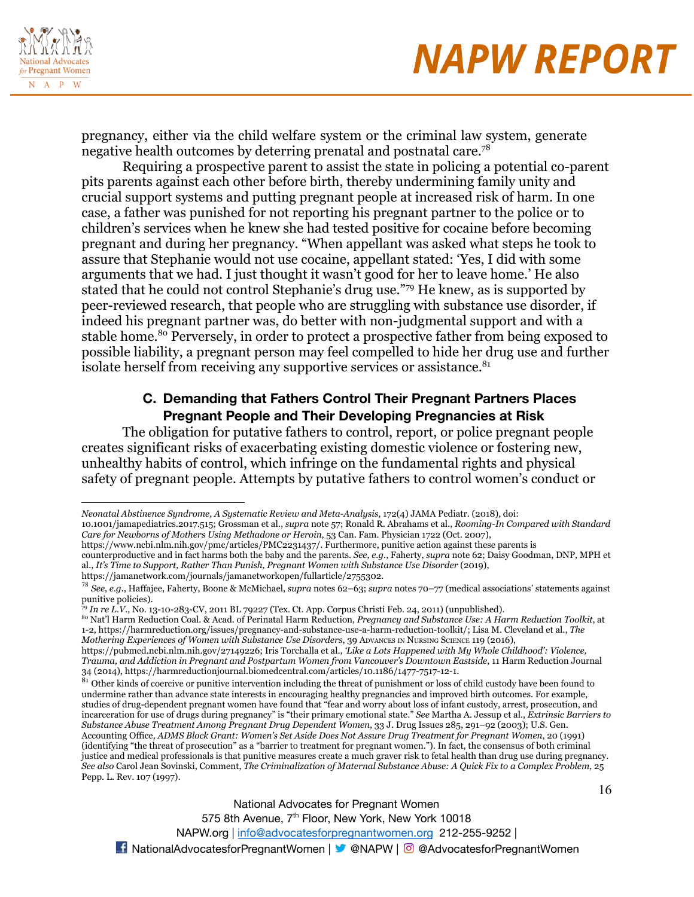pregnancy, either via the child welfare system or the criminal law system, generate negative health outcomes by deterring prenatal and postnatal care.[78]

Requiring a prospective parent to assist the state in policing a potential co-parent pits parents against each other before birth, thereby undermining family unity and crucial support systems and putting pregnant people at increased risk of harm. In one case, a father was punished for not reporting his pregnant partner to the police or to children's services when he knew she had tested positive for cocaine before becoming pregnant and during her pregnancy. "When appellant was asked what steps he took to assure that Stephanie would not use cocaine, appellant stated: 'Yes, I did with some arguments that we had. I just thought it wasn't good for her to leave home.' He also stated that he could not control Stephanie's drug use."[79] He knew, as is supported by peer-reviewed research, that people who are struggling with substance use disorder, if indeed his pregnant partner was, do better with non-judgmental support and with a stable home.[80] Perversely, in order to protect a prospective father from being exposed to possible liability, a pregnant person may feel compelled to hide her drug use and further isolate herself from receiving any supportive services or assistance.[81]

### C. Demanding that Fathers Control Their Pregnant Partners Places Pregnant People and Their Developing Pregnancies at Risk

The obligation for putative fathers to control, report, or police pregnant people creates significant risks of exacerbating existing domestic violence or fostering new, unhealthy habits of control, which infringe on the fundamental rights and physical safety of pregnant people. Attempts by putative fathers to control women's conduct or

---

*Neonatal Abstinence Syndrome, A Systematic Review and Meta-Analysis*, 172(4) JAMA Pediatr. (2018), doi: 10.1001/jamapediatrics.2017.515; Grossman et al., *supra* note 57; Ronald R. Abrahams et al., *Rooming-In Compared with Standard Care for Newborns of Mothers Using Methadone or Heroin*, 53 Can. Fam. Physician 1722 (Oct. 2007), https://www.ncbi.nlm.nih.gov/pmc/articles/PMC2231437/. Furthermore, punitive action against these parents is counterproductive and in fact harms both the baby and the parents. *See, e.g.*, Faherty, *supra* note 62; Daisy Goodman, DNP, MPH et al., *It's Time to Support, Rather Than Punish, Pregnant Women with Substance Use Disorder* (2019), https://jamanetwork.com/journals/jamanetworkopen/fullarticle/2755302.

[78] *See, e.g.*, Haffajee, Faherty, Boone & McMichael, *supra* notes 62–63; *supra* notes 70–77 (medical associations' statements against punitive policies).

[79] *In re L.V.*, No. 13-10-283-CV, 2011 BL 79227 (Tex. Ct. App. Corpus Christi Feb. 24, 2011) (unpublished).

[80] Nat'l Harm Reduction Coal. & Acad. of Perinatal Harm Reduction, *Pregnancy and Substance Use: A Harm Reduction Toolkit*, at 1-2, https://harmreduction.org/issues/pregnancy-and-substance-use-a-harm-reduction-toolkit/; Lisa M. Cleveland et al., *The Mothering Experiences of Women with Substance Use Disorders*, 39 Advances in Nursing Science 119 (2016), https://pubmed.ncbi.nlm.nih.gov/27149226; Iris Torchalla et al., *'Like a Lots Happened with My Whole Childhood': Violence, Trauma, and Addiction in Pregnant and Postpartum Women from Vancouver's Downtown Eastside*, 11 Harm Reduction Journal 34 (2014), https://harmreductionjournal.biomedcentral.com/articles/10.1186/1477-7517-12-1.

[81] Other kinds of coercive or punitive intervention including the threat of punishment or loss of child custody have been found to undermine rather than advance state interests in encouraging healthy pregnancies and improved birth outcomes. For example, studies of drug-dependent pregnant women have found that "fear and worry about loss of infant custody, arrest, prosecution, and incarceration for use of drugs during pregnancy" is "their primary emotional state." *See* Martha A. Jessup et al., *Extrinsic Barriers to Substance Abuse Treatment Among Pregnant Drug Dependent Women*, 33 J. Drug Issues 285, 291–92 (2003); U.S. Gen. Accounting Office, *ADMS Block Grant: Women's Set Aside Does Not Assure Drug Treatment for Pregnant Women*, 20 (1991) (identifying "the threat of prosecution" as a "barrier to treatment for pregnant women."). In fact, the consensus of both criminal justice and medical professionals is that punitive measures create a much graver risk to fetal health than drug use during pregnancy. *See also* Carol Jean Sovinski, Comment, *The Criminalization of Maternal Substance Abuse: A Quick Fix to a Complex Problem*, 25 Pepp. L. Rev. 107 (1997).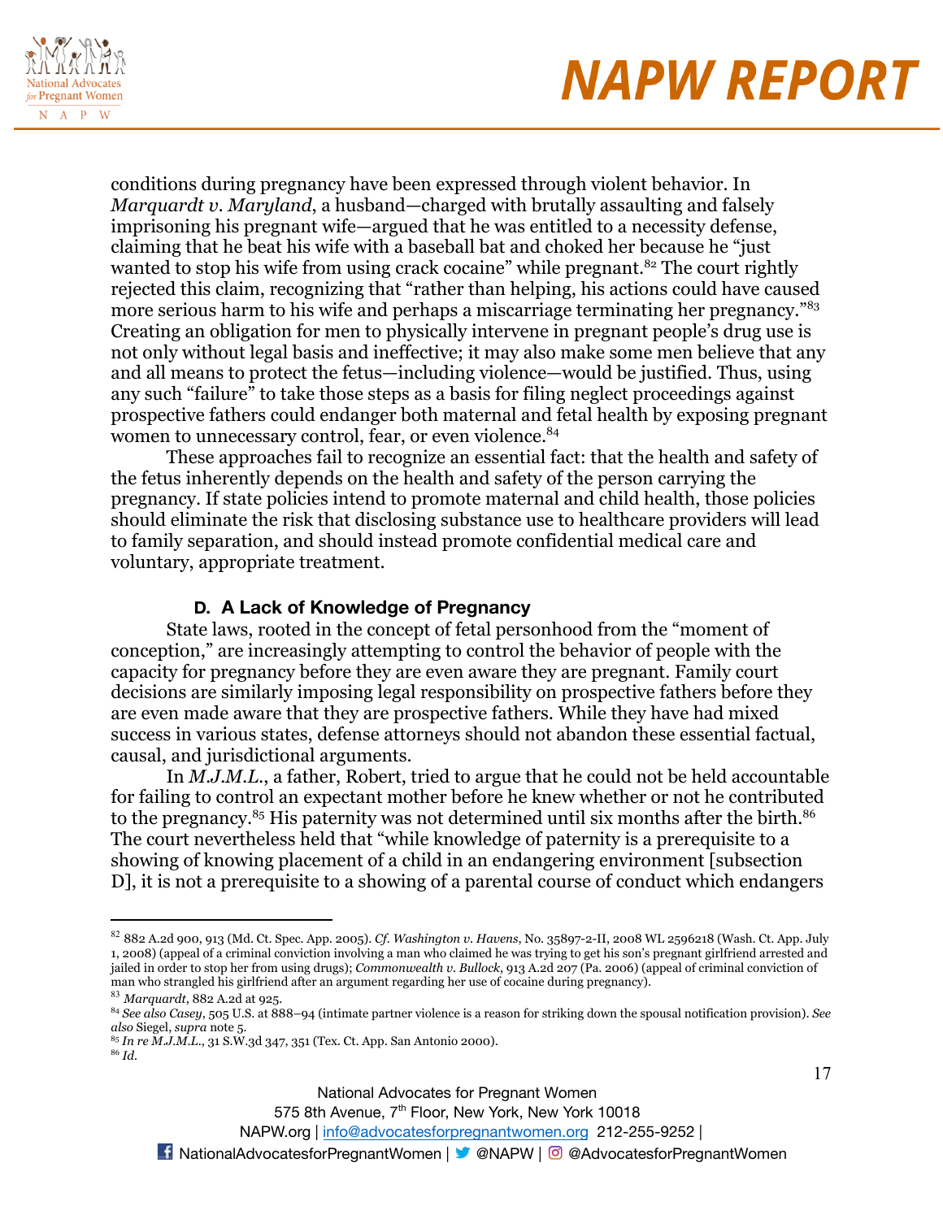conditions during pregnancy have been expressed through violent behavior. In *Marquardt v. Maryland*, a husband—charged with brutally assaulting and falsely imprisoning his pregnant wife—argued that he was entitled to a necessity defense, claiming that he beat his wife with a baseball bat and choked her because he "just wanted to stop his wife from using crack cocaine" while pregnant.[82] The court rightly rejected this claim, recognizing that "rather than helping, his actions could have caused more serious harm to his wife and perhaps a miscarriage terminating her pregnancy."[83] Creating an obligation for men to physically intervene in pregnant people's drug use is not only without legal basis and ineffective; it may also make some men believe that any and all means to protect the fetus—including violence—would be justified. Thus, using any such "failure" to take those steps as a basis for filing neglect proceedings against prospective fathers could endanger both maternal and fetal health by exposing pregnant women to unnecessary control, fear, or even violence.[84]

These approaches fail to recognize an essential fact: that the health and safety of the fetus inherently depends on the health and safety of the person carrying the pregnancy. If state policies intend to promote maternal and child health, those policies should eliminate the risk that disclosing substance use to healthcare providers will lead to family separation, and should instead promote confidential medical care and voluntary, appropriate treatment.

### D. A Lack of Knowledge of Pregnancy

State laws, rooted in the concept of fetal personhood from the "moment of conception," are increasingly attempting to control the behavior of people with the capacity for pregnancy before they are even aware they are pregnant. Family court decisions are similarly imposing legal responsibility on prospective fathers before they are even made aware that they are prospective fathers. While they have had mixed success in various states, defense attorneys should not abandon these essential factual, causal, and jurisdictional arguments.

In *M.J.M.L.*, a father, Robert, tried to argue that he could not be held accountable for failing to control an expectant mother before he knew whether or not he contributed to the pregnancy.[85] His paternity was not determined until six months after the birth.[86] The court nevertheless held that "while knowledge of paternity is a prerequisite to a showing of knowing placement of a child in an endangering environment [subsection D], it is not a prerequisite to a showing of a parental course of conduct which endangers

---

[82] 882 A.2d 900, 913 (Md. Ct. Spec. App. 2005). *Cf. Washington v. Havens*, No. 35897-2-II, 2008 WL 2596218 (Wash. Ct. App. July 1, 2008) (appeal of a criminal conviction involving a man who claimed he was trying to get his son's pregnant girlfriend arrested and jailed in order to stop her from using drugs); *Commonwealth v. Bullock*, 913 A.2d 207 (Pa. 2006) (appeal of criminal conviction of man who strangled his girlfriend after an argument regarding her use of cocaine during pregnancy).

[83] *Marquardt*, 882 A.2d at 925.

[84] *See also Casey*, 505 U.S. at 888–94 (intimate partner violence is a reason for striking down the spousal notification provision). *See also* Siegel, *supra* note 5.

[85] *In re M.J.M.L.*, 31 S.W.3d 347, 351 (Tex. Ct. App. San Antonio 2000).

[86] *Id.*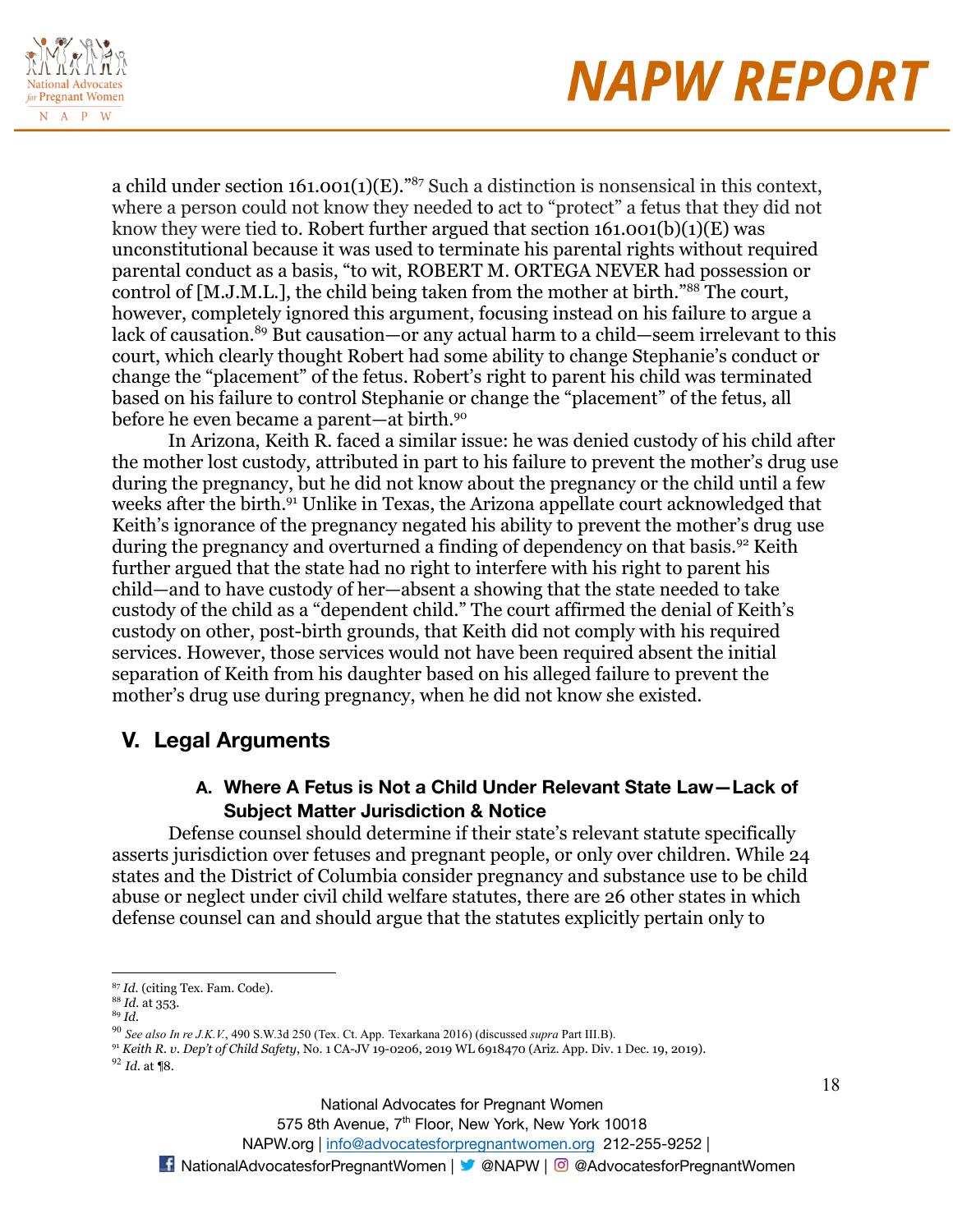a child under section 161.001(1)(E)."[87] Such a distinction is nonsensical in this context, where a person could not know they needed to act to "protect" a fetus that they did not know they were tied to. Robert further argued that section 161.001(b)(1)(E) was unconstitutional because it was used to terminate his parental rights without required parental conduct as a basis, "to wit, ROBERT M. ORTEGA NEVER had possession or control of [M.J.M.L.], the child being taken from the mother at birth."[88] The court, however, completely ignored this argument, focusing instead on his failure to argue a lack of causation.[89] But causation—or any actual harm to a child—seem irrelevant to this court, which clearly thought Robert had some ability to change Stephanie's conduct or change the "placement" of the fetus. Robert's right to parent his child was terminated based on his failure to control Stephanie or change the "placement" of the fetus, all before he even became a parent—at birth.[90]

In Arizona, Keith R. faced a similar issue: he was denied custody of his child after the mother lost custody, attributed in part to his failure to prevent the mother's drug use during the pregnancy, but he did not know about the pregnancy or the child until a few weeks after the birth.[91] Unlike in Texas, the Arizona appellate court acknowledged that Keith's ignorance of the pregnancy negated his ability to prevent the mother's drug use during the pregnancy and overturned a finding of dependency on that basis.[92] Keith further argued that the state had no right to interfere with his right to parent his child—and to have custody of her—absent a showing that the state needed to take custody of the child as a "dependent child." The court affirmed the denial of Keith's custody on other, post-birth grounds, that Keith did not comply with his required services. However, those services would not have been required absent the initial separation of Keith from his daughter based on his alleged failure to prevent the mother's drug use during pregnancy, when he did not know she existed.

## V. Legal Arguments

### A. Where A Fetus is Not a Child Under Relevant State Law—Lack of Subject Matter Jurisdiction & Notice

Defense counsel should determine if their state's relevant statute specifically asserts jurisdiction over fetuses and pregnant people, or only over children. While 24 states and the District of Columbia consider pregnancy and substance use to be child abuse or neglect under civil child welfare statutes, there are 26 other states in which defense counsel can and should argue that the statutes explicitly pertain only to

---

[87] *Id.* (citing Tex. Fam. Code).

[88] *Id.* at 353.

[89] *Id.*

[90] *See also In re J.K.V.*, 490 S.W.3d 250 (Tex. Ct. App. Texarkana 2016) (discussed *supra* Part III.B).

[91] *Keith R. v. Dep't of Child Safety*, No. 1 CA-JV 19-0206, 2019 WL 6918470 (Ariz. App. Div. 1 Dec. 19, 2019).

[92] *Id.* at ¶8.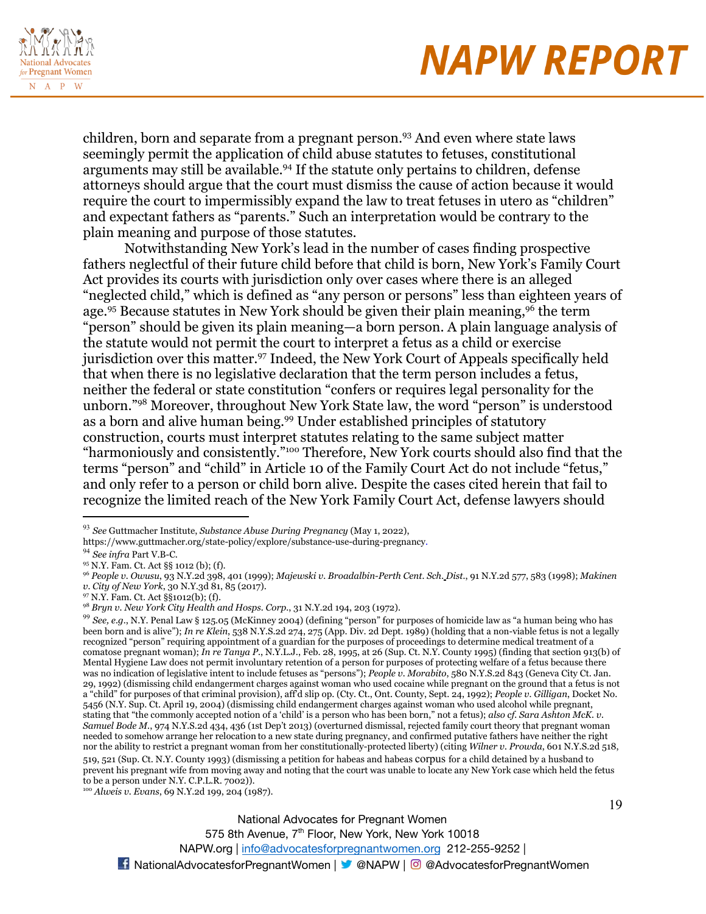children, born and separate from a pregnant person.[93] And even where state laws seemingly permit the application of child abuse statutes to fetuses, constitutional arguments may still be available.[94] If the statute only pertains to children, defense attorneys should argue that the court must dismiss the cause of action because it would require the court to impermissibly expand the law to treat fetuses in utero as "children" and expectant fathers as "parents." Such an interpretation would be contrary to the plain meaning and purpose of those statutes.

Notwithstanding New York's lead in the number of cases finding prospective fathers neglectful of their future child before that child is born, New York's Family Court Act provides its courts with jurisdiction only over cases where there is an alleged "neglected child," which is defined as "any person or persons" less than eighteen years of age.[95] Because statutes in New York should be given their plain meaning,[96] the term "person" should be given its plain meaning—a born person. A plain language analysis of the statute would not permit the court to interpret a fetus as a child or exercise jurisdiction over this matter.[97] Indeed, the New York Court of Appeals specifically held that when there is no legislative declaration that the term person includes a fetus, neither the federal or state constitution "confers or requires legal personality for the unborn."[98] Moreover, throughout New York State law, the word "person" is understood as a born and alive human being.[99] Under established principles of statutory construction, courts must interpret statutes relating to the same subject matter "harmoniously and consistently."[100] Therefore, New York courts should also find that the terms "person" and "child" in Article 10 of the Family Court Act do not include "fetus," and only refer to a person or child born alive. Despite the cases cited herein that fail to recognize the limited reach of the New York Family Court Act, defense lawyers should

---

[93] *See* Guttmacher Institute, *Substance Abuse During Pregnancy* (May 1, 2022), https://www.guttmacher.org/state-policy/explore/substance-use-during-pregnancy.

[94] *See infra* Part V.B-C.

[95] N.Y. Fam. Ct. Act §§ 1012 (b); (f).

[96] *People v. Owusu*, 93 N.Y.2d 398, 401 (1999); *Majewski v. Broadalbin-Perth Cent. Sch. Dist.*, 91 N.Y.2d 577, 583 (1998); *Makinen v. City of New York*, 30 N.Y.3d 81, 85 (2017).

[97] N.Y. Fam. Ct. Act §§1012(b); (f).

[98] *Bryn v. New York City Health and Hosps. Corp.*, 31 N.Y.2d 194, 203 (1972).

[99] *See, e.g.*, N.Y. Penal Law § 125.05 (McKinney 2004) (defining "person" for purposes of homicide law as "a human being who has been born and is alive"); *In re Klein*, 538 N.Y.S.2d 274, 275 (App. Div. 2d Dept. 1989) (holding that a non-viable fetus is not a legally recognized "person" requiring appointment of a guardian for the purposes of proceedings to determine medical treatment of a comatose pregnant woman); *In re Tanya P.*, N.Y.L.J., Feb. 28, 1995, at 26 (Sup. Ct. N.Y. County 1995) (finding that section 913(b) of Mental Hygiene Law does not permit involuntary retention of a person for purposes of protecting welfare of a fetus because there was no indication of legislative intent to include fetuses as "persons"); *People v. Morabito*, 580 N.Y.S.2d 843 (Geneva City Ct. Jan. 29, 1992) (dismissing child endangerment charges against woman who used cocaine while pregnant on the ground that a fetus is not a "child" for purposes of that criminal provision), aff'd slip op. (Cty. Ct., Ont. County, Sept. 24, 1992); *People v. Gilligan*, Docket No. 5456 (N.Y. Sup. Ct. April 19, 2004) (dismissing child endangerment charges against woman who used alcohol while pregnant, stating that "the commonly accepted notion of a 'child' is a person who has been born," not a fetus); *also cf. Sara Ashton McK. v. Samuel Bode M.*, 974 N.Y.S.2d 434, 436 (1st Dep't 2013) (overturned dismissal, rejected family court theory that pregnant woman needed to somehow arrange her relocation to a new state during pregnancy, and confirmed putative fathers have neither the right nor the ability to restrict a pregnant woman from her constitutionally-protected liberty) (citing *Wilner v. Prowda*, 601 N.Y.S.2d 518, 519, 521 (Sup. Ct. N.Y. County 1993) (dismissing a petition for habeas and habeas corpus for a child detained by a husband to prevent his pregnant wife from moving away and noting that the court was unable to locate any New York case which held the fetus to be a person under N.Y. C.P.L.R. 7002)).

[100] *Alweis v. Evans*, 69 N.Y.2d 199, 204 (1987).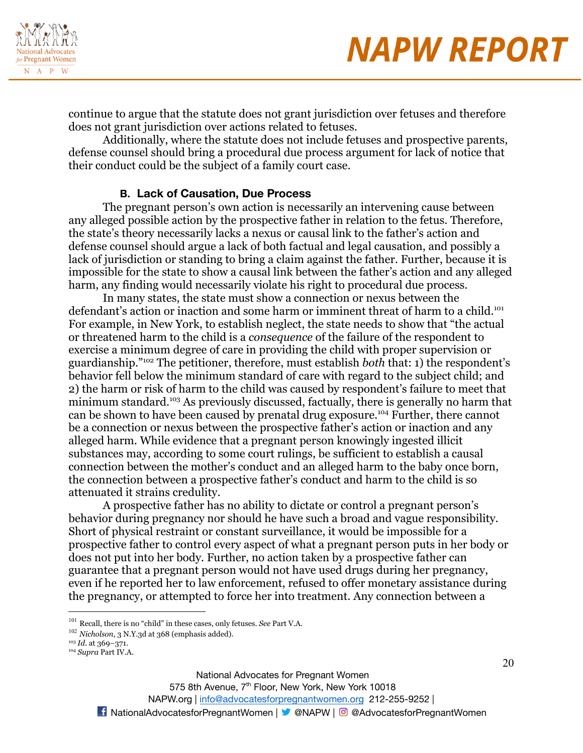continue to argue that the statute does not grant jurisdiction over fetuses and therefore does not grant jurisdiction over actions related to fetuses.

Additionally, where the statute does not include fetuses and prospective parents, defense counsel should bring a procedural due process argument for lack of notice that their conduct could be the subject of a family court case.

### B. Lack of Causation, Due Process

The pregnant person's own action is necessarily an intervening cause between any alleged possible action by the prospective father in relation to the fetus. Therefore, the state's theory necessarily lacks a nexus or causal link to the father's action and defense counsel should argue a lack of both factual and legal causation, and possibly a lack of jurisdiction or standing to bring a claim against the father. Further, because it is impossible for the state to show a causal link between the father's action and any alleged harm, any finding would necessarily violate his right to procedural due process.

In many states, the state must show a connection or nexus between the defendant's action or inaction and some harm or imminent threat of harm to a child.[101] For example, in New York, to establish neglect, the state needs to show that "the actual or threatened harm to the child is a *consequence* of the failure of the respondent to exercise a minimum degree of care in providing the child with proper supervision or guardianship."[102] The petitioner, therefore, must establish *both* that: 1) the respondent's behavior fell below the minimum standard of care with regard to the subject child; and 2) the harm or risk of harm to the child was caused by respondent's failure to meet that minimum standard.[103] As previously discussed, factually, there is generally no harm that can be shown to have been caused by prenatal drug exposure.[104] Further, there cannot be a connection or nexus between the prospective father's action or inaction and any alleged harm. While evidence that a pregnant person knowingly ingested illicit substances may, according to some court rulings, be sufficient to establish a causal connection between the mother's conduct and an alleged harm to the baby once born, the connection between a prospective father's conduct and harm to the child is so attenuated it strains credulity.

A prospective father has no ability to dictate or control a pregnant person's behavior during pregnancy nor should he have such a broad and vague responsibility. Short of physical restraint or constant surveillance, it would be impossible for a prospective father to control every aspect of what a pregnant person puts in her body or does not put into her body. Further, no action taken by a prospective father can guarantee that a pregnant person would not have used drugs during her pregnancy, even if he reported her to law enforcement, refused to offer monetary assistance during the pregnancy, or attempted to force her into treatment. Any connection between a

---

[101] Recall, there is no "child" in these cases, only fetuses. *See* Part V.A.

[102] *Nicholson*, 3 N.Y.3d at 368 (emphasis added).

[103] *Id.* at 369–371.

[104] *Supra* Part IV.A.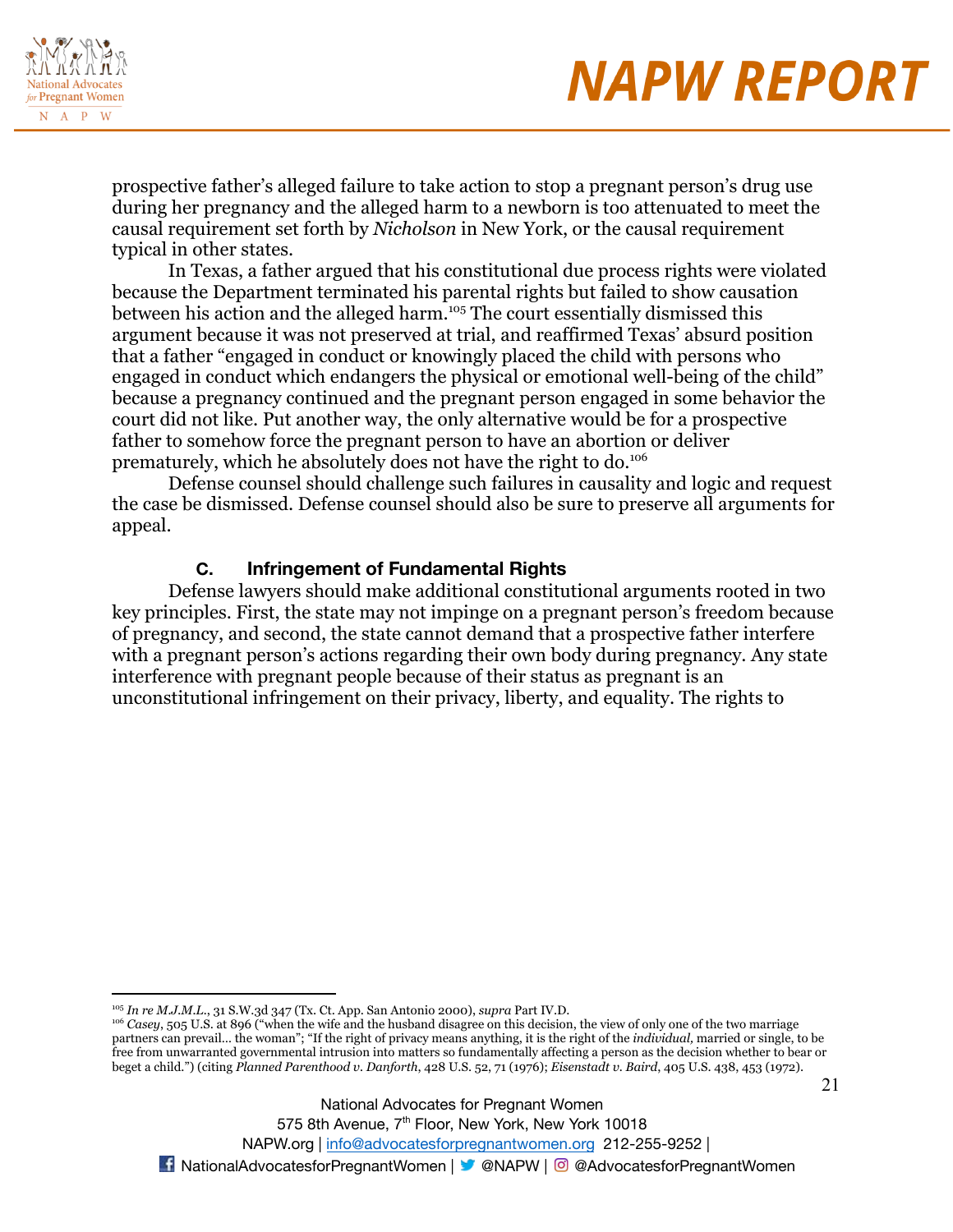prospective father's alleged failure to take action to stop a pregnant person's drug use during her pregnancy and the alleged harm to a newborn is too attenuated to meet the causal requirement set forth by *Nicholson* in New York, or the causal requirement typical in other states.

In Texas, a father argued that his constitutional due process rights were violated because the Department terminated his parental rights but failed to show causation between his action and the alleged harm.[105] The court essentially dismissed this argument because it was not preserved at trial, and reaffirmed Texas' absurd position that a father "engaged in conduct or knowingly placed the child with persons who engaged in conduct which endangers the physical or emotional well-being of the child" because a pregnancy continued and the pregnant person engaged in some behavior the court did not like. Put another way, the only alternative would be for a prospective father to somehow force the pregnant person to have an abortion or deliver prematurely, which he absolutely does not have the right to do.[106]

Defense counsel should challenge such failures in causality and logic and request the case be dismissed. Defense counsel should also be sure to preserve all arguments for appeal.

### C. Infringement of Fundamental Rights

Defense lawyers should make additional constitutional arguments rooted in two key principles. First, the state may not impinge on a pregnant person's freedom because of pregnancy, and second, the state cannot demand that a prospective father interfere with a pregnant person's actions regarding their own body during pregnancy. Any state interference with pregnant people because of their status as pregnant is an unconstitutional infringement on their privacy, liberty, and equality. The rights to

---

[105] *In re M.J.M.L.*, 31 S.W.3d 347 (Tx. Ct. App. San Antonio 2000), *supra* Part IV.D.

[106] *Casey*, 505 U.S. at 896 ("when the wife and the husband disagree on this decision, the view of only one of the two marriage partners can prevail… the woman"; "If the right of privacy means anything, it is the right of the *individual,* married or single, to be free from unwarranted governmental intrusion into matters so fundamentally affecting a person as the decision whether to bear or beget a child.") (citing *Planned Parenthood v. Danforth*, 428 U.S. 52, 71 (1976); *Eisenstadt v. Baird*, 405 U.S. 438, 453 (1972).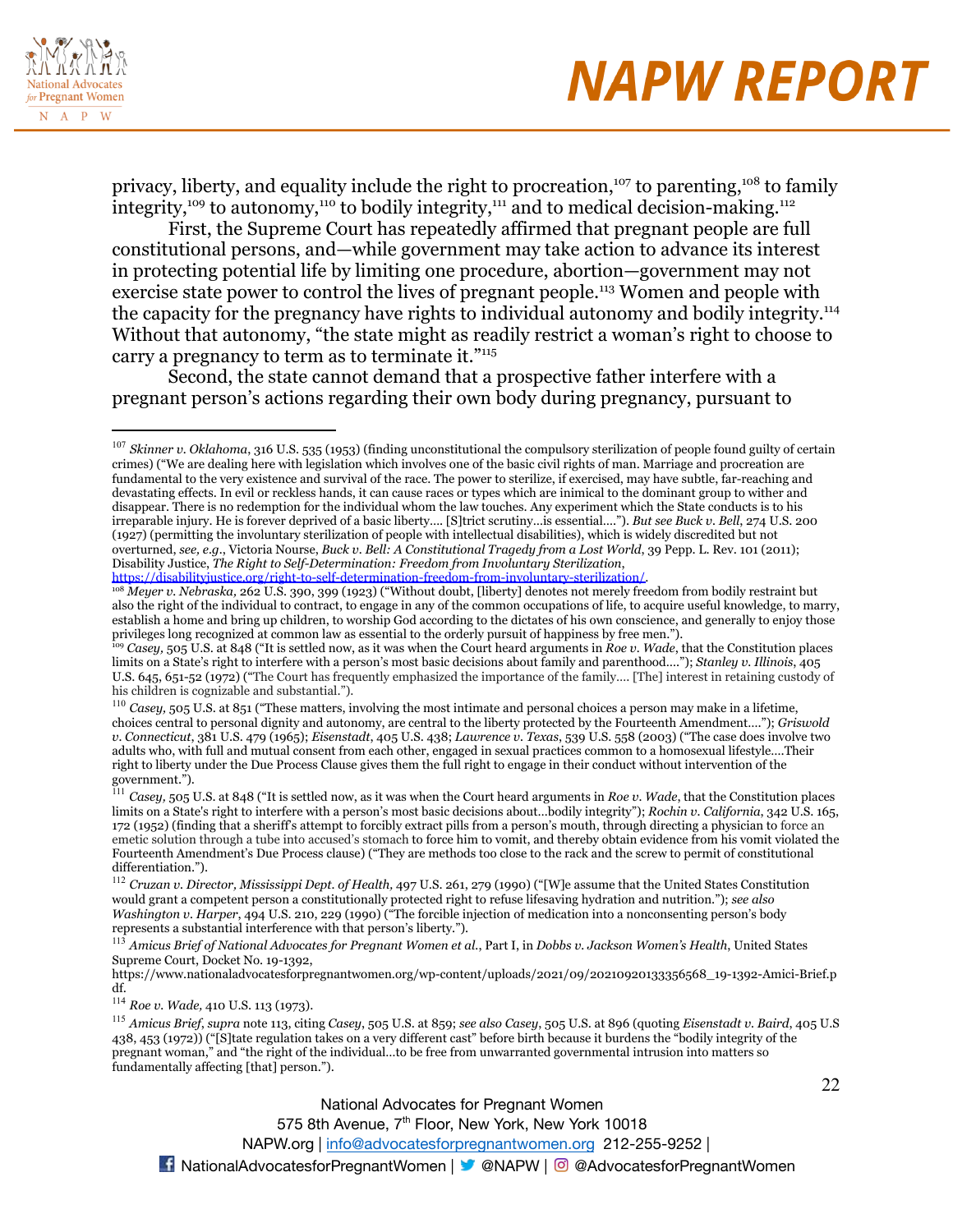privacy, liberty, and equality include the right to procreation,[107] to parenting,[108] to family integrity,[109] to autonomy,[110] to bodily integrity,[111] and to medical decision-making.[112]

First, the Supreme Court has repeatedly affirmed that pregnant people are full constitutional persons, and—while government may take action to advance its interest in protecting potential life by limiting one procedure, abortion—government may not exercise state power to control the lives of pregnant people.[113] Women and people with the capacity for the pregnancy have rights to individual autonomy and bodily integrity.[114] Without that autonomy, "the state might as readily restrict a woman's right to choose to carry a pregnancy to term as to terminate it."[115]

Second, the state cannot demand that a prospective father interfere with a pregnant person's actions regarding their own body during pregnancy, pursuant to

---

[107] *Skinner v. Oklahoma*, 316 U.S. 535 (1953) (finding unconstitutional the compulsory sterilization of people found guilty of certain crimes) ("We are dealing here with legislation which involves one of the basic civil rights of man. Marriage and procreation are fundamental to the very existence and survival of the race. The power to sterilize, if exercised, may have subtle, far-reaching and devastating effects. In evil or reckless hands, it can cause races or types which are inimical to the dominant group to wither and disappear. There is no redemption for the individual whom the law touches. Any experiment which the State conducts is to his irreparable injury. He is forever deprived of a basic liberty.... [S]trict scrutiny...is essential...."). *But see Buck v. Bell*, 274 U.S. 200 (1927) (permitting the involuntary sterilization of people with intellectual disabilities), which is widely discredited but not overturned, *see, e.g.*, Victoria Nourse, *Buck v. Bell: A Constitutional Tragedy from a Lost World*, 39 Pepp. L. Rev. 101 (2011); Disability Justice, *The Right to Self-Determination: Freedom from Involuntary Sterilization*, https://disabilityjustice.org/right-to-self-determination-freedom-from-involuntary-sterilization/.

[108] *Meyer v. Nebraska,* 262 U.S. 390, 399 (1923) ("Without doubt, [liberty] denotes not merely freedom from bodily restraint but also the right of the individual to contract, to engage in any of the common occupations of life, to acquire useful knowledge, to marry, establish a home and bring up children, to worship God according to the dictates of his own conscience, and generally to enjoy those privileges long recognized at common law as essential to the orderly pursuit of happiness by free men.").

[109] *Casey,* 505 U.S. at 848 ("It is settled now, as it was when the Court heard arguments in *Roe v. Wade*, that the Constitution places limits on a State's right to interfere with a person's most basic decisions about family and parenthood...."); *Stanley v. Illinois*, 405 U.S. 645, 651-52 (1972) ("The Court has frequently emphasized the importance of the family.... [The] interest in retaining custody of his children is cognizable and substantial.").

[110] *Casey,* 505 U.S. at 851 ("These matters, involving the most intimate and personal choices a person may make in a lifetime, choices central to personal dignity and autonomy, are central to the liberty protected by the Fourteenth Amendment...."); *Griswold v. Connecticut*, 381 U.S. 479 (1965); *Eisenstadt*, 405 U.S. 438; *Lawrence v. Texas*, 539 U.S. 558 (2003) ("The case does involve two adults who, with full and mutual consent from each other, engaged in sexual practices common to a homosexual lifestyle....Their right to liberty under the Due Process Clause gives them the full right to engage in their conduct without intervention of the government.").

[111] *Casey,* 505 U.S. at 848 ("It is settled now, as it was when the Court heard arguments in *Roe v. Wade*, that the Constitution places limits on a State's right to interfere with a person's most basic decisions about...bodily integrity"); *Rochin v. California,* 342 U.S. 165, 172 (1952) (finding that a sheriff's attempt to forcibly extract pills from a person's mouth, through directing a physician to force an emetic solution through a tube into accused's stomach to force him to vomit, and thereby obtain evidence from his vomit violated the Fourteenth Amendment's Due Process clause) ("They are methods too close to the rack and the screw to permit of constitutional differentiation.").

[112] *Cruzan v. Director, Mississippi Dept. of Health,* 497 U.S. 261, 279 (1990) ("[W]e assume that the United States Constitution would grant a competent person a constitutionally protected right to refuse lifesaving hydration and nutrition."); *see also Washington v. Harper*, 494 U.S. 210, 229 (1990) ("The forcible injection of medication into a nonconsenting person's body represents a substantial interference with that person's liberty.").

[113] *Amicus Brief of National Advocates for Pregnant Women et al.*, Part I, in *Dobbs v. Jackson Women's Health*, United States Supreme Court, Docket No. 19-1392, https://www.nationaladvocatesforpregnantwomen.org/wp-content/uploads/2021/09/20210920133356568_19-1392-Amici-Brief.pdf.

[114] *Roe v. Wade,* 410 U.S. 113 (1973).

[115] *Amicus Brief*, *supra* note 113, citing *Casey*, 505 U.S. at 859; *see also Casey*, 505 U.S. at 896 (quoting *Eisenstadt v. Baird*, 405 U.S 438, 453 (1972)) ("[S]tate regulation takes on a very different cast" before birth because it burdens the "bodily integrity of the pregnant woman," and "the right of the individual...to be free from unwarranted governmental intrusion into matters so fundamentally affecting [that] person.").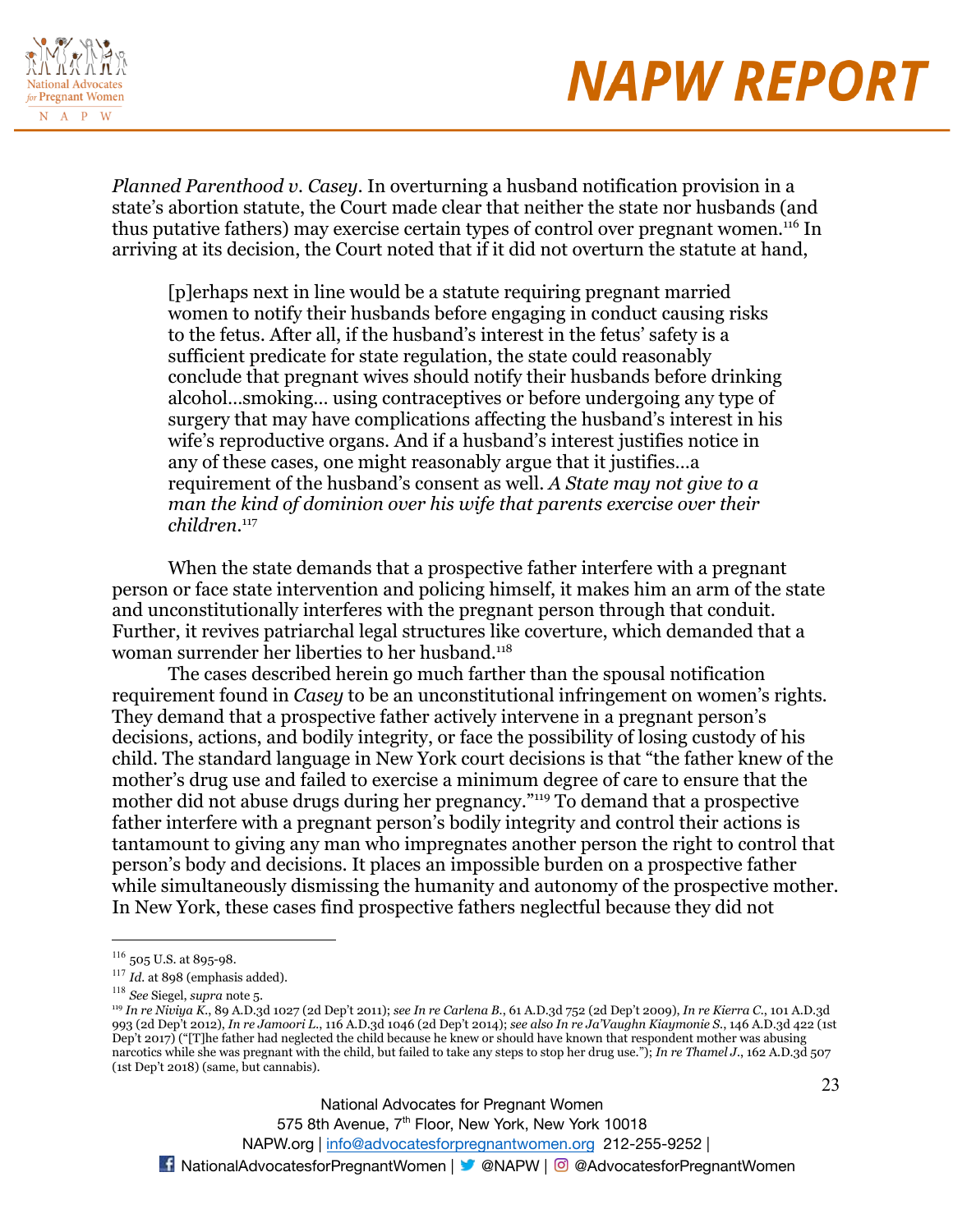*Planned Parenthood v. Casey*. In overturning a husband notification provision in a state's abortion statute, the Court made clear that neither the state nor husbands (and thus putative fathers) may exercise certain types of control over pregnant women.[116] In arriving at its decision, the Court noted that if it did not overturn the statute at hand,

> [p]erhaps next in line would be a statute requiring pregnant married women to notify their husbands before engaging in conduct causing risks to the fetus. After all, if the husband's interest in the fetus' safety is a sufficient predicate for state regulation, the state could reasonably conclude that pregnant wives should notify their husbands before drinking alcohol…smoking… using contraceptives or before undergoing any type of surgery that may have complications affecting the husband's interest in his wife's reproductive organs. And if a husband's interest justifies notice in any of these cases, one might reasonably argue that it justifies…a requirement of the husband's consent as well. *A State may not give to a man the kind of dominion over his wife that parents exercise over their children*.[117]

When the state demands that a prospective father interfere with a pregnant person or face state intervention and policing himself, it makes him an arm of the state and unconstitutionally interferes with the pregnant person through that conduit. Further, it revives patriarchal legal structures like coverture, which demanded that a woman surrender her liberties to her husband.[118]

The cases described herein go much farther than the spousal notification requirement found in *Casey* to be an unconstitutional infringement on women's rights. They demand that a prospective father actively intervene in a pregnant person's decisions, actions, and bodily integrity, or face the possibility of losing custody of his child. The standard language in New York court decisions is that "the father knew of the mother's drug use and failed to exercise a minimum degree of care to ensure that the mother did not abuse drugs during her pregnancy."[119] To demand that a prospective father interfere with a pregnant person's bodily integrity and control their actions is tantamount to giving any man who impregnates another person the right to control that person's body and decisions. It places an impossible burden on a prospective father while simultaneously dismissing the humanity and autonomy of the prospective mother. In New York, these cases find prospective fathers neglectful because they did not

---

[116] 505 U.S. at 895-98.

[117] *Id.* at 898 (emphasis added).

[118] *See* Siegel, *supra* note 5.

[119] *In re Niviya K.*, 89 A.D.3d 1027 (2d Dep't 2011); *see In re Carlena B.*, 61 A.D.3d 752 (2d Dep't 2009), *In re Kierra C.*, 101 A.D.3d 993 (2d Dep't 2012), *In re Jamoori L.*, 116 A.D.3d 1046 (2d Dep't 2014); *see also In re Ja'Vaughn Kiaymonie S.*, 146 A.D.3d 422 (1st Dep't 2017) ("[T]he father had neglected the child because he knew or should have known that respondent mother was abusing narcotics while she was pregnant with the child, but failed to take any steps to stop her drug use."); *In re Thamel J.*, 162 A.D.3d 507 (1st Dep't 2018) (same, but cannabis).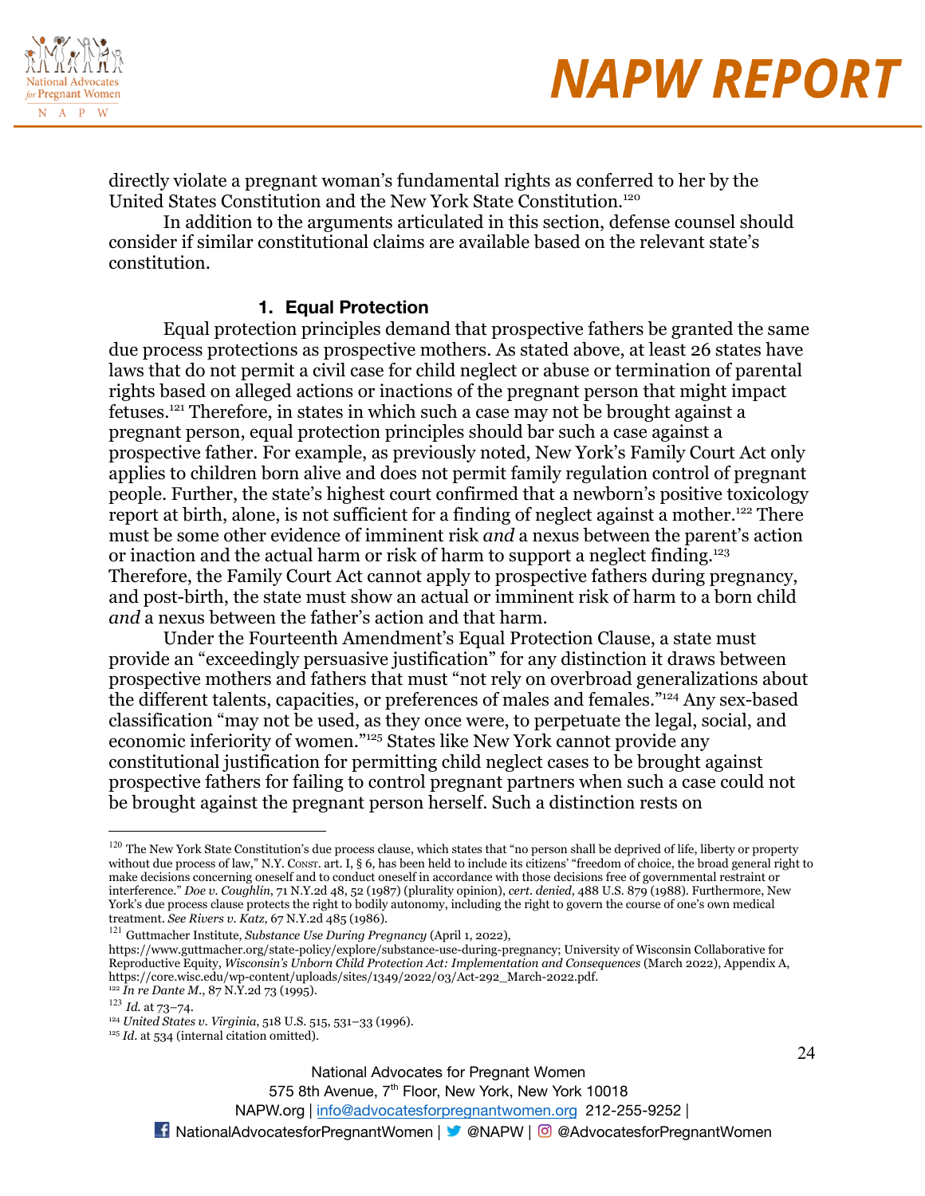directly violate a pregnant woman's fundamental rights as conferred to her by the United States Constitution and the New York State Constitution.[120]

In addition to the arguments articulated in this section, defense counsel should consider if similar constitutional claims are available based on the relevant state's constitution.

#### 1. Equal Protection

Equal protection principles demand that prospective fathers be granted the same due process protections as prospective mothers. As stated above, at least 26 states have laws that do not permit a civil case for child neglect or abuse or termination of parental rights based on alleged actions or inactions of the pregnant person that might impact fetuses.[121] Therefore, in states in which such a case may not be brought against a pregnant person, equal protection principles should bar such a case against a prospective father. For example, as previously noted, New York's Family Court Act only applies to children born alive and does not permit family regulation control of pregnant people. Further, the state's highest court confirmed that a newborn's positive toxicology report at birth, alone, is not sufficient for a finding of neglect against a mother.[122] There must be some other evidence of imminent risk *and* a nexus between the parent's action or inaction and the actual harm or risk of harm to support a neglect finding.[123] Therefore, the Family Court Act cannot apply to prospective fathers during pregnancy, and post-birth, the state must show an actual or imminent risk of harm to a born child *and* a nexus between the father's action and that harm.

Under the Fourteenth Amendment's Equal Protection Clause, a state must provide an "exceedingly persuasive justification" for any distinction it draws between prospective mothers and fathers that must "not rely on overbroad generalizations about the different talents, capacities, or preferences of males and females."[124] Any sex-based classification "may not be used, as they once were, to perpetuate the legal, social, and economic inferiority of women."[125] States like New York cannot provide any constitutional justification for permitting child neglect cases to be brought against prospective fathers for failing to control pregnant partners when such a case could not be brought against the pregnant person herself. Such a distinction rests on

---

[120] The New York State Constitution's due process clause, which states that "no person shall be deprived of life, liberty or property without due process of law," N.Y. Const. art. I, § 6, has been held to include its citizens' "freedom of choice, the broad general right to make decisions concerning oneself and to conduct oneself in accordance with those decisions free of governmental restraint or interference." *Doe v. Coughlin*, 71 N.Y.2d 48, 52 (1987) (plurality opinion), *cert. denied*, 488 U.S. 879 (1988). Furthermore, New York's due process clause protects the right to bodily autonomy, including the right to govern the course of one's own medical treatment. *See Rivers v. Katz*, 67 N.Y.2d 485 (1986).

[121] Guttmacher Institute, *Substance Use During Pregnancy* (April 1, 2022), https://www.guttmacher.org/state-policy/explore/substance-use-during-pregnancy; University of Wisconsin Collaborative for Reproductive Equity, *Wisconsin's Unborn Child Protection Act: Implementation and Consequences* (March 2022), Appendix A, https://core.wisc.edu/wp-content/uploads/sites/1349/2022/03/Act-292_March-2022.pdf.

[122] *In re Dante M.*, 87 N.Y.2d 73 (1995).

[123] *Id.* at 73–74.

[124] *United States v. Virginia*, 518 U.S. 515, 531–33 (1996).

[125] *Id.* at 534 (internal citation omitted).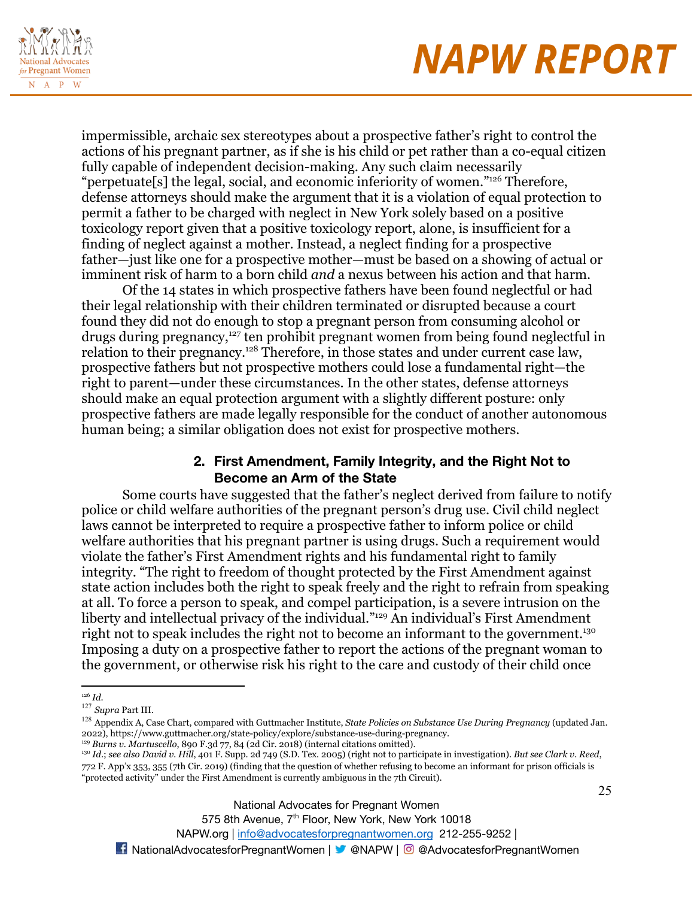impermissible, archaic sex stereotypes about a prospective father's right to control the actions of his pregnant partner, as if she is his child or pet rather than a co-equal citizen fully capable of independent decision-making. Any such claim necessarily "perpetuate[s] the legal, social, and economic inferiority of women."[126] Therefore, defense attorneys should make the argument that it is a violation of equal protection to permit a father to be charged with neglect in New York solely based on a positive toxicology report given that a positive toxicology report, alone, is insufficient for a finding of neglect against a mother. Instead, a neglect finding for a prospective father—just like one for a prospective mother—must be based on a showing of actual or imminent risk of harm to a born child *and* a nexus between his action and that harm.

Of the 14 states in which prospective fathers have been found neglectful or had their legal relationship with their children terminated or disrupted because a court found they did not do enough to stop a pregnant person from consuming alcohol or drugs during pregnancy,[127] ten prohibit pregnant women from being found neglectful in relation to their pregnancy.[128] Therefore, in those states and under current case law, prospective fathers but not prospective mothers could lose a fundamental right—the right to parent—under these circumstances. In the other states, defense attorneys should make an equal protection argument with a slightly different posture: only prospective fathers are made legally responsible for the conduct of another autonomous human being; a similar obligation does not exist for prospective mothers.

### 2. First Amendment, Family Integrity, and the Right Not to Become an Arm of the State

Some courts have suggested that the father's neglect derived from failure to notify police or child welfare authorities of the pregnant person's drug use. Civil child neglect laws cannot be interpreted to require a prospective father to inform police or child welfare authorities that his pregnant partner is using drugs. Such a requirement would violate the father's First Amendment rights and his fundamental right to family integrity. "The right to freedom of thought protected by the First Amendment against state action includes both the right to speak freely and the right to refrain from speaking at all. To force a person to speak, and compel participation, is a severe intrusion on the liberty and intellectual privacy of the individual."[129] An individual's First Amendment right not to speak includes the right not to become an informant to the government.[130] Imposing a duty on a prospective father to report the actions of the pregnant woman to the government, or otherwise risk his right to the care and custody of their child once

---

[126] *Id.*

[127] *Supra* Part III.

[128] Appendix A, Case Chart, compared with Guttmacher Institute, *State Policies on Substance Use During Pregnancy* (updated Jan. 2022), https://www.guttmacher.org/state-policy/explore/substance-use-during-pregnancy.

[129] *Burns v. Martuscello*, 890 F.3d 77, 84 (2d Cir. 2018) (internal citations omitted).

[130] *Id.*; *see also David v. Hill*, 401 F. Supp. 2d 749 (S.D. Tex. 2005) (right not to participate in investigation). *But see Clark v. Reed*, 772 F. App'x 353, 355 (7th Cir. 2019) (finding that the question of whether refusing to become an informant for prison officials is "protected activity" under the First Amendment is currently ambiguous in the 7th Circuit).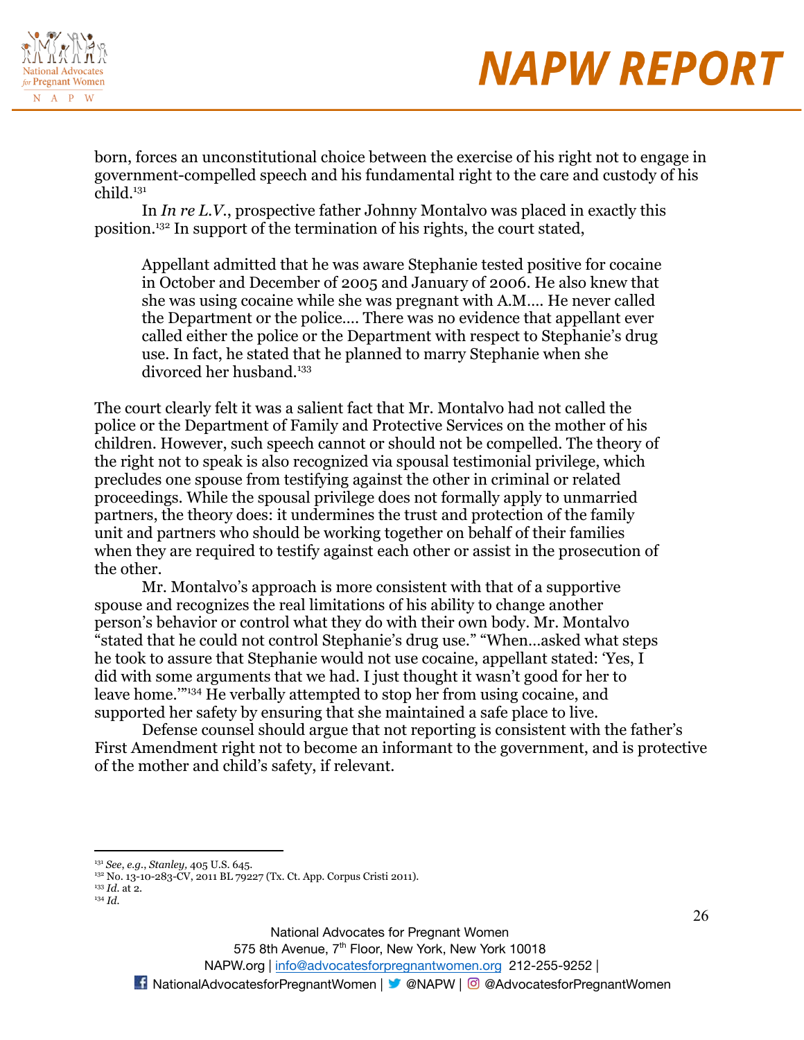born, forces an unconstitutional choice between the exercise of his right not to engage in government-compelled speech and his fundamental right to the care and custody of his child.[131]

In *In re L.V.*, prospective father Johnny Montalvo was placed in exactly this position.[132] In support of the termination of his rights, the court stated,

> Appellant admitted that he was aware Stephanie tested positive for cocaine in October and December of 2005 and January of 2006. He also knew that she was using cocaine while she was pregnant with A.M.… He never called the Department or the police…. There was no evidence that appellant ever called either the police or the Department with respect to Stephanie's drug use. In fact, he stated that he planned to marry Stephanie when she divorced her husband.[133]

The court clearly felt it was a salient fact that Mr. Montalvo had not called the police or the Department of Family and Protective Services on the mother of his children. However, such speech cannot or should not be compelled. The theory of the right not to speak is also recognized via spousal testimonial privilege, which precludes one spouse from testifying against the other in criminal or related proceedings. While the spousal privilege does not formally apply to unmarried partners, the theory does: it undermines the trust and protection of the family unit and partners who should be working together on behalf of their families when they are required to testify against each other or assist in the prosecution of the other.

Mr. Montalvo's approach is more consistent with that of a supportive spouse and recognizes the real limitations of his ability to change another person's behavior or control what they do with their own body. Mr. Montalvo "stated that he could not control Stephanie's drug use." "When…asked what steps he took to assure that Stephanie would not use cocaine, appellant stated: 'Yes, I did with some arguments that we had. I just thought it wasn't good for her to leave home.'"[134] He verbally attempted to stop her from using cocaine, and supported her safety by ensuring that she maintained a safe place to live.

Defense counsel should argue that not reporting is consistent with the father's First Amendment right not to become an informant to the government, and is protective of the mother and child's safety, if relevant.

---

[131] *See, e.g.*, *Stanley*, 405 U.S. 645.
[132] No. 13-10-283-CV, 2011 BL 79227 (Tx. Ct. App. Corpus Cristi 2011).
[133] *Id.* at 2.
[134] *Id.*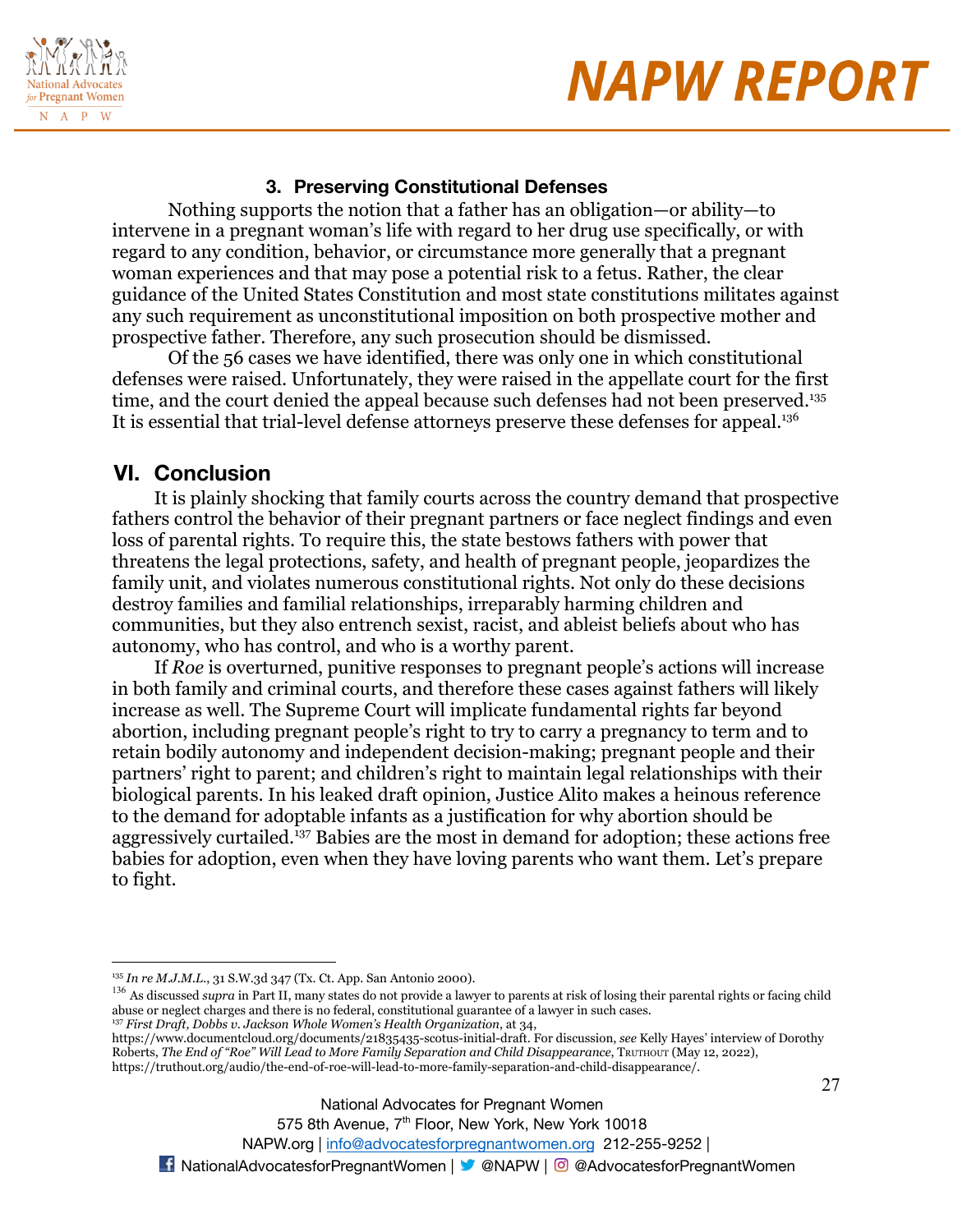### 3. Preserving Constitutional Defenses

Nothing supports the notion that a father has an obligation—or ability—to intervene in a pregnant woman's life with regard to her drug use specifically, or with regard to any condition, behavior, or circumstance more generally that a pregnant woman experiences and that may pose a potential risk to a fetus. Rather, the clear guidance of the United States Constitution and most state constitutions militates against any such requirement as unconstitutional imposition on both prospective mother and prospective father. Therefore, any such prosecution should be dismissed.

Of the 56 cases we have identified, there was only one in which constitutional defenses were raised. Unfortunately, they were raised in the appellate court for the first time, and the court denied the appeal because such defenses had not been preserved.[135] It is essential that trial-level defense attorneys preserve these defenses for appeal.[136]

## VI. Conclusion

It is plainly shocking that family courts across the country demand that prospective fathers control the behavior of their pregnant partners or face neglect findings and even loss of parental rights. To require this, the state bestows fathers with power that threatens the legal protections, safety, and health of pregnant people, jeopardizes the family unit, and violates numerous constitutional rights. Not only do these decisions destroy families and familial relationships, irreparably harming children and communities, but they also entrench sexist, racist, and ableist beliefs about who has autonomy, who has control, and who is a worthy parent.

If *Roe* is overturned, punitive responses to pregnant people's actions will increase in both family and criminal courts, and therefore these cases against fathers will likely increase as well. The Supreme Court will implicate fundamental rights far beyond abortion, including pregnant people's right to try to carry a pregnancy to term and to retain bodily autonomy and independent decision-making; pregnant people and their partners' right to parent; and children's right to maintain legal relationships with their biological parents. In his leaked draft opinion, Justice Alito makes a heinous reference to the demand for adoptable infants as a justification for why abortion should be aggressively curtailed.[137] Babies are the most in demand for adoption; these actions free babies for adoption, even when they have loving parents who want them. Let's prepare to fight.

---

[135] *In re M.J.M.L.*, 31 S.W.3d 347 (Tx. Ct. App. San Antonio 2000).

[136] As discussed *supra* in Part II, many states do not provide a lawyer to parents at risk of losing their parental rights or facing child abuse or neglect charges and there is no federal, constitutional guarantee of a lawyer in such cases.

[137] *First Draft, Dobbs v. Jackson Whole Women's Health Organization*, at 34, https://www.documentcloud.org/documents/21835435-scotus-initial-draft. For discussion, *see* Kelly Hayes' interview of Dorothy Roberts, *The End of "Roe" Will Lead to More Family Separation and Child Disappearance*, TRUTHOUT (May 12, 2022), https://truthout.org/audio/the-end-of-roe-will-lead-to-more-family-separation-and-child-disappearance/.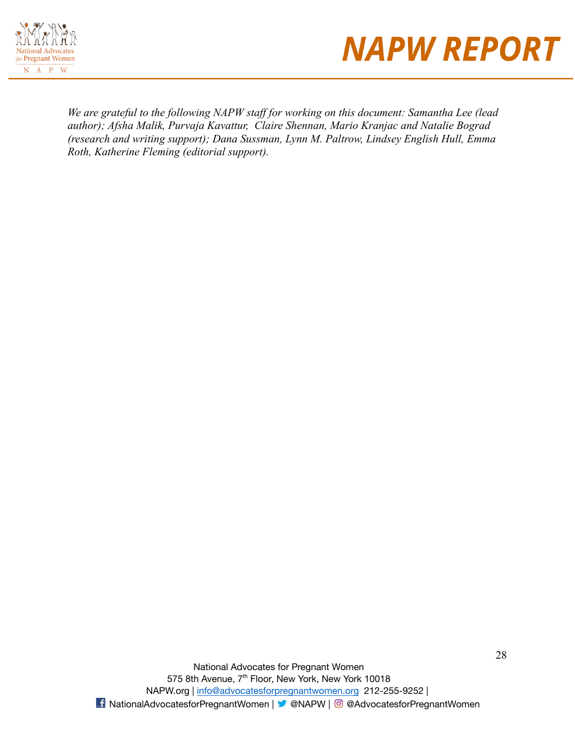*We are grateful to the following NAPW staff for working on this document: Samantha Lee (lead author); Afsha Malik, Purvaja Kavattur, Claire Shennan, Mario Kranjac and Natalie Bograd (research and writing support); Dana Sussman, Lynn M. Paltrow, Lindsey English Hull, Emma Roth, Katherine Fleming (editorial support).*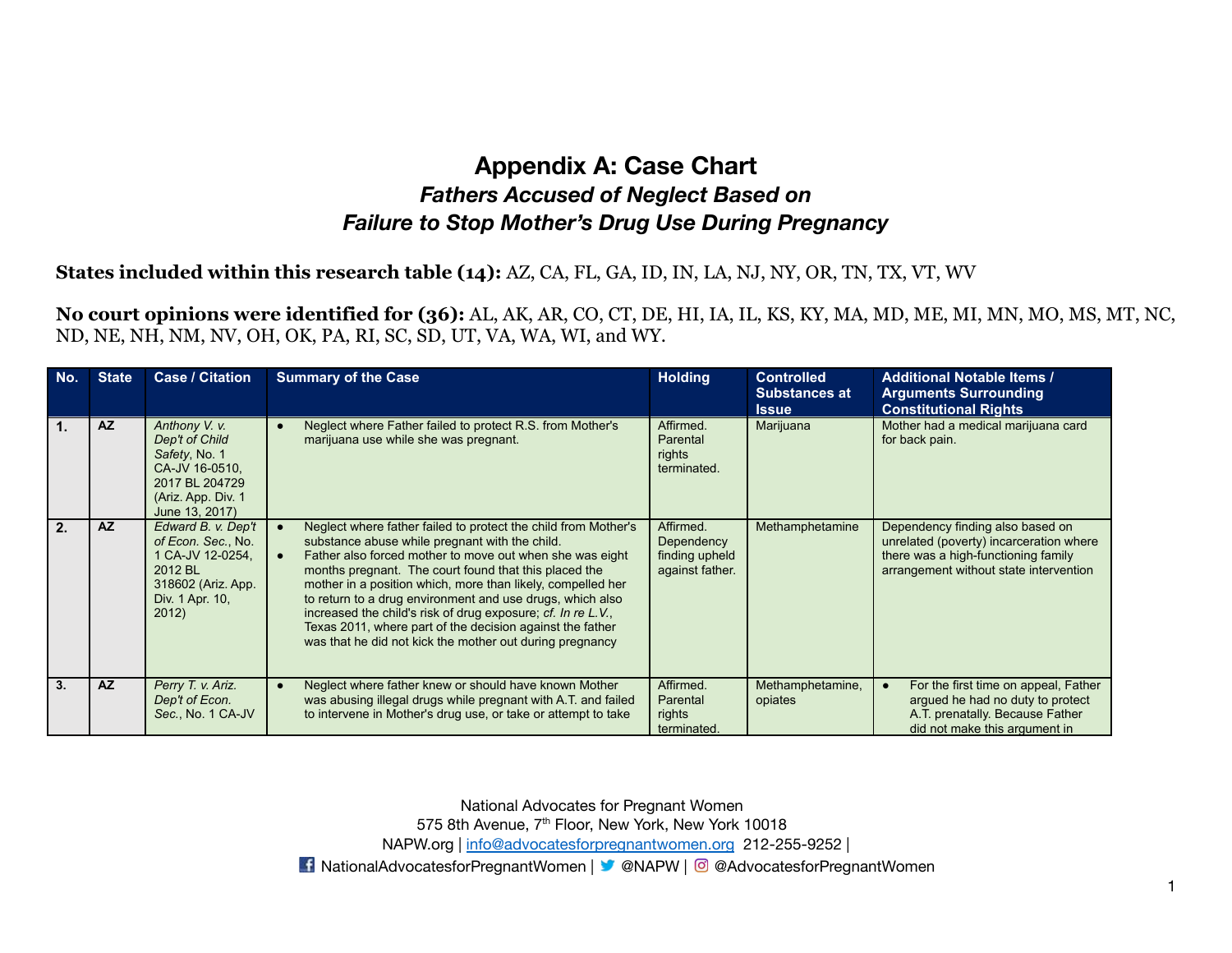# Appendix A: Case Chart

## *Fathers Accused of Neglect Based on Failure to Stop Mother's Drug Use During Pregnancy*

**States included within this research table (14):** AZ, CA, FL, GA, ID, IN, LA, NJ, NY, OR, TN, TX, VT, WV

**No court opinions were identified for (36):** AL, AK, AR, CO, CT, DE, HI, IA, IL, KS, KY, MA, MD, ME, MI, MN, MO, MS, MT, NC, ND, NE, NH, NM, NV, OH, OK, PA, RI, SC, SD, UT, VA, WA, WI, and WY.

| No. | State | Case / Citation | Summary of the Case | Holding | Controlled Substances at Issue | Additional Notable Items / Arguments Surrounding Constitutional Rights |
|---|---|---|---|---|---|---|
| **1.** | **AZ** | *Anthony V. v. Dep't of Child Safety*, No. 1 CA-JV 16-0510, 2017 BL 204729 (Ariz. App. Div. 1 June 13, 2017) | • Neglect where Father failed to protect R.S. from Mother's marijuana use while she was pregnant. | Affirmed. Parental rights terminated. | Marijuana | Mother had a medical marijuana card for back pain. |
| **2.** | **AZ** | *Edward B. v. Dep't of Econ. Sec.*, No. 1 CA-JV 12-0254, 2012 BL 318602 (Ariz. App. Div. 1 Apr. 10, 2012) | • Neglect where father failed to protect the child from Mother's substance abuse while pregnant with the child.<br>• Father also forced mother to move out when she was eight months pregnant. The court found that this placed the mother in a position which, more than likely, compelled her to return to a drug environment and use drugs, which also increased the child's risk of drug exposure; *cf. In re L.V.*, Texas 2011, where part of the decision against the father was that he did not kick the mother out during pregnancy | Affirmed. Dependency finding upheld against father. | Methamphetamine | Dependency finding also based on unrelated (poverty) incarceration where there was a high-functioning family arrangement without state intervention |
| **3.** | **AZ** | *Perry T. v. Ariz. Dep't of Econ. Sec.*, No. 1 CA-JV | • Neglect where father knew or should have known Mother was abusing illegal drugs while pregnant with A.T. and failed to intervene in Mother's drug use, or take or attempt to take | Affirmed. Parental rights terminated. | Methamphetamine, opiates | • For the first time on appeal, Father argued he had no duty to protect A.T. prenatally. Because Father did not make this argument in |

National Advocates for Pregnant Women
575 8th Avenue, 7th Floor, New York, New York 10018
NAPW.org | info@advocatesforpregnantwomen.org 212-255-9252 |
NationalAdvocatesforPregnantWomen | @NAPW | @AdvocatesforPregnantWomen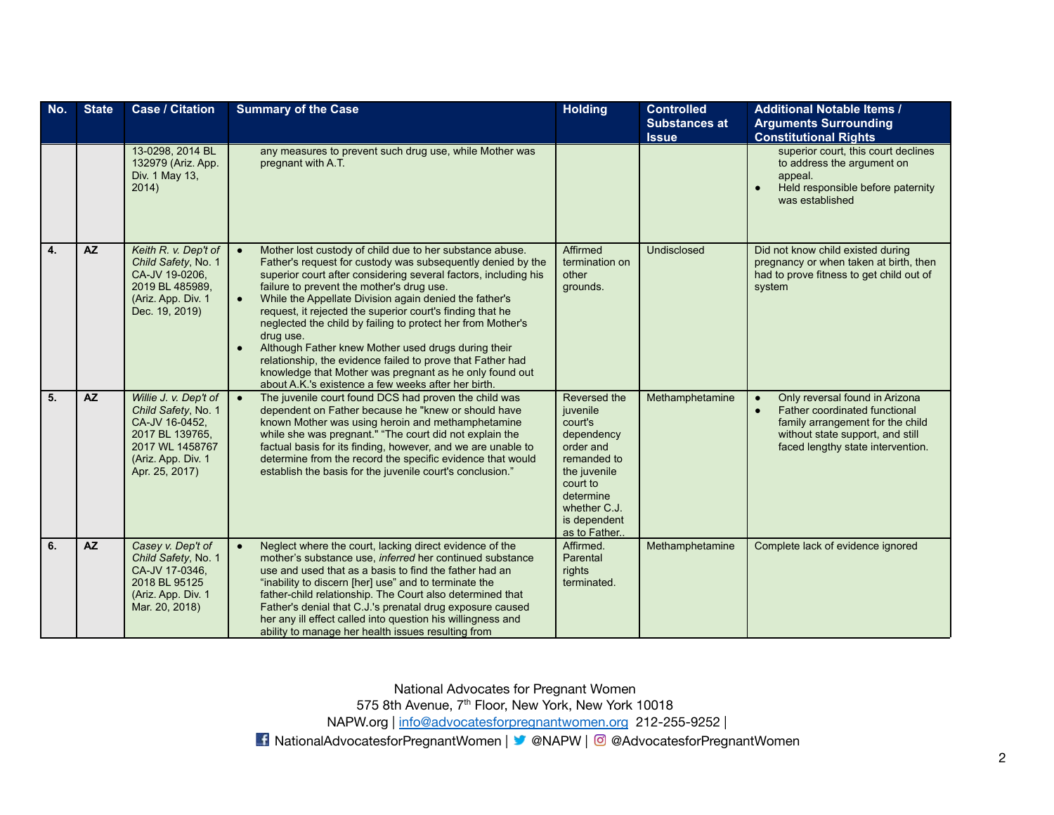| No. | State | Case / Citation | Summary of the Case | Holding | Controlled Substances at Issue | Additional Notable Items / Arguments Surrounding Constitutional Rights |
|---|---|---|---|---|---|---|
| | | 13-0298, 2014 BL 132979 (Ariz. App. Div. 1 May 13, 2014) | any measures to prevent such drug use, while Mother was pregnant with A.T. | | | superior court, this court declines to address the argument on appeal.<br>● Held responsible before paternity was established |
| 4. | AZ | *Keith R. v. Dep't of Child Safety*, No. 1 CA-JV 19-0206, 2019 BL 485989, (Ariz. App. Div. 1 Dec. 19, 2019) | ● Mother lost custody of child due to her substance abuse. Father's request for custody was subsequently denied by the superior court after considering several factors, including his failure to prevent the mother's drug use.<br>● While the Appellate Division again denied the father's request, it rejected the superior court's finding that he neglected the child by failing to protect her from Mother's drug use.<br>● Although Father knew Mother used drugs during their relationship, the evidence failed to prove that Father had knowledge that Mother was pregnant as he only found out about A.K.'s existence a few weeks after her birth. | Affirmed termination on other grounds. | Undisclosed | Did not know child existed during pregnancy or when taken at birth, then had to prove fitness to get child out of system |
| 5. | AZ | *Willie J. v. Dep't of Child Safety*, No. 1 CA-JV 16-0452, 2017 BL 139765, 2017 WL 1458767 (Ariz. App. Div. 1 Apr. 25, 2017) | ● The juvenile court found DCS had proven the child was dependent on Father because he "knew or should have known Mother was using heroin and methamphetamine while she was pregnant." "The court did not explain the factual basis for its finding, however, and we are unable to determine from the record the specific evidence that would establish the basis for the juvenile court's conclusion." | Reversed the juvenile court's dependency order and remanded to the juvenile court to determine whether C.J. is dependent as to Father.. | Methamphetamine | ● Only reversal found in Arizona<br>● Father coordinated functional family arrangement for the child without state support, and still faced lengthy state intervention. |
| 6. | AZ | *Casey v. Dep't of Child Safety*, No. 1 CA-JV 17-0346, 2018 BL 95125 (Ariz. App. Div. 1 Mar. 20, 2018) | ● Neglect where the court, lacking direct evidence of the mother's substance use, *inferred* her continued substance use and used that as a basis to find the father had an "inability to discern [her] use" and to terminate the father-child relationship. The Court also determined that Father's denial that C.J.'s prenatal drug exposure caused her any ill effect called into question his willingness and ability to manage her health issues resulting from | Affirmed. Parental rights terminated. | Methamphetamine | Complete lack of evidence ignored |

National Advocates for Pregnant Women
575 8th Avenue, 7th Floor, New York, New York 10018
NAPW.org | info@advocatesforpregnantwomen.org 212-255-9252 |
NationalAdvocatesforPregnantWomen | @NAPW | @AdvocatesforPregnantWomen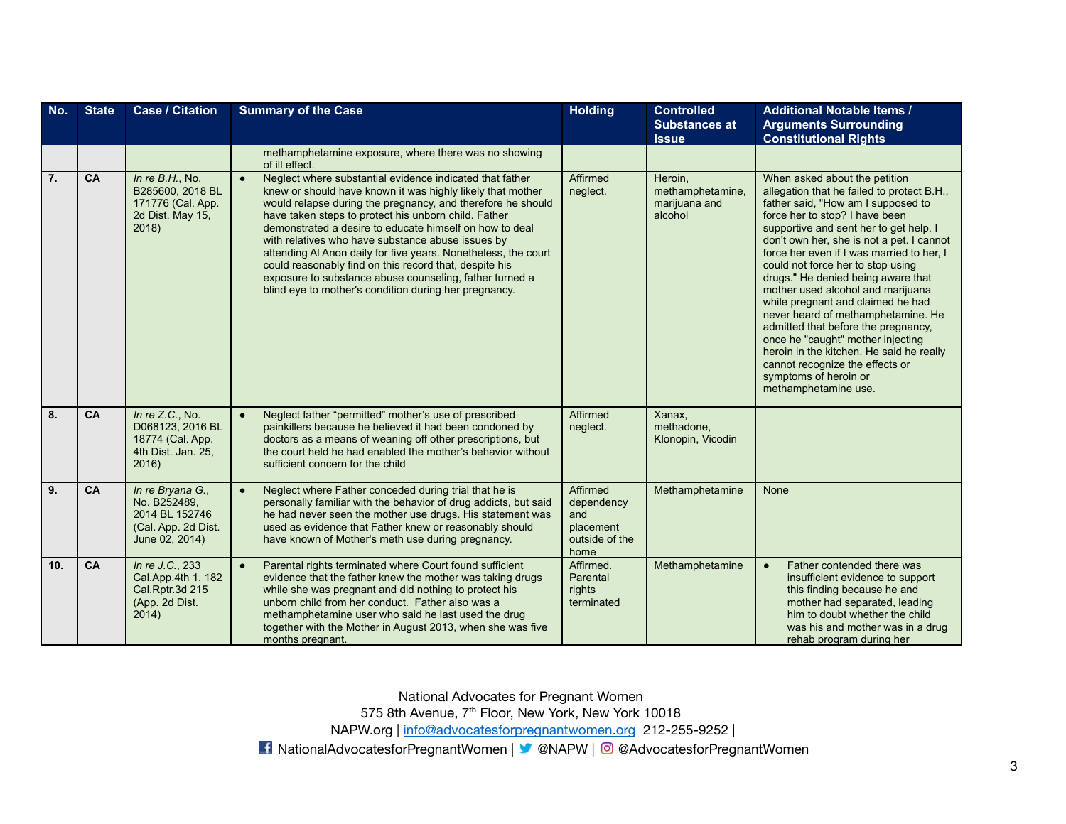| No. | State | Case / Citation | Summary of the Case | Holding | Controlled Substances at Issue | Additional Notable Items / Arguments Surrounding Constitutional Rights |
|---|---|---|---|---|---|---|
| | | | methamphetamine exposure, where there was no showing of ill effect. | | | |
| 7. | CA | *In re B.H.*, No. B285600, 2018 BL 171776 (Cal. App. 2d Dist. May 15, 2018) | • Neglect where substantial evidence indicated that father knew or should have known it was highly likely that mother would relapse during the pregnancy, and therefore he should have taken steps to protect his unborn child. Father demonstrated a desire to educate himself on how to deal with relatives who have substance abuse issues by attending Al Anon daily for five years. Nonetheless, the court could reasonably find on this record that, despite his exposure to substance abuse counseling, father turned a blind eye to mother's condition during her pregnancy. | Affirmed neglect. | Heroin, methamphetamine, marijuana and alcohol | When asked about the petition allegation that he failed to protect B.H., father said, "How am I supposed to force her to stop? I have been supportive and sent her to get help. I don't own her, she is not a pet. I cannot force her even if I was married to her, I could not force her to stop using drugs." He denied being aware that mother used alcohol and marijuana while pregnant and claimed he had never heard of methamphetamine. He admitted that before the pregnancy, once he "caught" mother injecting heroin in the kitchen. He said he really cannot recognize the effects or symptoms of heroin or methamphetamine use. |
| 8. | CA | *In re Z.C.*, No. D068123, 2016 BL 18774 (Cal. App. 4th Dist. Jan. 25, 2016) | • Neglect father "permitted" mother's use of prescribed painkillers because he believed it had been condoned by doctors as a means of weaning off other prescriptions, but the court held he had enabled the mother's behavior without sufficient concern for the child | Affirmed neglect. | Xanax, methadone, Klonopin, Vicodin | |
| 9. | CA | *In re Bryana G.*, No. B252489, 2014 BL 152746 (Cal. App. 2d Dist. June 02, 2014) | • Neglect where Father conceded during trial that he is personally familiar with the behavior of drug addicts, but said he had never seen the mother use drugs. His statement was used as evidence that Father knew or reasonably should have known of Mother's meth use during pregnancy. | Affirmed dependency and placement outside of the home | Methamphetamine | None |
| 10. | CA | *In re J.C.*, 233 Cal.App.4th 1, 182 Cal.Rptr.3d 215 (App. 2d Dist. 2014) | • Parental rights terminated where Court found sufficient evidence that the father knew the mother was taking drugs while she was pregnant and did nothing to protect his unborn child from her conduct. Father also was a methamphetamine user who said he last used the drug together with the Mother in August 2013, when she was five months pregnant. | Affirmed. Parental rights terminated | Methamphetamine | • Father contended there was insufficient evidence to support this finding because he and mother had separated, leading him to doubt whether the child was his and mother was in a drug rehab program during her |

National Advocates for Pregnant Women
575 8th Avenue, 7th Floor, New York, New York 10018
NAPW.org | info@advocatesforpregnantwomen.org 212-255-9252 |
NationalAdvocatesforPregnantWomen | @NAPW | @AdvocatesforPregnantWomen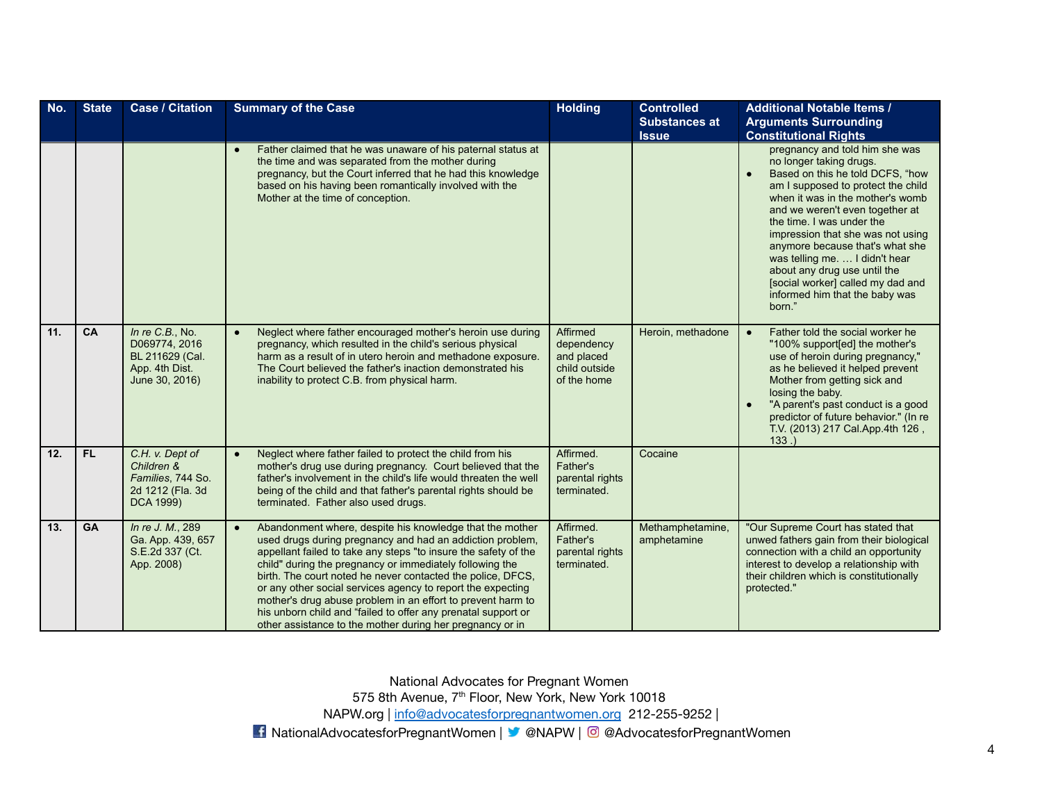| No. | State | Case / Citation | Summary of the Case | Holding | Controlled Substances at Issue | Additional Notable Items / Arguments Surrounding Constitutional Rights |
|---|---|---|---|---|---|---|
| | | | • Father claimed that he was unaware of his paternal status at the time and was separated from the mother during pregnancy, but the Court inferred that he had this knowledge based on his having been romantically involved with the Mother at the time of conception. | | | pregnancy and told him she was no longer taking drugs. • Based on this he told DCFS, "how am I supposed to protect the child when it was in the mother's womb and we weren't even together at the time. I was under the impression that she was not using anymore because that's what she was telling me. … I didn't hear about any drug use until the [social worker] called my dad and informed him that the baby was born." |
| 11. | CA | *In re C.B.*, No. D069774, 2016 BL 211629 (Cal. App. 4th Dist. June 30, 2016) | • Neglect where father encouraged mother's heroin use during pregnancy, which resulted in the child's serious physical harm as a result of in utero heroin and methadone exposure. The Court believed the father's inaction demonstrated his inability to protect C.B. from physical harm. | Affirmed dependency and placed child outside of the home | Heroin, methadone | • Father told the social worker he "100% support[ed] the mother's use of heroin during pregnancy," as he believed it helped prevent Mother from getting sick and losing the baby. • "A parent's past conduct is a good predictor of future behavior." (In re T.V. (2013) 217 Cal.App.4th 126 , 133 .) |
| 12. | FL | *C.H. v. Dept of Children & Families*, 744 So. 2d 1212 (Fla. 3d DCA 1999) | • Neglect where father failed to protect the child from his mother's drug use during pregnancy. Court believed that the father's involvement in the child's life would threaten the well being of the child and that father's parental rights should be terminated. Father also used drugs. | Affirmed. Father's parental rights terminated. | Cocaine | |
| 13. | GA | *In re J. M.*, 289 Ga. App. 439, 657 S.E.2d 337 (Ct. App. 2008) | • Abandonment where, despite his knowledge that the mother used drugs during pregnancy and had an addiction problem, appellant failed to take any steps "to insure the safety of the child" during the pregnancy or immediately following the birth. The court noted he never contacted the police, DFCS, or any other social services agency to report the expecting mother's drug abuse problem in an effort to prevent harm to his unborn child and "failed to offer any prenatal support or other assistance to the mother during her pregnancy or in | Affirmed. Father's parental rights terminated. | Methamphetamine, amphetamine | "Our Supreme Court has stated that unwed fathers gain from their biological connection with a child an opportunity interest to develop a relationship with their children which is constitutionally protected." |

National Advocates for Pregnant Women
575 8th Avenue, 7th Floor, New York, New York 10018
NAPW.org | info@advocatesforpregnantwomen.org 212-255-9252 |
NationalAdvocatesforPregnantWomen | @NAPW | @AdvocatesforPregnantWomen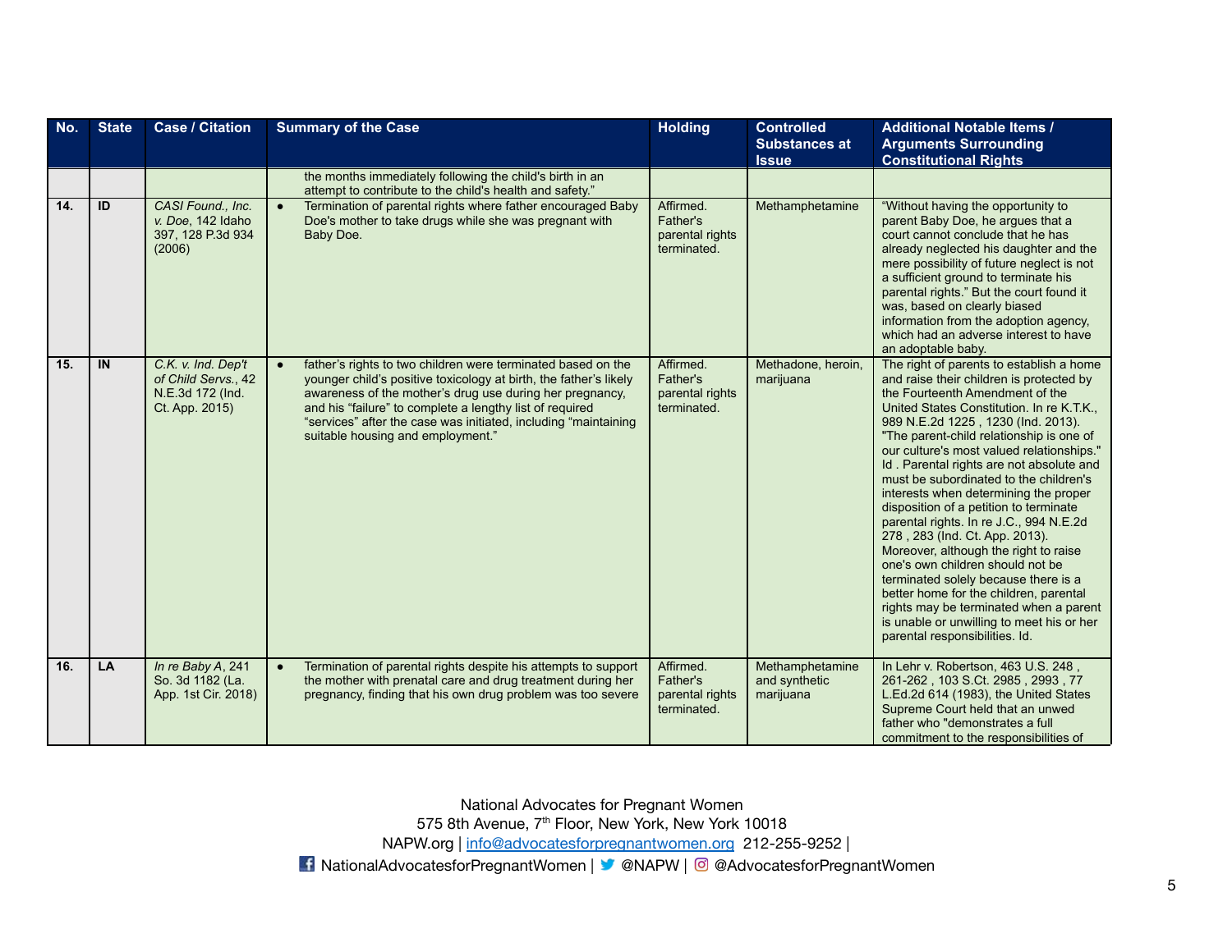| No. | State | Case / Citation | Summary of the Case | Holding | Controlled Substances at Issue | Additional Notable Items / Arguments Surrounding Constitutional Rights |
|---|---|---|---|---|---|---|
| | | | the months immediately following the child's birth in an attempt to contribute to the child's health and safety." | | | |
| 14. | ID | *CASI Found., Inc. v. Doe*, 142 Idaho 397, 128 P.3d 934 (2006) | • Termination of parental rights where father encouraged Baby Doe's mother to take drugs while she was pregnant with Baby Doe. | Affirmed. Father's parental rights terminated. | Methamphetamine | "Without having the opportunity to parent Baby Doe, he argues that a court cannot conclude that he has already neglected his daughter and the mere possibility of future neglect is not a sufficient ground to terminate his parental rights." But the court found it was, based on clearly biased information from the adoption agency, which had an adverse interest to have an adoptable baby. |
| 15. | IN | *C.K. v. Ind. Dep't of Child Servs.*, 42 N.E.3d 172 (Ind. Ct. App. 2015) | • father's rights to two children were terminated based on the younger child's positive toxicology at birth, the father's likely awareness of the mother's drug use during her pregnancy, and his "failure" to complete a lengthy list of required "services" after the case was initiated, including "maintaining suitable housing and employment." | Affirmed. Father's parental rights terminated. | Methadone, heroin, marijuana | The right of parents to establish a home and raise their children is protected by the Fourteenth Amendment of the United States Constitution. In re K.T.K., 989 N.E.2d 1225 , 1230 (Ind. 2013). "The parent-child relationship is one of our culture's most valued relationships." Id . Parental rights are not absolute and must be subordinated to the children's interests when determining the proper disposition of a petition to terminate parental rights. In re J.C., 994 N.E.2d 278 , 283 (Ind. Ct. App. 2013). Moreover, although the right to raise one's own children should not be terminated solely because there is a better home for the children, parental rights may be terminated when a parent is unable or unwilling to meet his or her parental responsibilities. Id. |
| 16. | LA | *In re Baby A*, 241 So. 3d 1182 (La. App. 1st Cir. 2018) | • Termination of parental rights despite his attempts to support the mother with prenatal care and drug treatment during her pregnancy, finding that his own drug problem was too severe | Affirmed. Father's parental rights terminated. | Methamphetamine and synthetic marijuana | In Lehr v. Robertson, 463 U.S. 248 , 261-262 , 103 S.Ct. 2985 , 2993 , 77 L.Ed.2d 614 (1983), the United States Supreme Court held that an unwed father who "demonstrates a full commitment to the responsibilities of |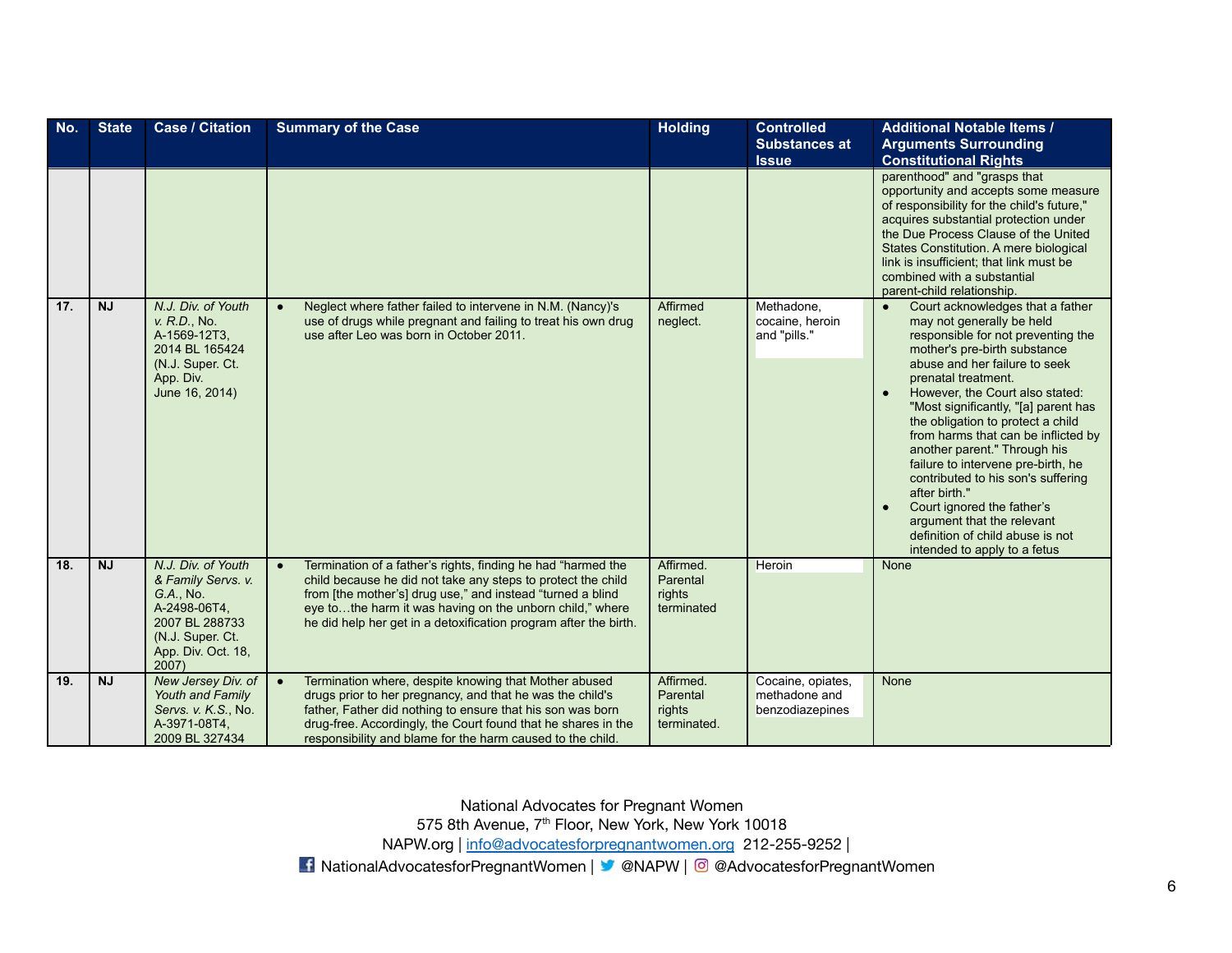| No. | State | Case / Citation | Summary of the Case | Holding | Controlled Substances at Issue | Additional Notable Items / Arguments Surrounding Constitutional Rights |
|---|---|---|---|---|---|---|
| | | | | | | parenthood" and "grasps that opportunity and accepts some measure of responsibility for the child's future," acquires substantial protection under the Due Process Clause of the United States Constitution. A mere biological link is insufficient; that link must be combined with a substantial parent-child relationship. |
| 17. | NJ | *N.J. Div. of Youth v. R.D.*, No. A-1569-12T3, 2014 BL 165424 (N.J. Super. Ct. App. Div. June 16, 2014) | • Neglect where father failed to intervene in N.M. (Nancy)'s use of drugs while pregnant and failing to treat his own drug use after Leo was born in October 2011. | Affirmed neglect. | Methadone, cocaine, heroin and "pills." | • Court acknowledges that a father may not generally be held responsible for not preventing the mother's pre-birth substance abuse and her failure to seek prenatal treatment.<br>• However, the Court also stated: "Most significantly, "[a] parent has the obligation to protect a child from harms that can be inflicted by another parent." Through his failure to intervene pre-birth, he contributed to his son's suffering after birth."<br>• Court ignored the father's argument that the relevant definition of child abuse is not intended to apply to a fetus |
| 18. | NJ | *N.J. Div. of Youth & Family Servs. v. G.A.*, No. A-2498-06T4, 2007 BL 288733 (N.J. Super. Ct. App. Div. Oct. 18, 2007) | • Termination of a father's rights, finding he had "harmed the child because he did not take any steps to protect the child from [the mother's] drug use," and instead "turned a blind eye to…the harm it was having on the unborn child," where he did help her get in a detoxification program after the birth. | Affirmed. Parental rights terminated | Heroin | None |
| 19. | NJ | *New Jersey Div. of Youth and Family Servs. v. K.S.*, No. A-3971-08T4, 2009 BL 327434 | • Termination where, despite knowing that Mother abused drugs prior to her pregnancy, and that he was the child's father, Father did nothing to ensure that his son was born drug-free. Accordingly, the Court found that he shares in the responsibility and blame for the harm caused to the child. | Affirmed. Parental rights terminated. | Cocaine, opiates, methadone and benzodiazepines | None |

National Advocates for Pregnant Women
575 8th Avenue, 7th Floor, New York, New York 10018
NAPW.org | info@advocatesforpregnantwomen.org 212-255-9252 |
NationalAdvocatesforPregnantWomen | @NAPW | @AdvocatesforPregnantWomen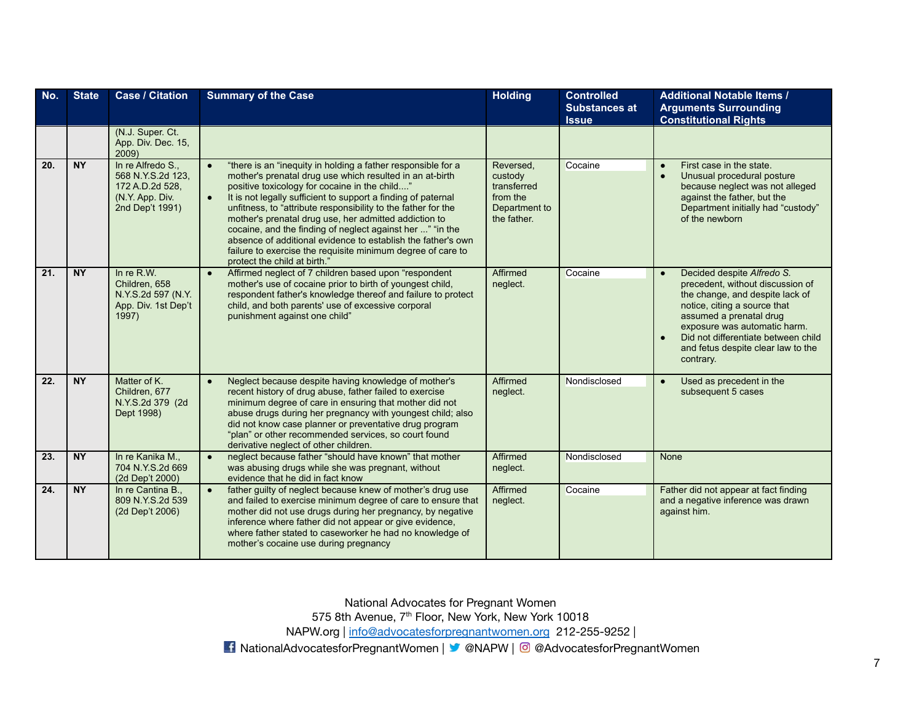| No. | State | Case / Citation | Summary of the Case | Holding | Controlled Substances at Issue | Additional Notable Items / Arguments Surrounding Constitutional Rights |
|---|---|---|---|---|---|---|
| | | (N.J. Super. Ct. App. Div. Dec. 15, 2009) | | | | |
| **20.** | **NY** | In re Alfredo S., 568 N.Y.S.2d 123, 172 A.D.2d 528, (N.Y. App. Div. 2nd Dep't 1991) | • "there is an "inequity in holding a father responsible for a mother's prenatal drug use which resulted in an at-birth positive toxicology for cocaine in the child...." <br> • It is not legally sufficient to support a finding of paternal unfitness, to "attribute responsibility to the father for the mother's prenatal drug use, her admitted addiction to cocaine, and the finding of neglect against her ..." "in the absence of additional evidence to establish the father's own failure to exercise the requisite minimum degree of care to protect the child at birth." | Reversed, custody transferred from the Department to the father. | Cocaine | • First case in the state. <br> • Unusual procedural posture because neglect was not alleged against the father, but the Department initially had "custody" of the newborn |
| **21.** | **NY** | In re R.W. Children, 658 N.Y.S.2d 597 (N.Y. App. Div. 1st Dep't 1997) | • Affirmed neglect of 7 children based upon "respondent mother's use of cocaine prior to birth of youngest child, respondent father's knowledge thereof and failure to protect child, and both parents' use of excessive corporal punishment against one child" | Affirmed neglect. | Cocaine | • Decided despite *Alfredo S.* precedent, without discussion of the change, and despite lack of notice, citing a source that assumed a prenatal drug exposure was automatic harm. <br> • Did not differentiate between child and fetus despite clear law to the contrary. |
| **22.** | **NY** | Matter of K. Children, 677 N.Y.S.2d 379 (2d Dept 1998) | • Neglect because despite having knowledge of mother's recent history of drug abuse, father failed to exercise minimum degree of care in ensuring that mother did not abuse drugs during her pregnancy with youngest child; also did not know case planner or preventative drug program "plan" or other recommended services, so court found derivative neglect of other children. | Affirmed neglect. | Nondisclosed | • Used as precedent in the subsequent 5 cases |
| **23.** | **NY** | In re Kanika M., 704 N.Y.S.2d 669 (2d Dep't 2000) | • neglect because father "should have known" that mother was abusing drugs while she was pregnant, without evidence that he did in fact know | Affirmed neglect. | Nondisclosed | None |
| **24.** | **NY** | In re Cantina B., 809 N.Y.S.2d 539 (2d Dep't 2006) | • father guilty of neglect because knew of mother's drug use and failed to exercise minimum degree of care to ensure that mother did not use drugs during her pregnancy, by negative inference where father did not appear or give evidence, where father stated to caseworker he had no knowledge of mother's cocaine use during pregnancy | Affirmed neglect. | Cocaine | Father did not appear at fact finding and a negative inference was drawn against him. |

National Advocates for Pregnant Women
575 8th Avenue, 7th Floor, New York, New York 10018
NAPW.org | info@advocatesforpregnantwomen.org 212-255-9252 |
NationalAdvocatesforPregnantWomen | @NAPW | @AdvocatesforPregnantWomen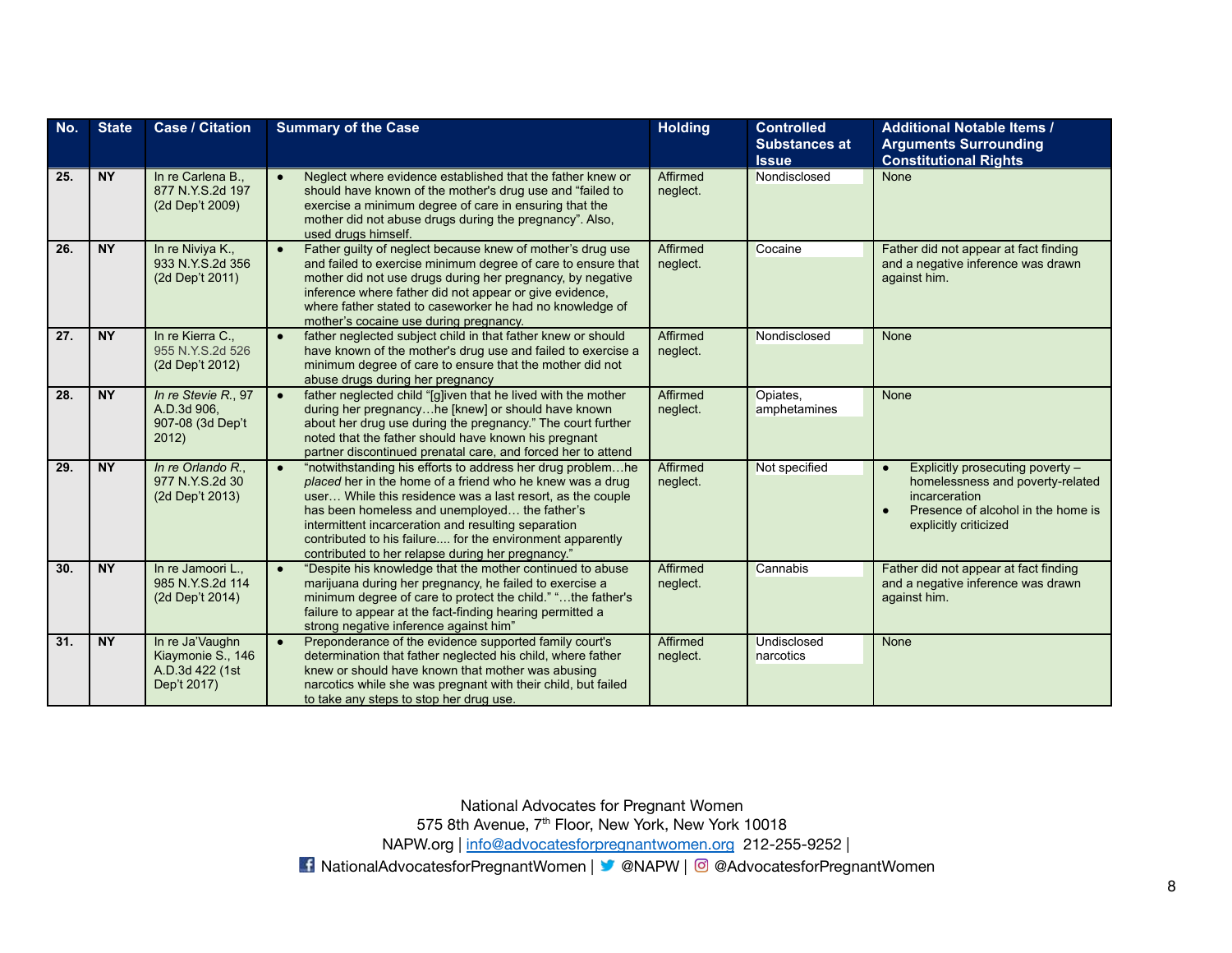| No. | State | Case / Citation | Summary of the Case | Holding | Controlled Substances at Issue | Additional Notable Items / Arguments Surrounding Constitutional Rights |
|---|---|---|---|---|---|---|
| 25. | NY | In re Carlena B., 877 N.Y.S.2d 197 (2d Dep't 2009) | • Neglect where evidence established that the father knew or should have known of the mother's drug use and "failed to exercise a minimum degree of care in ensuring that the mother did not abuse drugs during the pregnancy". Also, used drugs himself. | Affirmed neglect. | Nondisclosed | None |
| 26. | NY | In re Niviya K., 933 N.Y.S.2d 356 (2d Dep't 2011) | • Father guilty of neglect because knew of mother's drug use and failed to exercise minimum degree of care to ensure that mother did not use drugs during her pregnancy, by negative inference where father did not appear or give evidence, where father stated to caseworker he had no knowledge of mother's cocaine use during pregnancy. | Affirmed neglect. | Cocaine | Father did not appear at fact finding and a negative inference was drawn against him. |
| 27. | NY | In re Kierra C., 955 N.Y.S.2d 526 (2d Dep't 2012) | • father neglected subject child in that father knew or should have known of the mother's drug use and failed to exercise a minimum degree of care to ensure that the mother did not abuse drugs during her pregnancy | Affirmed neglect. | Nondisclosed | None |
| 28. | NY | *In re Stevie R.*, 97 A.D.3d 906, 907-08 (3d Dep't 2012) | • father neglected child "[g]iven that he lived with the mother during her pregnancy…he [knew] or should have known about her drug use during the pregnancy." The court further noted that the father should have known his pregnant partner discontinued prenatal care, and forced her to attend | Affirmed neglect. | Opiates, amphetamines | None |
| 29. | NY | *In re Orlando R.*, 977 N.Y.S.2d 30 (2d Dep't 2013) | • "notwithstanding his efforts to address her drug problem…he *placed* her in the home of a friend who he knew was a drug user… While this residence was a last resort, as the couple has been homeless and unemployed… the father's intermittent incarceration and resulting separation contributed to his failure.... for the environment apparently contributed to her relapse during her pregnancy." | Affirmed neglect. | Not specified | • Explicitly prosecuting poverty – homelessness and poverty-related incarceration<br>• Presence of alcohol in the home is explicitly criticized |
| 30. | NY | In re Jamoori L., 985 N.Y.S.2d 114 (2d Dep't 2014) | • "Despite his knowledge that the mother continued to abuse marijuana during her pregnancy, he failed to exercise a minimum degree of care to protect the child." "…the father's failure to appear at the fact-finding hearing permitted a strong negative inference against him" | Affirmed neglect. | Cannabis | Father did not appear at fact finding and a negative inference was drawn against him. |
| 31. | NY | In re Ja'Vaughn Kiaymonie S., 146 A.D.3d 422 (1st Dep't 2017) | • Preponderance of the evidence supported family court's determination that father neglected his child, where father knew or should have known that mother was abusing narcotics while she was pregnant with their child, but failed to take any steps to stop her drug use. | Affirmed neglect. | Undisclosed narcotics | None |

National Advocates for Pregnant Women
575 8th Avenue, 7th Floor, New York, New York 10018
NAPW.org | info@advocatesforpregnantwomen.org 212-255-9252 |
NationalAdvocatesforPregnantWomen | @NAPW | @AdvocatesforPregnantWomen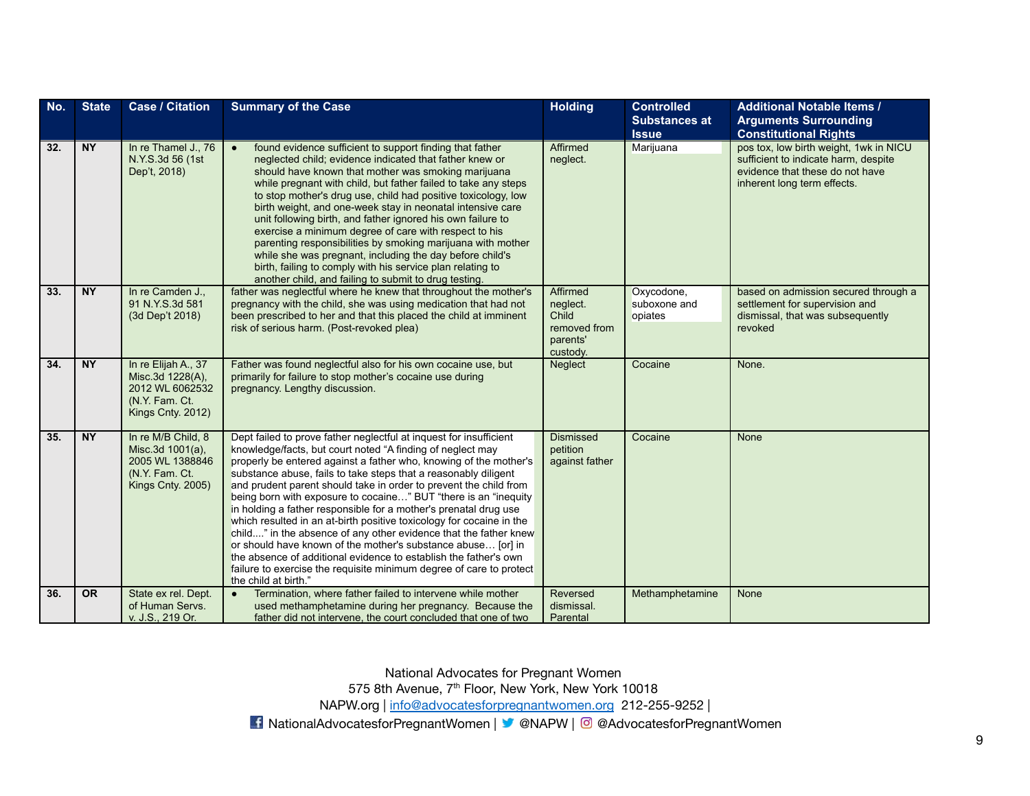| No. | State | Case / Citation | Summary of the Case | Holding | Controlled Substances at Issue | Additional Notable Items / Arguments Surrounding Constitutional Rights |
|---|---|---|---|---|---|---|
| 32. | NY | In re Thamel J., 76 N.Y.S.3d 56 (1st Dep't, 2018) | • found evidence sufficient to support finding that father neglected child; evidence indicated that father knew or should have known that mother was smoking marijuana while pregnant with child, but father failed to take any steps to stop mother's drug use, child had positive toxicology, low birth weight, and one-week stay in neonatal intensive care unit following birth, and father ignored his own failure to exercise a minimum degree of care with respect to his parenting responsibilities by smoking marijuana with mother while she was pregnant, including the day before child's birth, failing to comply with his service plan relating to another child, and failing to submit to drug testing. | Affirmed neglect. | Marijuana | pos tox, low birth weight, 1wk in NICU sufficient to indicate harm, despite evidence that these do not have inherent long term effects. |
| 33. | NY | In re Camden J., 91 N.Y.S.3d 581 (3d Dep't 2018) | father was neglectful where he knew that throughout the mother's pregnancy with the child, she was using medication that had not been prescribed to her and that this placed the child at imminent risk of serious harm. (Post-revoked plea) | Affirmed neglect. Child removed from parents' custody. | Oxycodone, suboxone and opiates | based on admission secured through a settlement for supervision and dismissal, that was subsequently revoked |
| 34. | NY | In re Elijah A., 37 Misc.3d 1228(A), 2012 WL 6062532 (N.Y. Fam. Ct. Kings Cnty. 2012) | Father was found neglectful also for his own cocaine use, but primarily for failure to stop mother's cocaine use during pregnancy. Lengthy discussion. | Neglect | Cocaine | None. |
| 35. | NY | In re M/B Child, 8 Misc.3d 1001(a), 2005 WL 1388846 (N.Y. Fam. Ct. Kings Cnty. 2005) | Dept failed to prove father neglectful at inquest for insufficient knowledge/facts, but court noted "A finding of neglect may properly be entered against a father who, knowing of the mother's substance abuse, fails to take steps that a reasonably diligent and prudent parent should take in order to prevent the child from being born with exposure to cocaine…" BUT "there is an "inequity in holding a father responsible for a mother's prenatal drug use which resulted in an at-birth positive toxicology for cocaine in the child...." in the absence of any other evidence that the father knew or should have known of the mother's substance abuse… [or] in the absence of additional evidence to establish the father's own failure to exercise the requisite minimum degree of care to protect the child at birth." | Dismissed petition against father | Cocaine | None |
| 36. | OR | State ex rel. Dept. of Human Servs. v. J.S., 219 Or. | • Termination, where father failed to intervene while mother used methamphetamine during her pregnancy. Because the father did not intervene, the court concluded that one of two | Reversed dismissal. Parental | Methamphetamine | None |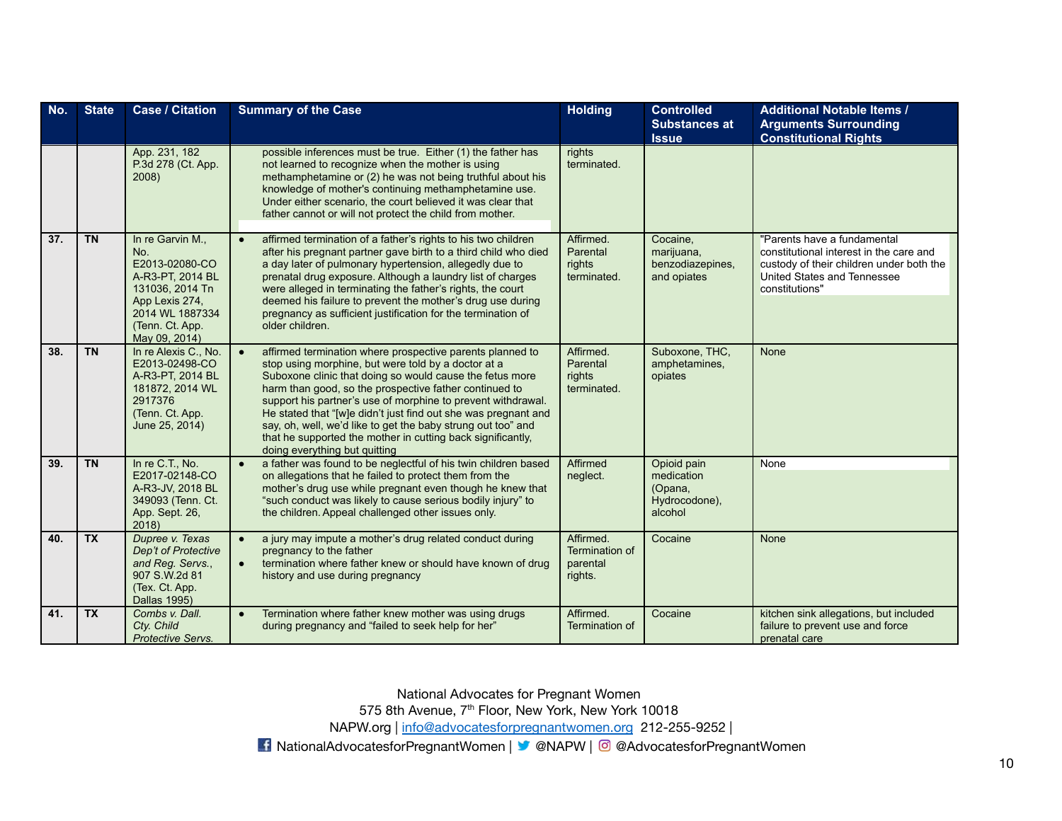| No. | State | Case / Citation | Summary of the Case | Holding | Controlled Substances at Issue | Additional Notable Items / Arguments Surrounding Constitutional Rights |
|---|---|---|---|---|---|---|
| | | App. 231, 182 P.3d 278 (Ct. App. 2008) | possible inferences must be true. Either (1) the father has not learned to recognize when the mother is using methamphetamine or (2) he was not being truthful about his knowledge of mother's continuing methamphetamine use. Under either scenario, the court believed it was clear that father cannot or will not protect the child from mother. | rights terminated. | | |
| 37. | TN | In re Garvin M., No. E2013-02080-COA-R3-PT, 2014 BL 131036, 2014 Tn App Lexis 274, 2014 WL 1887334 (Tenn. Ct. App. May 09, 2014) | • affirmed termination of a father's rights to his two children after his pregnant partner gave birth to a third child who died a day later of pulmonary hypertension, allegedly due to prenatal drug exposure. Although a laundry list of charges were alleged in terminating the father's rights, the court deemed his failure to prevent the mother's drug use during pregnancy as sufficient justification for the termination of older children. | Affirmed. Parental rights terminated. | Cocaine, marijuana, benzodiazepines, and opiates | "Parents have a fundamental constitutional interest in the care and custody of their children under both the United States and Tennessee constitutions" |
| 38. | TN | In re Alexis C., No. E2013-02498-COA-R3-PT, 2014 BL 181872, 2014 WL 2917376 (Tenn. Ct. App. June 25, 2014) | • affirmed termination where prospective parents planned to stop using morphine, but were told by a doctor at a Suboxone clinic that doing so would cause the fetus more harm than good, so the prospective father continued to support his partner's use of morphine to prevent withdrawal. He stated that "[w]e didn't just find out she was pregnant and say, oh, well, we'd like to get the baby strung out too" and that he supported the mother in cutting back significantly, doing everything but quitting | Affirmed. Parental rights terminated. | Suboxone, THC, amphetamines, opiates | None |
| 39. | TN | In re C.T., No. E2017-02148-COA-R3-JV, 2018 BL 349093 (Tenn. Ct. App. Sept. 26, 2018) | • a father was found to be neglectful of his twin children based on allegations that he failed to protect them from the mother's drug use while pregnant even though he knew that "such conduct was likely to cause serious bodily injury" to the children. Appeal challenged other issues only. | Affirmed neglect. | Opioid pain medication (Opana, Hydrocodone), alcohol | None |
| 40. | TX | *Dupree v. Texas Dep't of Protective and Reg. Servs.*, 907 S.W.2d 81 (Tex. Ct. App. Dallas 1995) | • a jury may impute a mother's drug related conduct during pregnancy to the father<br>• termination where father knew or should have known of drug history and use during pregnancy | Affirmed. Termination of parental rights. | Cocaine | None |
| 41. | TX | *Combs v. Dall. Cty. Child Protective Servs.* | • Termination where father knew mother was using drugs during pregnancy and "failed to seek help for her" | Affirmed. Termination of | Cocaine | kitchen sink allegations, but included failure to prevent use and force prenatal care |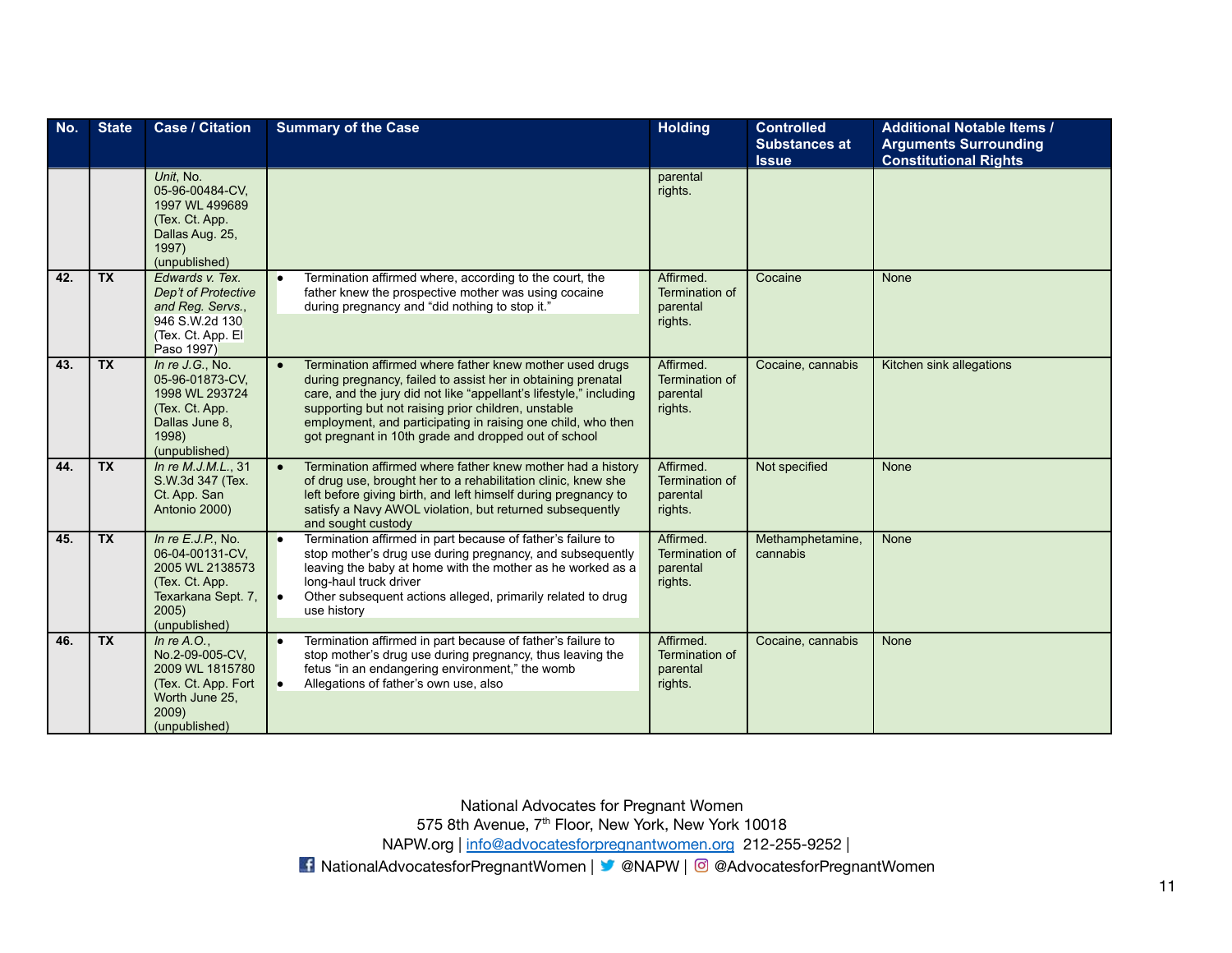| No. | State | Case / Citation | Summary of the Case | Holding | Controlled Substances at Issue | Additional Notable Items / Arguments Surrounding Constitutional Rights |
|---|---|---|---|---|---|---|
| | | *Unit*, No. 05-96-00484-CV, 1997 WL 499689 (Tex. Ct. App. Dallas Aug. 25, 1997) (unpublished) | | parental rights. | | |
| 42. | TX | *Edwards v. Tex. Dep't of Protective and Reg. Servs.*, 946 S.W.2d 130 (Tex. Ct. App. El Paso 1997) | • Termination affirmed where, according to the court, the father knew the prospective mother was using cocaine during pregnancy and "did nothing to stop it." | Affirmed. Termination of parental rights. | Cocaine | None |
| 43. | TX | *In re J.G.*, No. 05-96-01873-CV, 1998 WL 293724 (Tex. Ct. App. Dallas June 8, 1998) (unpublished) | • Termination affirmed where father knew mother used drugs during pregnancy, failed to assist her in obtaining prenatal care, and the jury did not like "appellant's lifestyle," including supporting but not raising prior children, unstable employment, and participating in raising one child, who then got pregnant in 10th grade and dropped out of school | Affirmed. Termination of parental rights. | Cocaine, cannabis | Kitchen sink allegations |
| 44. | TX | *In re M.J.M.L.*, 31 S.W.3d 347 (Tex. Ct. App. San Antonio 2000) | • Termination affirmed where father knew mother had a history of drug use, brought her to a rehabilitation clinic, knew she left before giving birth, and left himself during pregnancy to satisfy a Navy AWOL violation, but returned subsequently and sought custody | Affirmed. Termination of parental rights. | Not specified | None |
| 45. | TX | *In re E.J.P.*, No. 06-04-00131-CV, 2005 WL 2138573 (Tex. Ct. App. Texarkana Sept. 7, 2005) (unpublished) | • Termination affirmed in part because of father's failure to stop mother's drug use during pregnancy, and subsequently leaving the baby at home with the mother as he worked as a long-haul truck driver<br>• Other subsequent actions alleged, primarily related to drug use history | Affirmed. Termination of parental rights. | Methamphetamine, cannabis | None |
| 46. | TX | *In re A.O.*, No.2-09-005-CV, 2009 WL 1815780 (Tex. Ct. App. Fort Worth June 25, 2009) (unpublished) | • Termination affirmed in part because of father's failure to stop mother's drug use during pregnancy, thus leaving the fetus "in an endangering environment," the womb<br>• Allegations of father's own use, also | Affirmed. Termination of parental rights. | Cocaine, cannabis | None |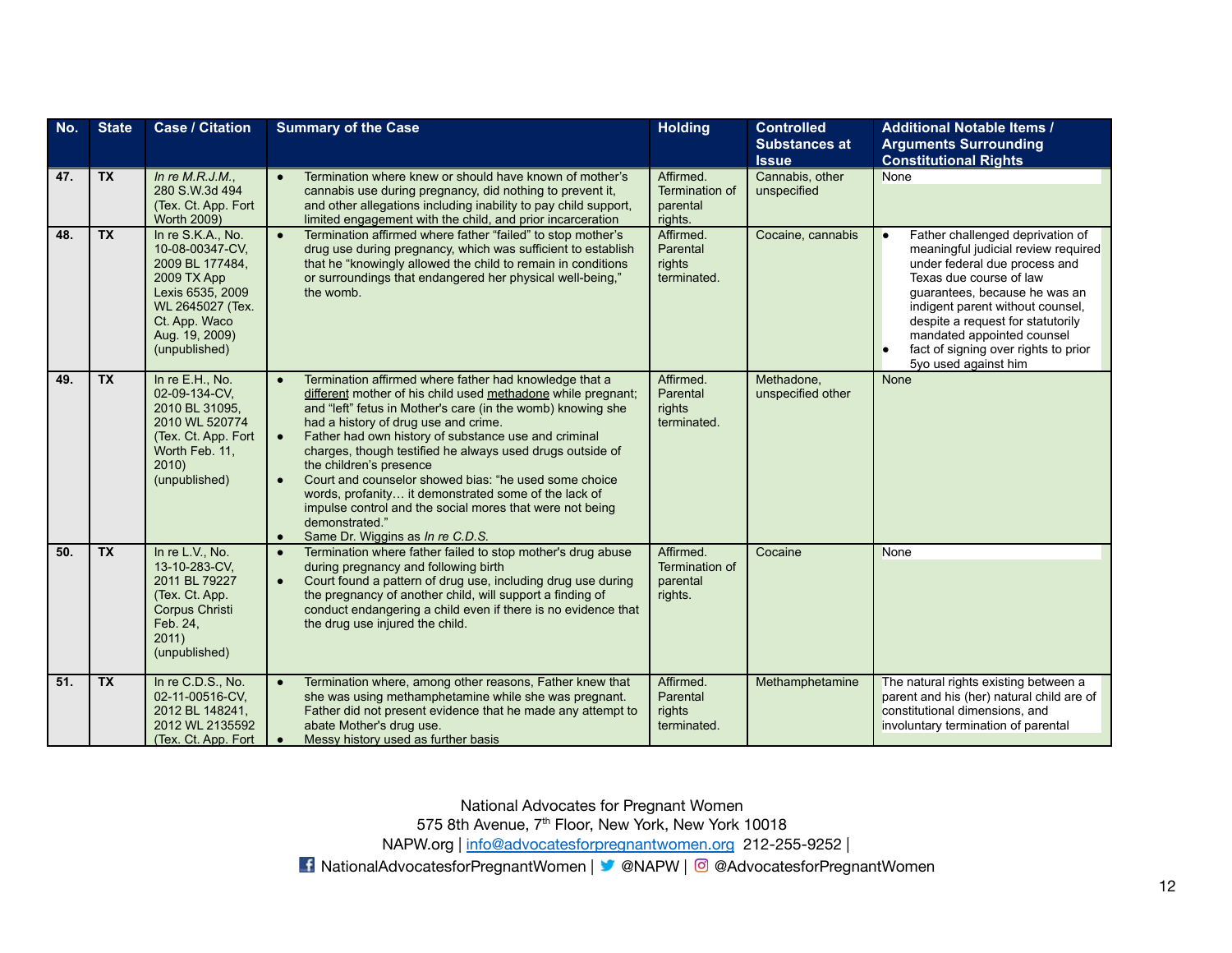| No. | State | Case / Citation | Summary of the Case | Holding | Controlled Substances at Issue | Additional Notable Items / Arguments Surrounding Constitutional Rights |
|---|---|---|---|---|---|---|
| 47. | TX | *In re M.R.J.M.*, 280 S.W.3d 494 (Tex. Ct. App. Fort Worth 2009) | • Termination where knew or should have known of mother's cannabis use during pregnancy, did nothing to prevent it, and other allegations including inability to pay child support, limited engagement with the child, and prior incarceration | Affirmed. Termination of parental rights. | Cannabis, other unspecified | None |
| 48. | TX | In re S.K.A., No. 10-08-00347-CV, 2009 BL 177484, 2009 TX App Lexis 6535, 2009 WL 2645027 (Tex. Ct. App. Waco Aug. 19, 2009) (unpublished) | • Termination affirmed where father "failed" to stop mother's drug use during pregnancy, which was sufficient to establish that he "knowingly allowed the child to remain in conditions or surroundings that endangered her physical well-being," the womb. | Affirmed. Parental rights terminated. | Cocaine, cannabis | • Father challenged deprivation of meaningful judicial review required under federal due process and Texas due course of law guarantees, because he was an indigent parent without counsel, despite a request for statutorily mandated appointed counsel<br>• fact of signing over rights to prior 5yo used against him |
| 49. | TX | In re E.H., No. 02-09-134-CV, 2010 BL 31095, 2010 WL 520774 (Tex. Ct. App. Fort Worth Feb. 11, 2010) (unpublished) | • Termination affirmed where father had knowledge that a different mother of his child used methadone while pregnant; and "left" fetus in Mother's care (in the womb) knowing she had a history of drug use and crime.<br>• Father had own history of substance use and criminal charges, though testified he always used drugs outside of the children's presence<br>• Court and counselor showed bias: "he used some choice words, profanity… it demonstrated some of the lack of impulse control and the social mores that were not being demonstrated."<br>• Same Dr. Wiggins as *In re C.D.S.* | Affirmed. Parental rights terminated. | Methadone, unspecified other | None |
| 50. | TX | In re L.V., No. 13-10-283-CV, 2011 BL 79227 (Tex. Ct. App. Corpus Christi Feb. 24, 2011) (unpublished) | • Termination where father failed to stop mother's drug abuse during pregnancy and following birth<br>• Court found a pattern of drug use, including drug use during the pregnancy of another child, will support a finding of conduct endangering a child even if there is no evidence that the drug use injured the child. | Affirmed. Termination of parental rights. | Cocaine | None |
| 51. | TX | In re C.D.S., No. 02-11-00516-CV, 2012 BL 148241, 2012 WL 2135592 (Tex. Ct. App. Fort | • Termination where, among other reasons, Father knew that she was using methamphetamine while she was pregnant. Father did not present evidence that he made any attempt to abate Mother's drug use.<br>• Messy history used as further basis | Affirmed. Parental rights terminated. | Methamphetamine | The natural rights existing between a parent and his (her) natural child are of constitutional dimensions, and involuntary termination of parental |

National Advocates for Pregnant Women
575 8th Avenue, 7th Floor, New York, New York 10018
NAPW.org | info@advocatesforpregnantwomen.org 212-255-9252 |
NationalAdvocatesforPregnantWomen | @NAPW | @AdvocatesforPregnantWomen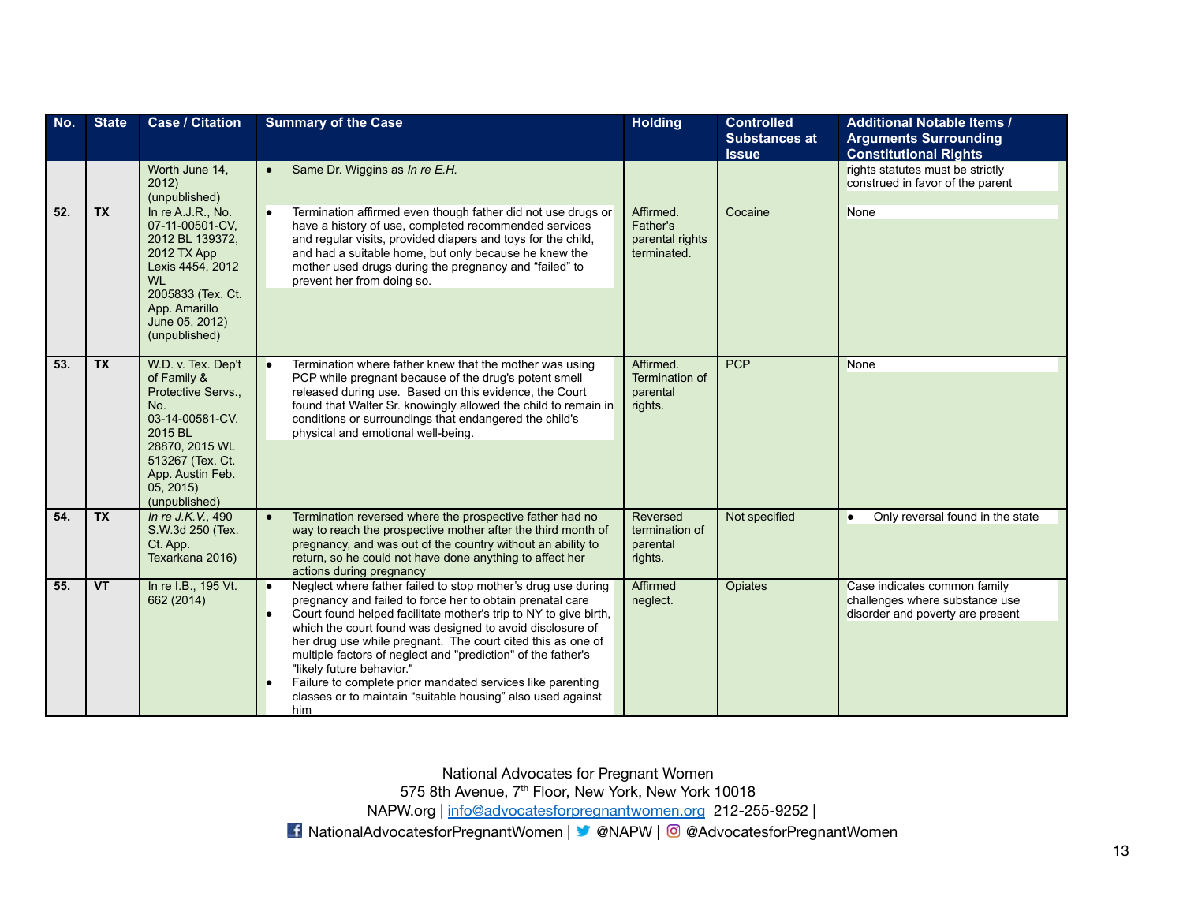| No. | State | Case / Citation | Summary of the Case | Holding | Controlled Substances at Issue | Additional Notable Items / Arguments Surrounding Constitutional Rights |
|---|---|---|---|---|---|---|
| | | Worth June 14, 2012) (unpublished) | • Same Dr. Wiggins as *In re E.H.* | | | rights statutes must be strictly construed in favor of the parent |
| **52.** | **TX** | In re A.J.R., No. 07-11-00501-CV, 2012 BL 139372, 2012 TX App Lexis 4454, 2012 WL 2005833 (Tex. Ct. App. Amarillo June 05, 2012) (unpublished) | • Termination affirmed even though father did not use drugs or have a history of use, completed recommended services and regular visits, provided diapers and toys for the child, and had a suitable home, but only because he knew the mother used drugs during the pregnancy and "failed" to prevent her from doing so. | Affirmed. Father's parental rights terminated. | Cocaine | None |
| **53.** | **TX** | W.D. v. Tex. Dep't of Family & Protective Servs., No. 03-14-00581-CV, 2015 BL 28870, 2015 WL 513267 (Tex. Ct. App. Austin Feb. 05, 2015) (unpublished) | • Termination where father knew that the mother was using PCP while pregnant because of the drug's potent smell released during use. Based on this evidence, the Court found that Walter Sr. knowingly allowed the child to remain in conditions or surroundings that endangered the child's physical and emotional well-being. | Affirmed. Termination of parental rights. | PCP | None |
| **54.** | **TX** | *In re J.K.V.*, 490 S.W.3d 250 (Tex. Ct. App. Texarkana 2016) | • Termination reversed where the prospective father had no way to reach the prospective mother after the third month of pregnancy, and was out of the country without an ability to return, so he could not have done anything to affect her actions during pregnancy | Reversed termination of parental rights. | Not specified | • Only reversal found in the state |
| **55.** | **VT** | In re I.B., 195 Vt. 662 (2014) | • Neglect where father failed to stop mother's drug use during pregnancy and failed to force her to obtain prenatal care<br>• Court found helped facilitate mother's trip to NY to give birth, which the court found was designed to avoid disclosure of her drug use while pregnant. The court cited this as one of multiple factors of neglect and "prediction" of the father's "likely future behavior."<br>• Failure to complete prior mandated services like parenting classes or to maintain "suitable housing" also used against him | Affirmed neglect. | Opiates | Case indicates common family challenges where substance use disorder and poverty are present |

National Advocates for Pregnant Women
575 8th Avenue, 7th Floor, New York, New York 10018
NAPW.org | info@advocatesforpregnantwomen.org 212-255-9252 |
NationalAdvocatesforPregnantWomen | @NAPW | @AdvocatesforPregnantWomen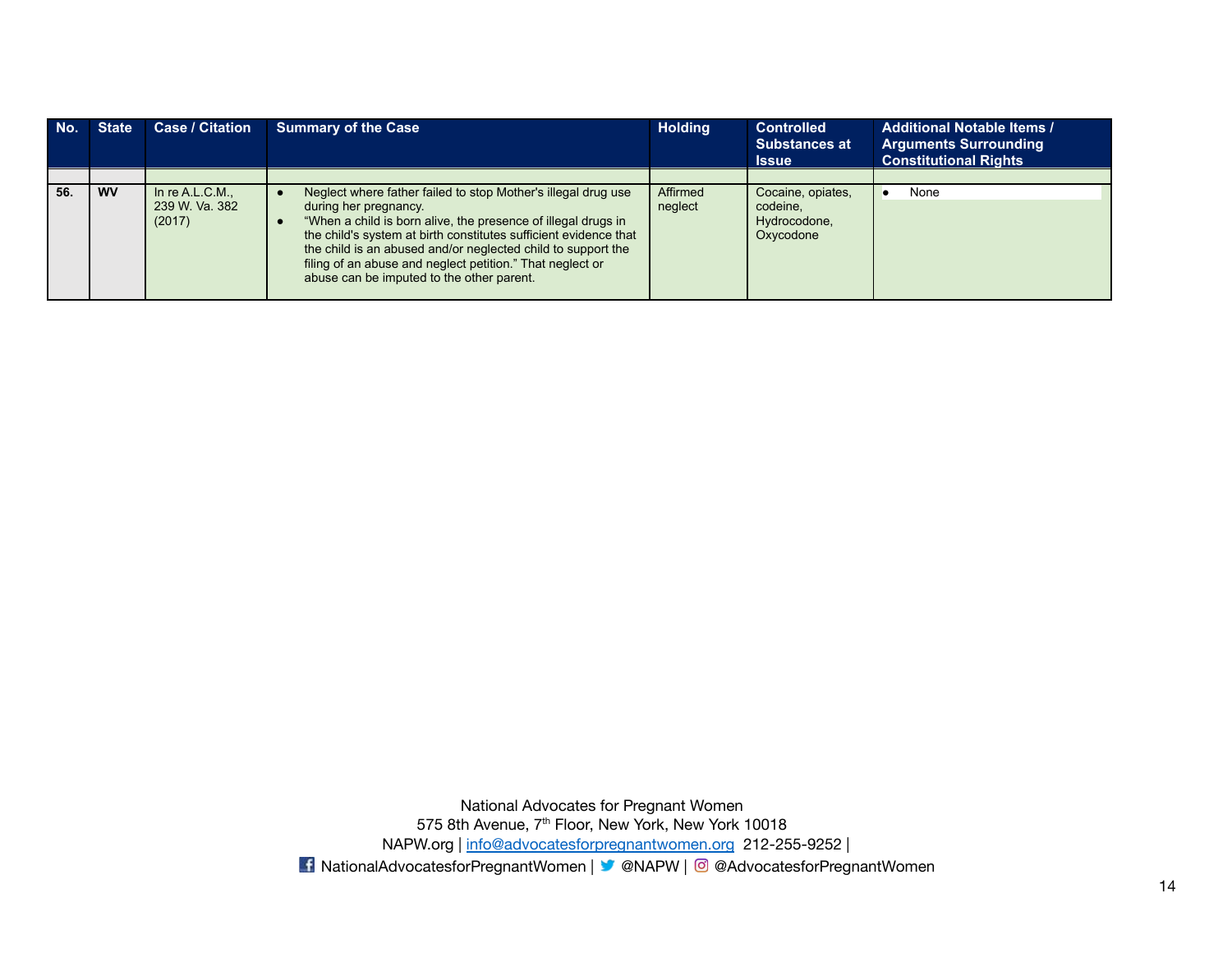| No. | State | Case / Citation | Summary of the Case | Holding | Controlled Substances at Issue | Additional Notable Items / Arguments Surrounding Constitutional Rights |
|---|---|---|---|---|---|---|
| | | | | | | |
| **56.** | **WV** | In re A.L.C.M., 239 W. Va. 382 (2017) | • Neglect where father failed to stop Mother's illegal drug use during her pregnancy.<br>• "When a child is born alive, the presence of illegal drugs in the child's system at birth constitutes sufficient evidence that the child is an abused and/or neglected child to support the filing of an abuse and neglect petition." That neglect or abuse can be imputed to the other parent. | Affirmed neglect | Cocaine, opiates, codeine, Hydrocodone, Oxycodone | • None |

National Advocates for Pregnant Women
575 8th Avenue, 7th Floor, New York, New York 10018
NAPW.org | info@advocatesforpregnantwomen.org 212-255-9252 |
NationalAdvocatesforPregnantWomen | @NAPW | @AdvocatesforPregnantWomen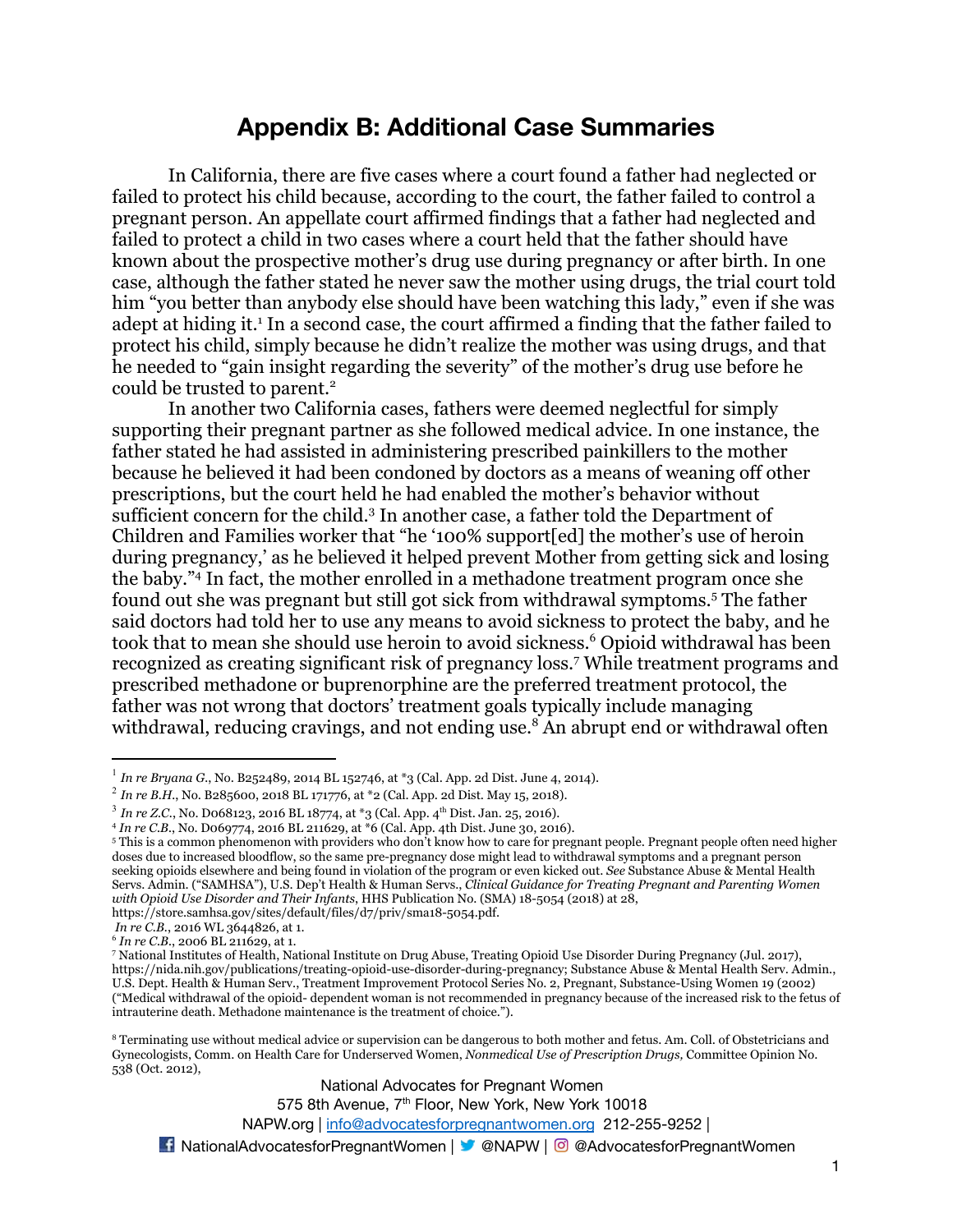# Appendix B: Additional Case Summaries

In California, there are five cases where a court found a father had neglected or failed to protect his child because, according to the court, the father failed to control a pregnant person. An appellate court affirmed findings that a father had neglected and failed to protect a child in two cases where a court held that the father should have known about the prospective mother's drug use during pregnancy or after birth. In one case, although the father stated he never saw the mother using drugs, the trial court told him "you better than anybody else should have been watching this lady," even if she was adept at hiding it.[1] In a second case, the court affirmed a finding that the father failed to protect his child, simply because he didn't realize the mother was using drugs, and that he needed to "gain insight regarding the severity" of the mother's drug use before he could be trusted to parent.[2]

In another two California cases, fathers were deemed neglectful for simply supporting their pregnant partner as she followed medical advice. In one instance, the father stated he had assisted in administering prescribed painkillers to the mother because he believed it had been condoned by doctors as a means of weaning off other prescriptions, but the court held he had enabled the mother's behavior without sufficient concern for the child.[3] In another case, a father told the Department of Children and Families worker that "he '100% support[ed] the mother's use of heroin during pregnancy,' as he believed it helped prevent Mother from getting sick and losing the baby."[4] In fact, the mother enrolled in a methadone treatment program once she found out she was pregnant but still got sick from withdrawal symptoms.[5] The father said doctors had told her to use any means to avoid sickness to protect the baby, and he took that to mean she should use heroin to avoid sickness.[6] Opioid withdrawal has been recognized as creating significant risk of pregnancy loss.[7] While treatment programs and prescribed methadone or buprenorphine are the preferred treatment protocol, the father was not wrong that doctors' treatment goals typically include managing withdrawal, reducing cravings, and not ending use.[8] An abrupt end or withdrawal often

---

[1] *In re Bryana G.*, No. B252489, 2014 BL 152746, at *3 (Cal. App. 2d Dist. June 4, 2014).

[2] *In re B.H.*, No. B285600, 2018 BL 171776, at *2 (Cal. App. 2d Dist. May 15, 2018).

[3] *In re Z.C.*, No. D068123, 2016 BL 18774, at *3 (Cal. App. 4th Dist. Jan. 25, 2016).

[4] *In re C.B.*, No. D069774, 2016 BL 211629, at *6 (Cal. App. 4th Dist. June 30, 2016).

[5] This is a common phenomenon with providers who don't know how to care for pregnant people. Pregnant people often need higher doses due to increased bloodflow, so the same pre-pregnancy dose might lead to withdrawal symptoms and a pregnant person seeking opioids elsewhere and being found in violation of the program or even kicked out. *See* Substance Abuse & Mental Health Servs. Admin. ("SAMHSA"), U.S. Dep't Health & Human Servs., *Clinical Guidance for Treating Pregnant and Parenting Women with Opioid Use Disorder and Their Infants*, HHS Publication No. (SMA) 18-5054 (2018) at 28, https://store.samhsa.gov/sites/default/files/d7/priv/sma18-5054.pdf.
*In re C.B.*, 2016 WL 3644826, at 1.

[6] *In re C.B.*, 2006 BL 211629, at 1.

[7] National Institutes of Health, National Institute on Drug Abuse, Treating Opioid Use Disorder During Pregnancy (Jul. 2017), https://nida.nih.gov/publications/treating-opioid-use-disorder-during-pregnancy; Substance Abuse & Mental Health Serv. Admin., U.S. Dept. Health & Human Serv., Treatment Improvement Protocol Series No. 2, Pregnant, Substance-Using Women 19 (2002) ("Medical withdrawal of the opioid- dependent woman is not recommended in pregnancy because of the increased risk to the fetus of intrauterine death. Methadone maintenance is the treatment of choice.").

[8] Terminating use without medical advice or supervision can be dangerous to both mother and fetus. Am. Coll. of Obstetricians and Gynecologists, Comm. on Health Care for Underserved Women, *Nonmedical Use of Prescription Drugs,* Committee Opinion No. 538 (Oct. 2012),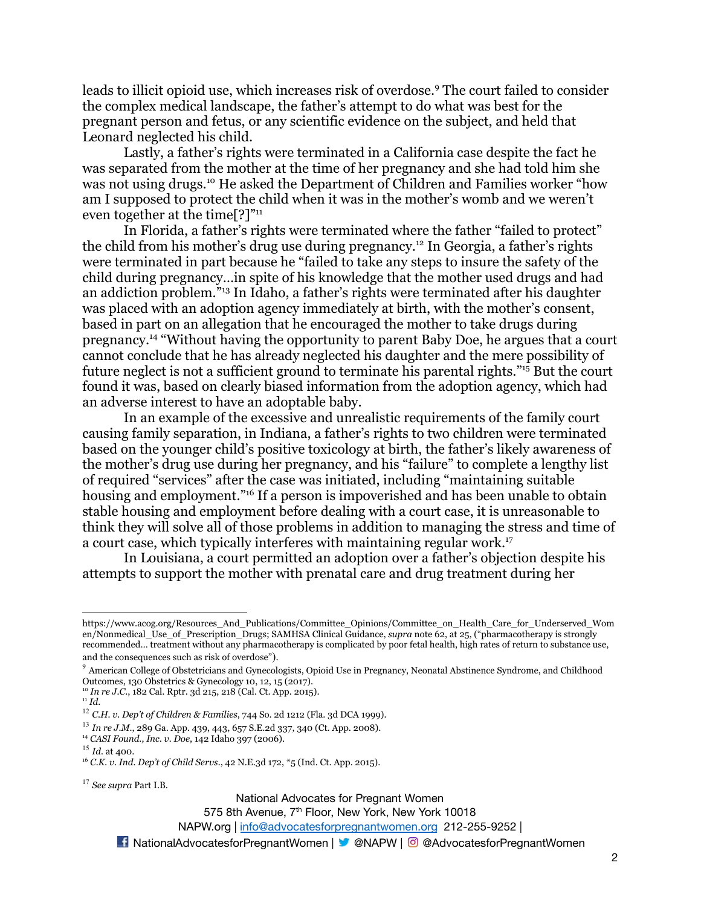leads to illicit opioid use, which increases risk of overdose.[9] The court failed to consider the complex medical landscape, the father's attempt to do what was best for the pregnant person and fetus, or any scientific evidence on the subject, and held that Leonard neglected his child.

Lastly, a father's rights were terminated in a California case despite the fact he was separated from the mother at the time of her pregnancy and she had told him she was not using drugs.[10] He asked the Department of Children and Families worker "how am I supposed to protect the child when it was in the mother's womb and we weren't even together at the time[?]"[11]

In Florida, a father's rights were terminated where the father "failed to protect" the child from his mother's drug use during pregnancy.[12] In Georgia, a father's rights were terminated in part because he "failed to take any steps to insure the safety of the child during pregnancy…in spite of his knowledge that the mother used drugs and had an addiction problem."[13] In Idaho, a father's rights were terminated after his daughter was placed with an adoption agency immediately at birth, with the mother's consent, based in part on an allegation that he encouraged the mother to take drugs during pregnancy.[14] "Without having the opportunity to parent Baby Doe, he argues that a court cannot conclude that he has already neglected his daughter and the mere possibility of future neglect is not a sufficient ground to terminate his parental rights."[15] But the court found it was, based on clearly biased information from the adoption agency, which had an adverse interest to have an adoptable baby.

In an example of the excessive and unrealistic requirements of the family court causing family separation, in Indiana, a father's rights to two children were terminated based on the younger child's positive toxicology at birth, the father's likely awareness of the mother's drug use during her pregnancy, and his "failure" to complete a lengthy list of required "services" after the case was initiated, including "maintaining suitable housing and employment."[16] If a person is impoverished and has been unable to obtain stable housing and employment before dealing with a court case, it is unreasonable to think they will solve all of those problems in addition to managing the stress and time of a court case, which typically interferes with maintaining regular work.[17]

In Louisiana, a court permitted an adoption over a father's objection despite his attempts to support the mother with prenatal care and drug treatment during her

---

https://www.acog.org/Resources_And_Publications/Committee_Opinions/Committee_on_Health_Care_for_Underserved_Women/Nonmedical_Use_of_Prescription_Drugs; SAMHSA Clinical Guidance, *supra* note 62, at 25, ("pharmacotherapy is strongly recommended… treatment without any pharmacotherapy is complicated by poor fetal health, high rates of return to substance use, and the consequences such as risk of overdose").

[9] American College of Obstetricians and Gynecologists, Opioid Use in Pregnancy, Neonatal Abstinence Syndrome, and Childhood Outcomes, 130 Obstetrics & Gynecology 10, 12, 15 (2017).

[10] *In re J.C.*, 182 Cal. Rptr. 3d 215, 218 (Cal. Ct. App. 2015).

[11] *Id.*

[12] *C.H. v. Dep't of Children & Families*, 744 So. 2d 1212 (Fla. 3d DCA 1999).

[13] *In re J.M.*, 289 Ga. App. 439, 443, 657 S.E.2d 337, 340 (Ct. App. 2008).

[14] *CASI Found., Inc. v. Doe*, 142 Idaho 397 (2006).

[15] *Id.* at 400.

[16] *C.K. v. Ind. Dep't of Child Servs.*, 42 N.E.3d 172, *5 (Ind. Ct. App. 2015).

[17] *See supra* Part I.B.

National Advocates for Pregnant Women
575 8th Avenue, 7th Floor, New York, New York 10018
NAPW.org | info@advocatesforpregnantwomen.org 212-255-9252 |
NationalAdvocatesforPregnantWomen | @NAPW | @AdvocatesforPregnantWomen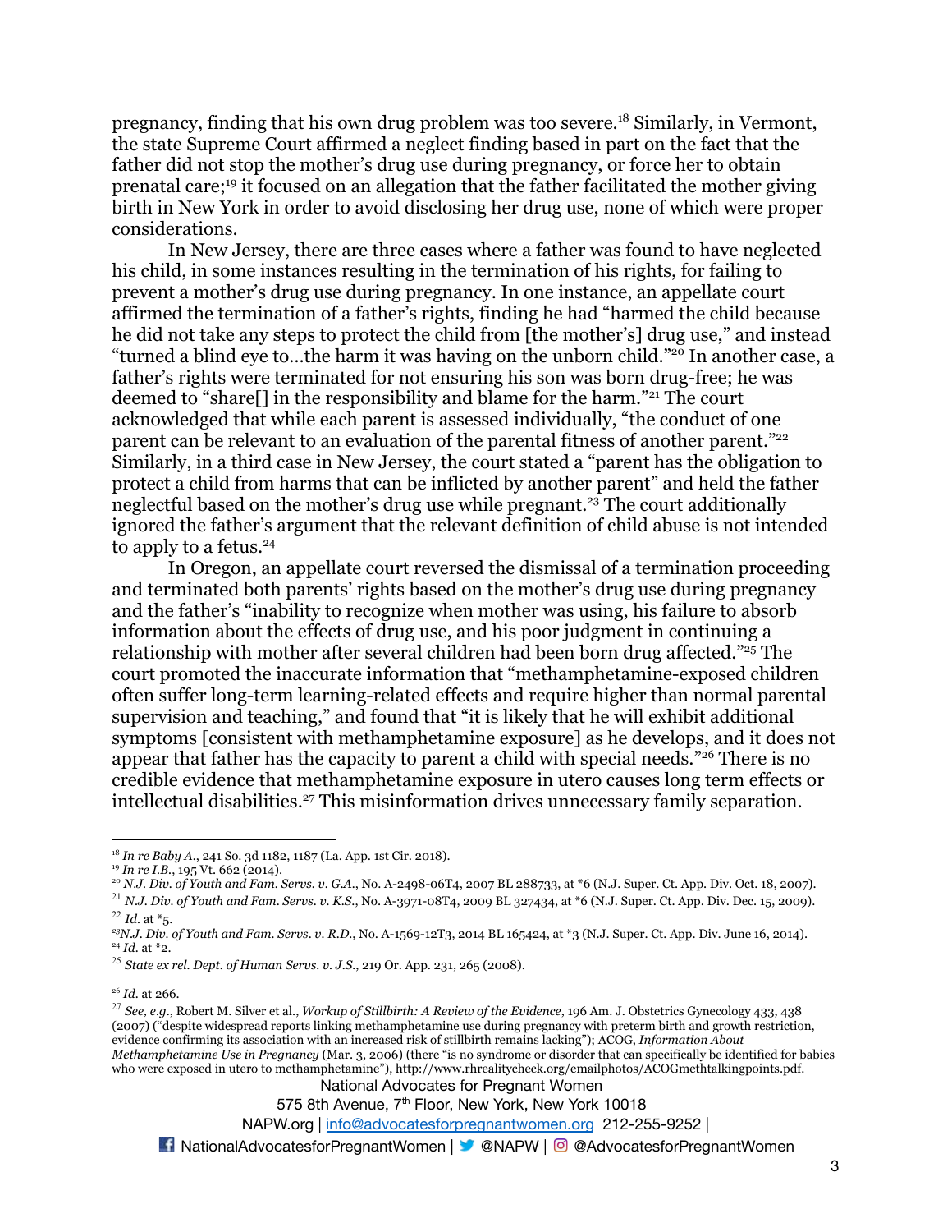pregnancy, finding that his own drug problem was too severe.[18] Similarly, in Vermont, the state Supreme Court affirmed a neglect finding based in part on the fact that the father did not stop the mother's drug use during pregnancy, or force her to obtain prenatal care;[19] it focused on an allegation that the father facilitated the mother giving birth in New York in order to avoid disclosing her drug use, none of which were proper considerations.

In New Jersey, there are three cases where a father was found to have neglected his child, in some instances resulting in the termination of his rights, for failing to prevent a mother's drug use during pregnancy. In one instance, an appellate court affirmed the termination of a father's rights, finding he had "harmed the child because he did not take any steps to protect the child from [the mother's] drug use," and instead "turned a blind eye to…the harm it was having on the unborn child."[20] In another case, a father's rights were terminated for not ensuring his son was born drug-free; he was deemed to "share[] in the responsibility and blame for the harm."[21] The court acknowledged that while each parent is assessed individually, "the conduct of one parent can be relevant to an evaluation of the parental fitness of another parent."[22] Similarly, in a third case in New Jersey, the court stated a "parent has the obligation to protect a child from harms that can be inflicted by another parent" and held the father neglectful based on the mother's drug use while pregnant.[23] The court additionally ignored the father's argument that the relevant definition of child abuse is not intended to apply to a fetus.[24]

In Oregon, an appellate court reversed the dismissal of a termination proceeding and terminated both parents' rights based on the mother's drug use during pregnancy and the father's "inability to recognize when mother was using, his failure to absorb information about the effects of drug use, and his poor judgment in continuing a relationship with mother after several children had been born drug affected."[25] The court promoted the inaccurate information that "methamphetamine-exposed children often suffer long-term learning-related effects and require higher than normal parental supervision and teaching," and found that "it is likely that he will exhibit additional symptoms [consistent with methamphetamine exposure] as he develops, and it does not appear that father has the capacity to parent a child with special needs."[26] There is no credible evidence that methamphetamine exposure in utero causes long term effects or intellectual disabilities.[27] This misinformation drives unnecessary family separation.

---

[18] *In re Baby A.*, 241 So. 3d 1182, 1187 (La. App. 1st Cir. 2018).

[19] *In re I.B.*, 195 Vt. 662 (2014).

[20] *N.J. Div. of Youth and Fam. Servs. v. G.A.*, No. A-2498-06T4, 2007 BL 288733, at *6 (N.J. Super. Ct. App. Div. Oct. 18, 2007).

[21] *N.J. Div. of Youth and Fam. Servs. v. K.S.*, No. A-3971-08T4, 2009 BL 327434, at *6 (N.J. Super. Ct. App. Div. Dec. 15, 2009).

[22] *Id.* at *5.

[23] *N.J. Div. of Youth and Fam. Servs. v. R.D.*, No. A-1569-12T3, 2014 BL 165424, at *3 (N.J. Super. Ct. App. Div. June 16, 2014).

[24] *Id.* at *2.

[25] *State ex rel. Dept. of Human Servs. v. J.S.*, 219 Or. App. 231, 265 (2008).

[26] *Id.* at 266.

[27] *See, e.g.*, Robert M. Silver et al., *Workup of Stillbirth: A Review of the Evidence*, 196 Am. J. Obstetrics Gynecology 433, 438 (2007) ("despite widespread reports linking methamphetamine use during pregnancy with preterm birth and growth restriction, evidence confirming its association with an increased risk of stillbirth remains lacking"); ACOG, *Information About Methamphetamine Use in Pregnancy* (Mar. 3, 2006) (there "is no syndrome or disorder that can specifically be identified for babies who were exposed in utero to methamphetamine"), http://www.rhrealitycheck.org/emailphotos/ACOGmethtalkingpoints.pdf.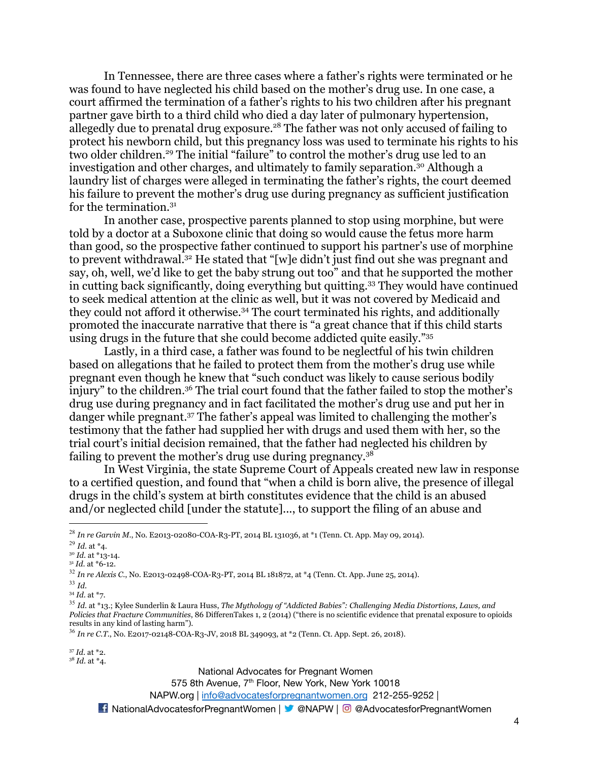In Tennessee, there are three cases where a father's rights were terminated or he was found to have neglected his child based on the mother's drug use. In one case, a court affirmed the termination of a father's rights to his two children after his pregnant partner gave birth to a third child who died a day later of pulmonary hypertension, allegedly due to prenatal drug exposure.[28] The father was not only accused of failing to protect his newborn child, but this pregnancy loss was used to terminate his rights to his two older children.[29] The initial "failure" to control the mother's drug use led to an investigation and other charges, and ultimately to family separation.[30] Although a laundry list of charges were alleged in terminating the father's rights, the court deemed his failure to prevent the mother's drug use during pregnancy as sufficient justification for the termination.[31]

In another case, prospective parents planned to stop using morphine, but were told by a doctor at a Suboxone clinic that doing so would cause the fetus more harm than good, so the prospective father continued to support his partner's use of morphine to prevent withdrawal.[32] He stated that "[w]e didn't just find out she was pregnant and say, oh, well, we'd like to get the baby strung out too" and that he supported the mother in cutting back significantly, doing everything but quitting.[33] They would have continued to seek medical attention at the clinic as well, but it was not covered by Medicaid and they could not afford it otherwise.[34] The court terminated his rights, and additionally promoted the inaccurate narrative that there is "a great chance that if this child starts using drugs in the future that she could become addicted quite easily."[35]

Lastly, in a third case, a father was found to be neglectful of his twin children based on allegations that he failed to protect them from the mother's drug use while pregnant even though he knew that "such conduct was likely to cause serious bodily injury" to the children.[36] The trial court found that the father failed to stop the mother's drug use during pregnancy and in fact facilitated the mother's drug use and put her in danger while pregnant.[37] The father's appeal was limited to challenging the mother's testimony that the father had supplied her with drugs and used them with her, so the trial court's initial decision remained, that the father had neglected his children by failing to prevent the mother's drug use during pregnancy.[38]

In West Virginia, the state Supreme Court of Appeals created new law in response to a certified question, and found that "when a child is born alive, the presence of illegal drugs in the child's system at birth constitutes evidence that the child is an abused and/or neglected child [under the statute]..., to support the filing of an abuse and

---

[28] *In re Garvin M.*, No. E2013-02080-COA-R3-PT, 2014 BL 131036, at *1 (Tenn. Ct. App. May 09, 2014).

[29] *Id.* at *4.

[30] *Id.* at *13-14.

[31] *Id.* at *6-12.

[32] *In re Alexis C.*, No. E2013-02498-COA-R3-PT, 2014 BL 181872, at *4 (Tenn. Ct. App. June 25, 2014).

[33] *Id.*

[34] *Id.* at *7.

[35] *Id.* at *13.; Kylee Sunderlin & Laura Huss, *The Mythology of "Addicted Babies": Challenging Media Distortions, Laws, and Policies that Fracture Communities*, 86 DifferenTakes 1, 2 (2014) ("there is no scientific evidence that prenatal exposure to opioids results in any kind of lasting harm").

[36] *In re C.T.*, No. E2017-02148-COA-R3-JV, 2018 BL 349093, at *2 (Tenn. Ct. App. Sept. 26, 2018).

[37] *Id.* at *2.

[38] *Id.* at *4.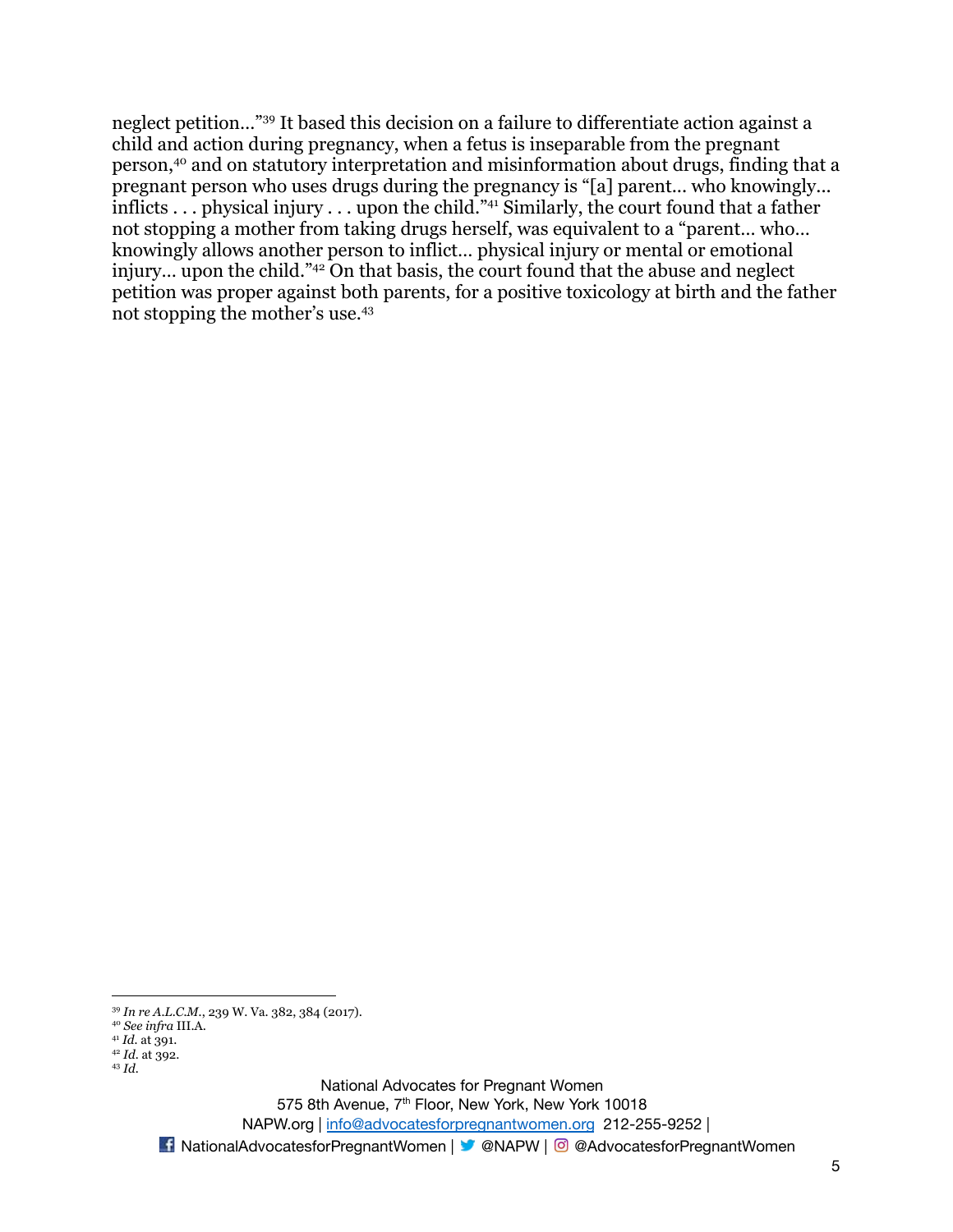neglect petition…”[39] It based this decision on a failure to differentiate action against a child and action during pregnancy, when a fetus is inseparable from the pregnant person,[40] and on statutory interpretation and misinformation about drugs, finding that a pregnant person who uses drugs during the pregnancy is “[a] parent… who knowingly… inflicts . . . physical injury . . . upon the child.”[41] Similarly, the court found that a father not stopping a mother from taking drugs herself, was equivalent to a “parent… who… knowingly allows another person to inflict… physical injury or mental or emotional injury… upon the child.”[42] On that basis, the court found that the abuse and neglect petition was proper against both parents, for a positive toxicology at birth and the father not stopping the mother’s use.[43]

---

[39] *In re A.L.C.M.*, 239 W. Va. 382, 384 (2017).
[40] *See infra* III.A.
[41] *Id.* at 391.
[42] *Id.* at 392.
[43] *Id.*

National Advocates for Pregnant Women
575 8th Avenue, 7th Floor, New York, New York 10018
NAPW.org | info@advocatesforpregnantwomen.org 212-255-9252 |
NationalAdvocatesforPregnantWomen | @NAPW | @AdvocatesforPregnantWomen